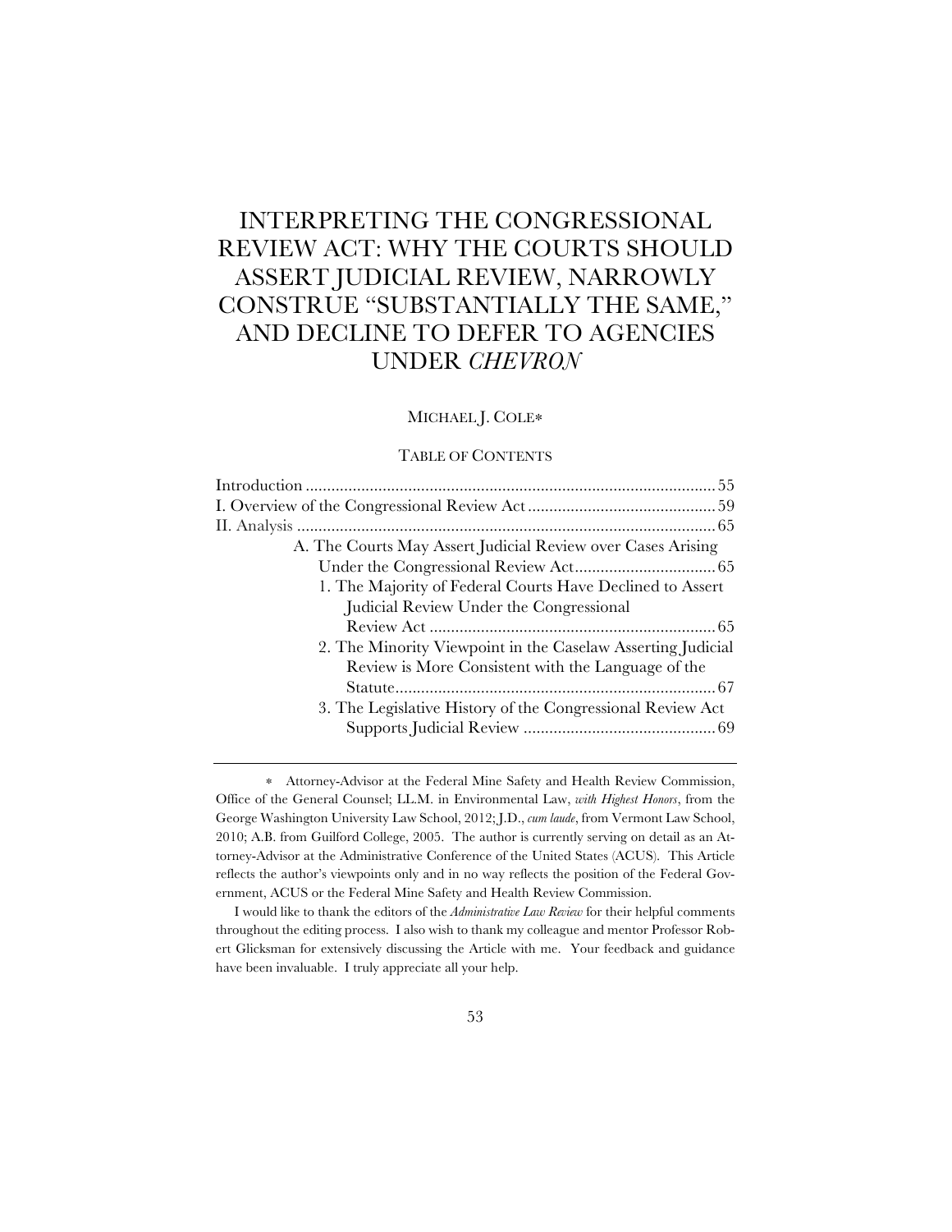# INTERPRETING THE CONGRESSIONAL REVIEW ACT: WHY THE COURTS SHOULD ASSERT JUDICIAL REVIEW, NARROWLY CONSTRUE "SUBSTANTIALLY THE SAME," AND DECLINE TO DEFER TO AGENCIES UNDER *CHEVRON*

MICHAEL J. COLE*

TABLE OF CONTENTS

Introduction ........................................................................................... 55
I. Overview of the Congressional Review Act ........................................... 59
II. Analysis ............................................................................................... 65
    A. The Courts May Assert Judicial Review over Cases Arising Under the Congressional Review Act ................................ 65
        1. The Majority of Federal Courts Have Declined to Assert Judicial Review Under the Congressional Review Act ................................................................... 65
        2. The Minority Viewpoint in the Caselaw Asserting Judicial Review is More Consistent with the Language of the Statute .......................................................................... 67
        3. The Legislative History of the Congressional Review Act Supports Judicial Review ............................................. 69

---

\* Attorney-Advisor at the Federal Mine Safety and Health Review Commission, Office of the General Counsel; LL.M. in Environmental Law, *with Highest Honors*, from the George Washington University Law School, 2012; J.D., *cum laude*, from Vermont Law School, 2010; A.B. from Guilford College, 2005. The author is currently serving on detail as an Attorney-Advisor at the Administrative Conference of the United States (ACUS). This Article reflects the author's viewpoints only and in no way reflects the position of the Federal Government, ACUS or the Federal Mine Safety and Health Review Commission.

I would like to thank the editors of the *Administrative Law Review* for their helpful comments throughout the editing process. I also wish to thank my colleague and mentor Professor Robert Glicksman for extensively discussing the Article with me. Your feedback and guidance have been invaluable. I truly appreciate all your help.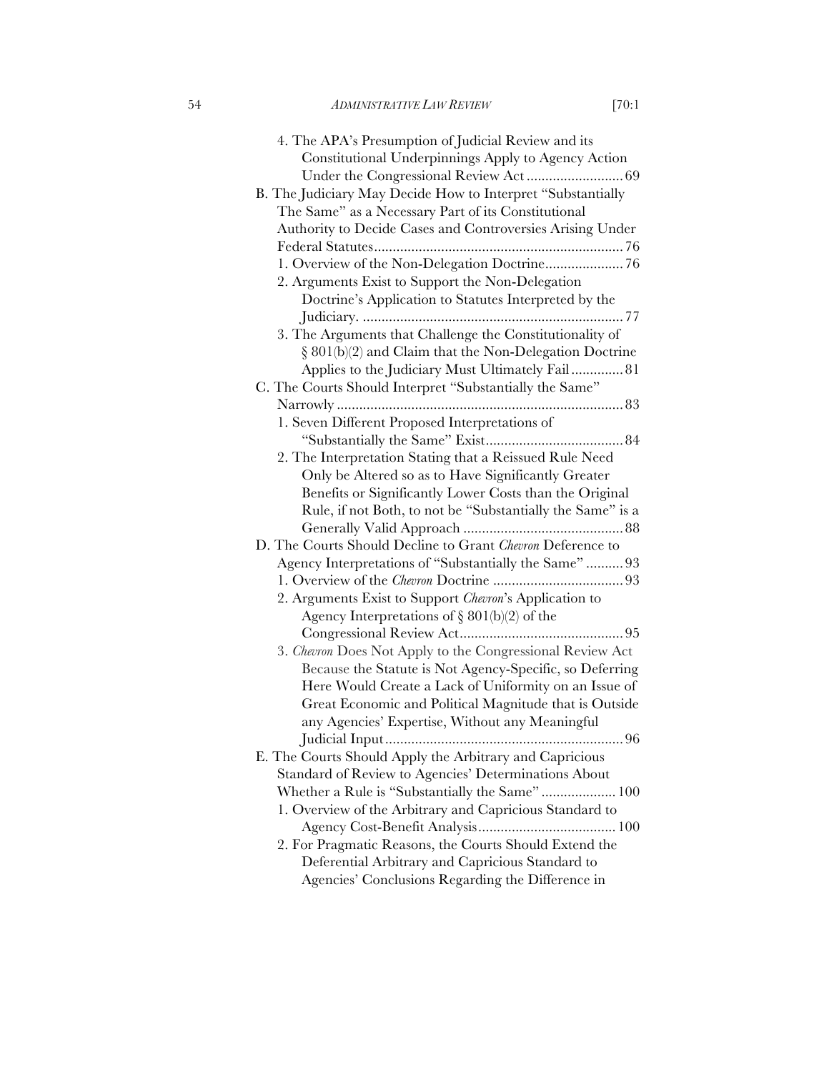4. The APA's Presumption of Judicial Review and its Constitutional Underpinnings Apply to Agency Action Under the Congressional Review Act .......................... 69

B. The Judiciary May Decide How to Interpret "Substantially The Same" as a Necessary Part of its Constitutional Authority to Decide Cases and Controversies Arising Under Federal Statutes.................................................................. 76

1. Overview of the Non-Delegation Doctrine..................... 76

2. Arguments Exist to Support the Non-Delegation Doctrine's Application to Statutes Interpreted by the Judiciary. ...................................................................... 77

3. The Arguments that Challenge the Constitutionality of § 801(b)(2) and Claim that the Non-Delegation Doctrine Applies to the Judiciary Must Ultimately Fail .............. 81

C. The Courts Should Interpret "Substantially the Same" Narrowly ............................................................................. 83

1. Seven Different Proposed Interpretations of "Substantially the Same" Exist..................................... 84

2. The Interpretation Stating that a Reissued Rule Need Only be Altered so as to Have Significantly Greater Benefits or Significantly Lower Costs than the Original Rule, if not Both, to not be "Substantially the Same" is a Generally Valid Approach ........................................... 88

D. The Courts Should Decline to Grant *Chevron* Deference to Agency Interpretations of "Substantially the Same" .......... 93

1. Overview of the *Chevron* Doctrine ................................... 93

2. Arguments Exist to Support *Chevron*'s Application to Agency Interpretations of § 801(b)(2) of the Congressional Review Act............................................ 95

3. *Chevron* Does Not Apply to the Congressional Review Act Because the Statute is Not Agency-Specific, so Deferring Here Would Create a Lack of Uniformity on an Issue of Great Economic and Political Magnitude that is Outside any Agencies' Expertise, Without any Meaningful Judicial Input................................................................ 96

E. The Courts Should Apply the Arbitrary and Capricious Standard of Review to Agencies' Determinations About Whether a Rule is "Substantially the Same" .................... 100

1. Overview of the Arbitrary and Capricious Standard to Agency Cost-Benefit Analysis..................................... 100

2. For Pragmatic Reasons, the Courts Should Extend the Deferential Arbitrary and Capricious Standard to Agencies' Conclusions Regarding the Difference in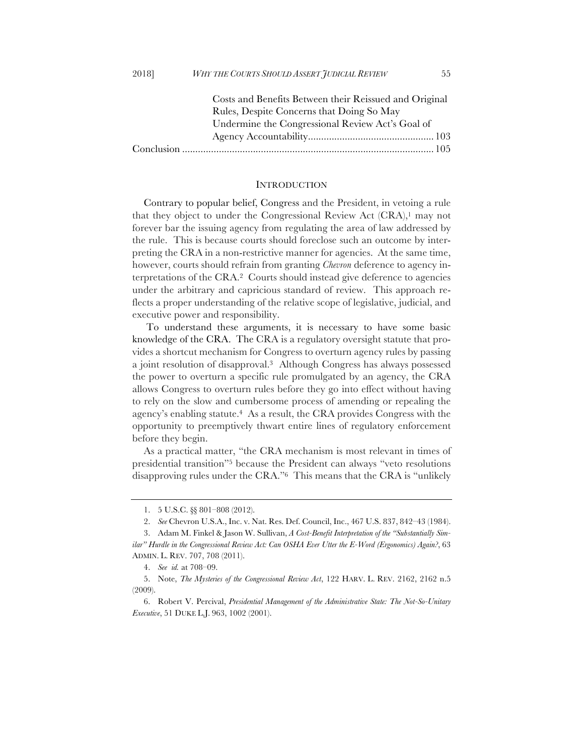Costs and Benefits Between their Reissued and Original Rules, Despite Concerns that Doing So May Undermine the Congressional Review Act's Goal of Agency Accountability ................................................ 103

Conclusion ................................................................................................ 105

## INTRODUCTION

Contrary to popular belief, Congress and the President, in vetoing a rule that they object to under the Congressional Review Act (CRA),[1] may not forever bar the issuing agency from regulating the area of law addressed by the rule. This is because courts should foreclose such an outcome by interpreting the CRA in a non-restrictive manner for agencies. At the same time, however, courts should refrain from granting *Chevron* deference to agency interpretations of the CRA.[2] Courts should instead give deference to agencies under the arbitrary and capricious standard of review. This approach reflects a proper understanding of the relative scope of legislative, judicial, and executive power and responsibility.

To understand these arguments, it is necessary to have some basic knowledge of the CRA. The CRA is a regulatory oversight statute that provides a shortcut mechanism for Congress to overturn agency rules by passing a joint resolution of disapproval.[3] Although Congress has always possessed the power to overturn a specific rule promulgated by an agency, the CRA allows Congress to overturn rules before they go into effect without having to rely on the slow and cumbersome process of amending or repealing the agency's enabling statute.[4] As a result, the CRA provides Congress with the opportunity to preemptively thwart entire lines of regulatory enforcement before they begin.

As a practical matter, "the CRA mechanism is most relevant in times of presidential transition"[5] because the President can always "veto resolutions disapproving rules under the CRA."[6] This means that the CRA is "unlikely

---

1. 5 U.S.C. §§ 801–808 (2012).

2. *See* Chevron U.S.A., Inc. v. Nat. Res. Def. Council, Inc., 467 U.S. 837, 842–43 (1984).

3. Adam M. Finkel & Jason W. Sullivan, *A Cost-Benefit Interpretation of the "Substantially Similar" Hurdle in the Congressional Review Act: Can OSHA Ever Utter the E-Word (Ergonomics) Again?*, 63 ADMIN. L. REV. 707, 708 (2011).

4. *See id.* at 708–09.

5. Note, *The Mysteries of the Congressional Review Act*, 122 HARV. L. REV. 2162, 2162 n.5 (2009).

6. Robert V. Percival, *Presidential Management of the Administrative State: The Not-So-Unitary Executive*, 51 DUKE L.J. 963, 1002 (2001).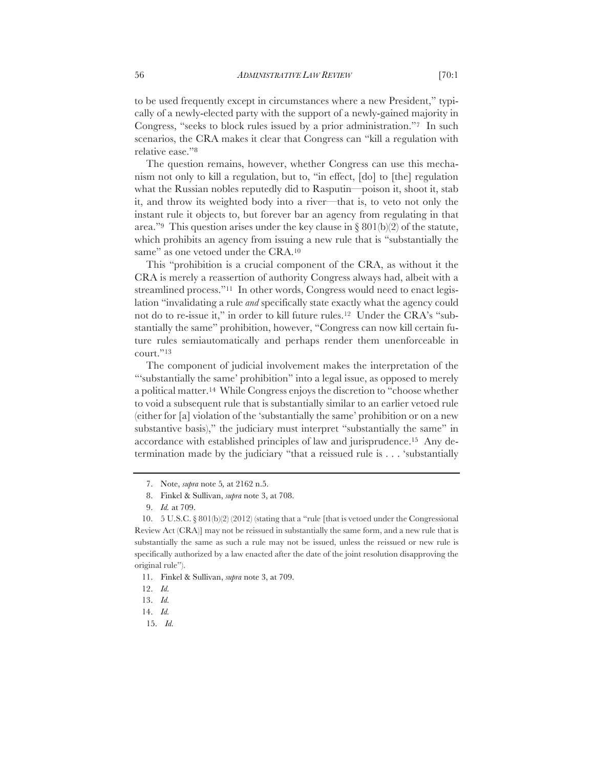to be used frequently except in circumstances where a new President," typically of a newly-elected party with the support of a newly-gained majority in Congress, "seeks to block rules issued by a prior administration."[7] In such scenarios, the CRA makes it clear that Congress can "kill a regulation with relative ease."[8]

The question remains, however, whether Congress can use this mechanism not only to kill a regulation, but to, "in effect, [do] to [the] regulation what the Russian nobles reputedly did to Rasputin—poison it, shoot it, stab it, and throw its weighted body into a river—that is, to veto not only the instant rule it objects to, but forever bar an agency from regulating in that area."[9] This question arises under the key clause in § 801(b)(2) of the statute, which prohibits an agency from issuing a new rule that is "substantially the same" as one vetoed under the CRA.[10]

This "prohibition is a crucial component of the CRA, as without it the CRA is merely a reassertion of authority Congress always had, albeit with a streamlined process."[11] In other words, Congress would need to enact legislation "invalidating a rule *and* specifically state exactly what the agency could not do to re-issue it," in order to kill future rules.[12] Under the CRA's "substantially the same" prohibition, however, "Congress can now kill certain future rules semiautomatically and perhaps render them unenforceable in court."[13]

The component of judicial involvement makes the interpretation of the "'substantially the same' prohibition" into a legal issue, as opposed to merely a political matter.[14] While Congress enjoys the discretion to "choose whether to void a subsequent rule that is substantially similar to an earlier vetoed rule (either for [a] violation of the 'substantially the same' prohibition or on a new substantive basis)," the judiciary must interpret "substantially the same" in accordance with established principles of law and jurisprudence.[15] Any determination made by the judiciary "that a reissued rule is . . . 'substantially

---

7. Note, *supra* note 5, at 2162 n.5.

8. Finkel & Sullivan, *supra* note 3, at 708.

9. *Id.* at 709.

10. 5 U.S.C. § 801(b)(2) (2012) (stating that a "rule [that is vetoed under the Congressional Review Act (CRA)] may not be reissued in substantially the same form, and a new rule that is substantially the same as such a rule may not be issued, unless the reissued or new rule is specifically authorized by a law enacted after the date of the joint resolution disapproving the original rule").

11. Finkel & Sullivan, *supra* note 3, at 709.

12. *Id.*

13. *Id.*

14. *Id.*

15. *Id.*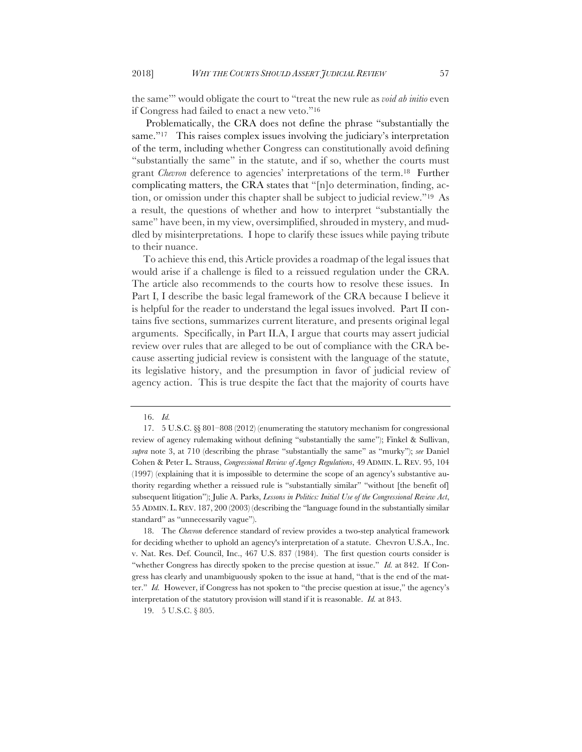the same'" would obligate the court to "treat the new rule as *void ab initio* even if Congress had failed to enact a new veto."[16]

Problematically, the CRA does not define the phrase "substantially the same."[17] This raises complex issues involving the judiciary's interpretation of the term, including whether Congress can constitutionally avoid defining "substantially the same" in the statute, and if so, whether the courts must grant *Chevron* deference to agencies' interpretations of the term.[18] Further complicating matters, the CRA states that "[n]o determination, finding, action, or omission under this chapter shall be subject to judicial review."[19] As a result, the questions of whether and how to interpret "substantially the same" have been, in my view, oversimplified, shrouded in mystery, and muddled by misinterpretations. I hope to clarify these issues while paying tribute to their nuance.

To achieve this end, this Article provides a roadmap of the legal issues that would arise if a challenge is filed to a reissued regulation under the CRA. The article also recommends to the courts how to resolve these issues. In Part I, I describe the basic legal framework of the CRA because I believe it is helpful for the reader to understand the legal issues involved. Part II contains five sections, summarizes current literature, and presents original legal arguments. Specifically, in Part II.A, I argue that courts may assert judicial review over rules that are alleged to be out of compliance with the CRA because asserting judicial review is consistent with the language of the statute, its legislative history, and the presumption in favor of judicial review of agency action. This is true despite the fact that the majority of courts have

---

16. *Id.*

17. 5 U.S.C. §§ 801–808 (2012) (enumerating the statutory mechanism for congressional review of agency rulemaking without defining "substantially the same"); Finkel & Sullivan, *supra* note 3, at 710 (describing the phrase "substantially the same" as "murky"); *see* Daniel Cohen & Peter L. Strauss, *Congressional Review of Agency Regulations*, 49 ADMIN. L. REV. 95, 104 (1997) (explaining that it is impossible to determine the scope of an agency's substantive authority regarding whether a reissued rule is "substantially similar" "without [the benefit of] subsequent litigation"); Julie A. Parks, *Lessons in Politics: Initial Use of the Congressional Review Act*, 55 ADMIN. L. REV. 187, 200 (2003) (describing the "language found in the substantially similar standard" as "unnecessarily vague").

18. The *Chevron* deference standard of review provides a two-step analytical framework for deciding whether to uphold an agency's interpretation of a statute. Chevron U.S.A., Inc. v. Nat. Res. Def. Council, Inc., 467 U.S. 837 (1984). The first question courts consider is "whether Congress has directly spoken to the precise question at issue." *Id.* at 842. If Congress has clearly and unambiguously spoken to the issue at hand, "that is the end of the matter." *Id.* However, if Congress has not spoken to "the precise question at issue," the agency's interpretation of the statutory provision will stand if it is reasonable. *Id.* at 843.

19. 5 U.S.C. § 805.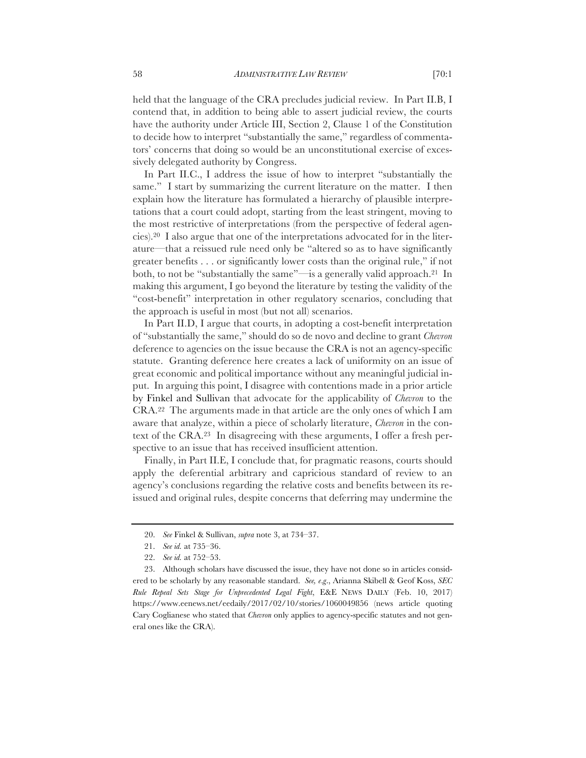held that the language of the CRA precludes judicial review. In Part II.B, I contend that, in addition to being able to assert judicial review, the courts have the authority under Article III, Section 2, Clause 1 of the Constitution to decide how to interpret "substantially the same," regardless of commentators' concerns that doing so would be an unconstitutional exercise of excessively delegated authority by Congress.

In Part II.C., I address the issue of how to interpret "substantially the same." I start by summarizing the current literature on the matter. I then explain how the literature has formulated a hierarchy of plausible interpretations that a court could adopt, starting from the least stringent, moving to the most restrictive of interpretations (from the perspective of federal agencies).[20] I also argue that one of the interpretations advocated for in the literature—that a reissued rule need only be "altered so as to have significantly greater benefits . . . or significantly lower costs than the original rule," if not both, to not be "substantially the same"—is a generally valid approach.[21] In making this argument, I go beyond the literature by testing the validity of the "cost-benefit" interpretation in other regulatory scenarios, concluding that the approach is useful in most (but not all) scenarios.

In Part II.D, I argue that courts, in adopting a cost-benefit interpretation of "substantially the same," should do so de novo and decline to grant *Chevron* deference to agencies on the issue because the CRA is not an agency-specific statute. Granting deference here creates a lack of uniformity on an issue of great economic and political importance without any meaningful judicial input. In arguing this point, I disagree with contentions made in a prior article by Finkel and Sullivan that advocate for the applicability of *Chevron* to the CRA.[22] The arguments made in that article are the only ones of which I am aware that analyze, within a piece of scholarly literature, *Chevron* in the context of the CRA.[23] In disagreeing with these arguments, I offer a fresh perspective to an issue that has received insufficient attention.

Finally, in Part II.E, I conclude that, for pragmatic reasons, courts should apply the deferential arbitrary and capricious standard of review to an agency's conclusions regarding the relative costs and benefits between its reissued and original rules, despite concerns that deferring may undermine the

---

20. *See* Finkel & Sullivan, *supra* note 3, at 734–37.

21. *See id.* at 735–36.

22. *See id.* at 752–53.

23. Although scholars have discussed the issue, they have not done so in articles considered to be scholarly by any reasonable standard. *See, e.g.*, Arianna Skibell & Geof Koss, *SEC Rule Repeal Sets Stage for Unprecedented Legal Fight*, E&E NEWS DAILY (Feb. 10, 2017) https://www.eenews.net/eedaily/2017/02/10/stories/1060049856 (news article quoting Cary Coglianese who stated that *Chevron* only applies to agency-specific statutes and not general ones like the CRA).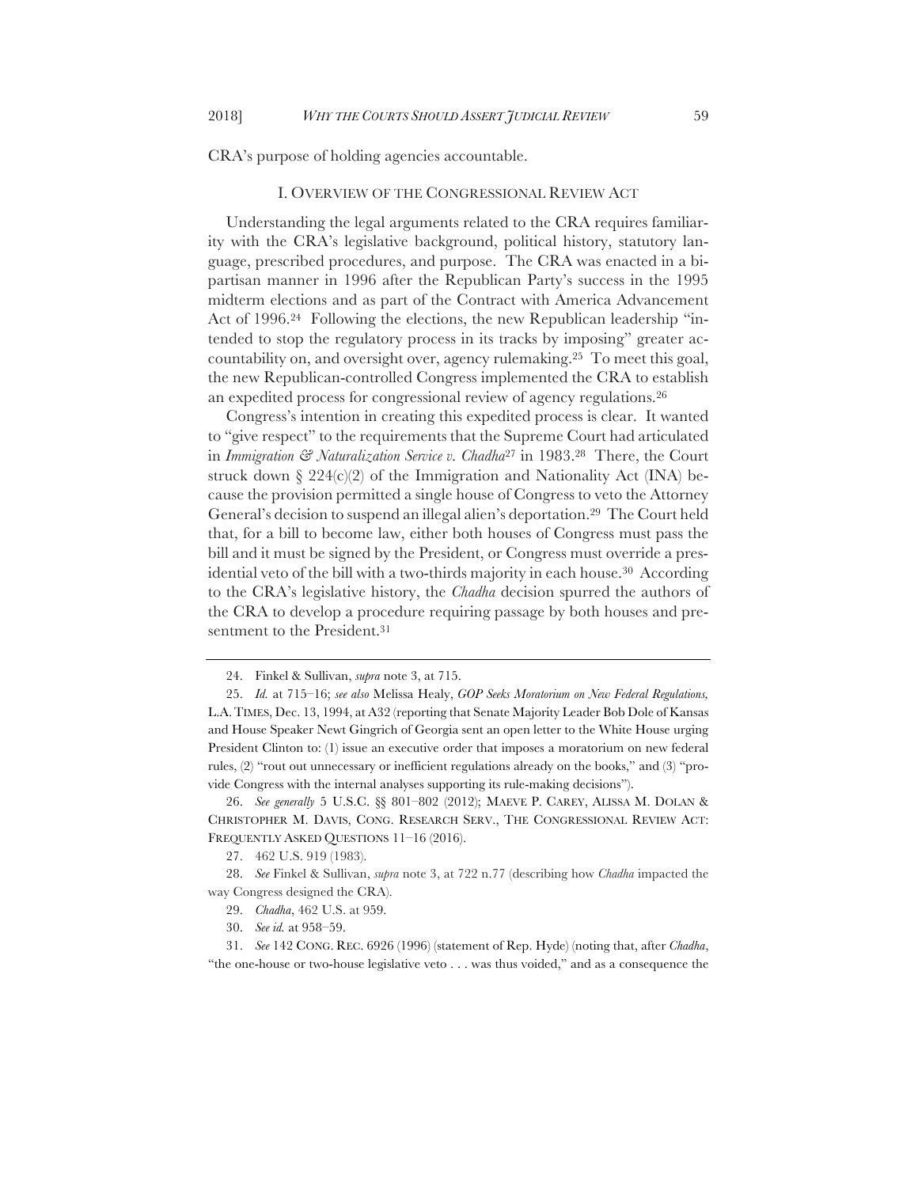CRA's purpose of holding agencies accountable.

## I. OVERVIEW OF THE CONGRESSIONAL REVIEW ACT

Understanding the legal arguments related to the CRA requires familiarity with the CRA's legislative background, political history, statutory language, prescribed procedures, and purpose. The CRA was enacted in a bipartisan manner in 1996 after the Republican Party's success in the 1995 midterm elections and as part of the Contract with America Advancement Act of 1996.[24] Following the elections, the new Republican leadership "intended to stop the regulatory process in its tracks by imposing" greater accountability on, and oversight over, agency rulemaking.[25] To meet this goal, the new Republican-controlled Congress implemented the CRA to establish an expedited process for congressional review of agency regulations.[26]

Congress's intention in creating this expedited process is clear. It wanted to "give respect" to the requirements that the Supreme Court had articulated in *Immigration & Naturalization Service v. Chadha*[27] in 1983.[28] There, the Court struck down § 224(c)(2) of the Immigration and Nationality Act (INA) because the provision permitted a single house of Congress to veto the Attorney General's decision to suspend an illegal alien's deportation.[29] The Court held that, for a bill to become law, either both houses of Congress must pass the bill and it must be signed by the President, or Congress must override a presidential veto of the bill with a two-thirds majority in each house.[30] According to the CRA's legislative history, the *Chadha* decision spurred the authors of the CRA to develop a procedure requiring passage by both houses and presentment to the President.[31]

---

24. Finkel & Sullivan, *supra* note 3, at 715.

25. *Id.* at 715–16; *see also* Melissa Healy, *GOP Seeks Moratorium on New Federal Regulations,* L.A. TIMES, Dec. 13, 1994, at A32 (reporting that Senate Majority Leader Bob Dole of Kansas and House Speaker Newt Gingrich of Georgia sent an open letter to the White House urging President Clinton to: (1) issue an executive order that imposes a moratorium on new federal rules, (2) "rout out unnecessary or inefficient regulations already on the books," and (3) "provide Congress with the internal analyses supporting its rule-making decisions").

26. *See generally* 5 U.S.C. §§ 801–802 (2012); MAEVE P. CAREY, ALISSA M. DOLAN & CHRISTOPHER M. DAVIS, CONG. RESEARCH SERV., THE CONGRESSIONAL REVIEW ACT: FREQUENTLY ASKED QUESTIONS 11–16 (2016).

27. 462 U.S. 919 (1983).

28. *See* Finkel & Sullivan, *supra* note 3, at 722 n.77 (describing how *Chadha* impacted the way Congress designed the CRA).

29. *Chadha*, 462 U.S. at 959.

30. *See id.* at 958–59.

31. *See* 142 CONG. REC. 6926 (1996) (statement of Rep. Hyde) (noting that, after *Chadha*, "the one-house or two-house legislative veto . . . was thus voided," and as a consequence the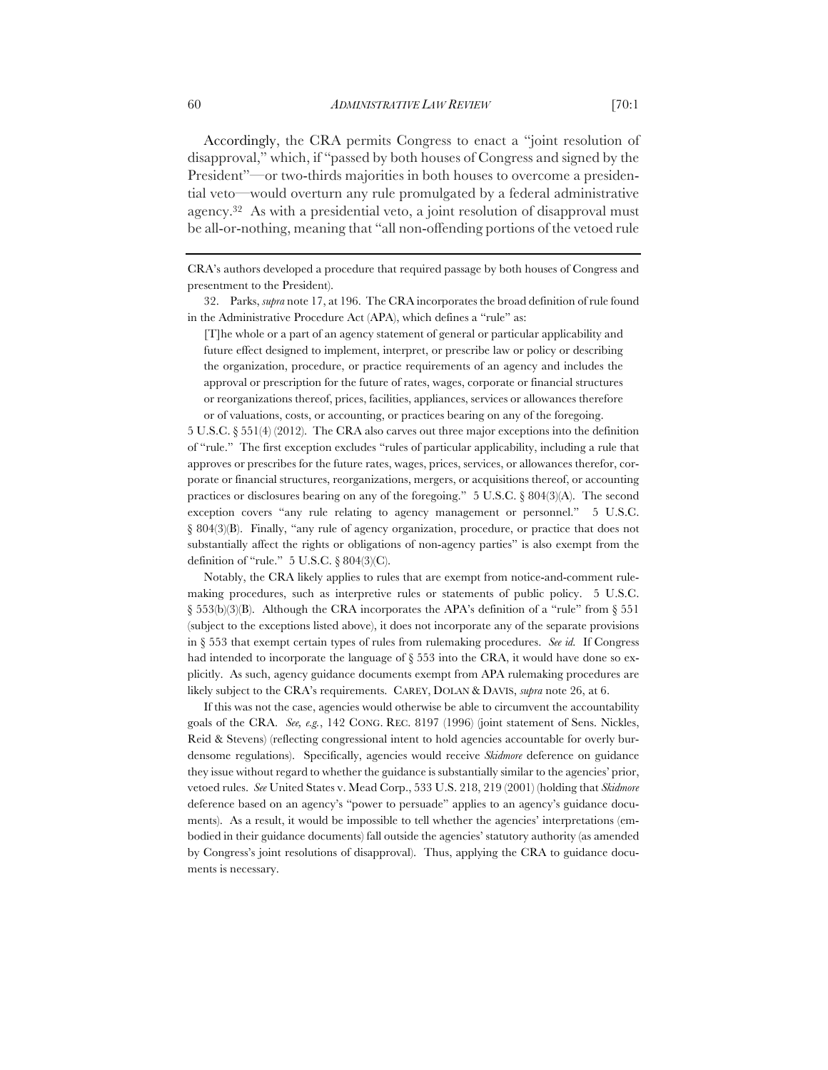Accordingly, the CRA permits Congress to enact a "joint resolution of disapproval," which, if "passed by both houses of Congress and signed by the President"—or two-thirds majorities in both houses to overcome a presidential veto—would overturn any rule promulgated by a federal administrative agency.[32] As with a presidential veto, a joint resolution of disapproval must be all-or-nothing, meaning that "all non-offending portions of the vetoed rule

---

CRA's authors developed a procedure that required passage by both houses of Congress and presentment to the President).

32. Parks, *supra* note 17, at 196. The CRA incorporates the broad definition of rule found in the Administrative Procedure Act (APA), which defines a "rule" as:

> [T]he whole or a part of an agency statement of general or particular applicability and future effect designed to implement, interpret, or prescribe law or policy or describing the organization, procedure, or practice requirements of an agency and includes the approval or prescription for the future of rates, wages, corporate or financial structures or reorganizations thereof, prices, facilities, appliances, services or allowances therefore or of valuations, costs, or accounting, or practices bearing on any of the foregoing.

5 U.S.C. § 551(4) (2012). The CRA also carves out three major exceptions into the definition of "rule." The first exception excludes "rules of particular applicability, including a rule that approves or prescribes for the future rates, wages, prices, services, or allowances therefor, corporate or financial structures, reorganizations, mergers, or acquisitions thereof, or accounting practices or disclosures bearing on any of the foregoing." 5 U.S.C. § 804(3)(A). The second exception covers "any rule relating to agency management or personnel." 5 U.S.C. § 804(3)(B). Finally, "any rule of agency organization, procedure, or practice that does not substantially affect the rights or obligations of non-agency parties" is also exempt from the definition of "rule." 5 U.S.C. § 804(3)(C).

Notably, the CRA likely applies to rules that are exempt from notice-and-comment rulemaking procedures, such as interpretive rules or statements of public policy. 5 U.S.C. § 553(b)(3)(B). Although the CRA incorporates the APA's definition of a "rule" from § 551 (subject to the exceptions listed above), it does not incorporate any of the separate provisions in § 553 that exempt certain types of rules from rulemaking procedures. *See id.* If Congress had intended to incorporate the language of § 553 into the CRA, it would have done so explicitly. As such, agency guidance documents exempt from APA rulemaking procedures are likely subject to the CRA's requirements. CAREY, DOLAN & DAVIS, *supra* note 26, at 6.

If this was not the case, agencies would otherwise be able to circumvent the accountability goals of the CRA. *See, e.g.*, 142 CONG. REC. 8197 (1996) (joint statement of Sens. Nickles, Reid & Stevens) (reflecting congressional intent to hold agencies accountable for overly burdensome regulations). Specifically, agencies would receive *Skidmore* deference on guidance they issue without regard to whether the guidance is substantially similar to the agencies' prior, vetoed rules. *See* United States v. Mead Corp., 533 U.S. 218, 219 (2001) (holding that *Skidmore* deference based on an agency's "power to persuade" applies to an agency's guidance documents). As a result, it would be impossible to tell whether the agencies' interpretations (embodied in their guidance documents) fall outside the agencies' statutory authority (as amended by Congress's joint resolutions of disapproval). Thus, applying the CRA to guidance documents is necessary.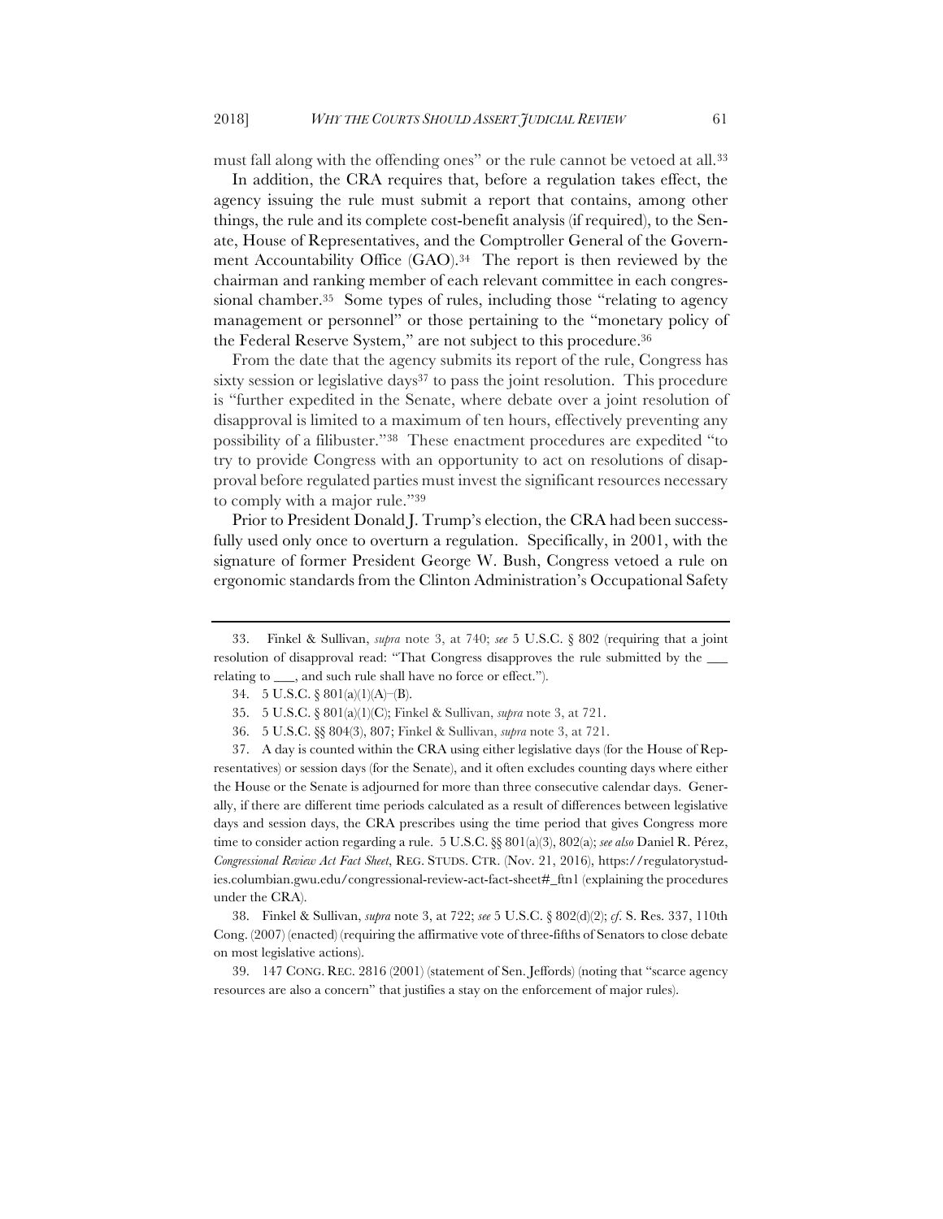must fall along with the offending ones" or the rule cannot be vetoed at all.[33]

In addition, the CRA requires that, before a regulation takes effect, the agency issuing the rule must submit a report that contains, among other things, the rule and its complete cost-benefit analysis (if required), to the Senate, House of Representatives, and the Comptroller General of the Government Accountability Office (GAO).[34] The report is then reviewed by the chairman and ranking member of each relevant committee in each congressional chamber.[35] Some types of rules, including those "relating to agency management or personnel" or those pertaining to the "monetary policy of the Federal Reserve System," are not subject to this procedure.[36]

From the date that the agency submits its report of the rule, Congress has sixty session or legislative days[37] to pass the joint resolution. This procedure is "further expedited in the Senate, where debate over a joint resolution of disapproval is limited to a maximum of ten hours, effectively preventing any possibility of a filibuster."[38] These enactment procedures are expedited "to try to provide Congress with an opportunity to act on resolutions of disapproval before regulated parties must invest the significant resources necessary to comply with a major rule."[39]

Prior to President Donald J. Trump's election, the CRA had been successfully used only once to overturn a regulation. Specifically, in 2001, with the signature of former President George W. Bush, Congress vetoed a rule on ergonomic standards from the Clinton Administration's Occupational Safety

---

33. Finkel & Sullivan, *supra* note 3, at 740; *see* 5 U.S.C. § 802 (requiring that a joint resolution of disapproval read: "That Congress disapproves the rule submitted by the ___ relating to ___, and such rule shall have no force or effect.").

34. 5 U.S.C. § 801(a)(1)(A)–(B).

35. 5 U.S.C. § 801(a)(1)(C); Finkel & Sullivan, *supra* note 3, at 721.

36. 5 U.S.C. §§ 804(3), 807; Finkel & Sullivan, *supra* note 3, at 721.

37. A day is counted within the CRA using either legislative days (for the House of Representatives) or session days (for the Senate), and it often excludes counting days where either the House or the Senate is adjourned for more than three consecutive calendar days. Generally, if there are different time periods calculated as a result of differences between legislative days and session days, the CRA prescribes using the time period that gives Congress more time to consider action regarding a rule. 5 U.S.C. §§ 801(a)(3), 802(a); *see also* Daniel R. Pérez, *Congressional Review Act Fact Sheet*, REG. STUDS. CTR. (Nov. 21, 2016), https://regulatorystudies.columbian.gwu.edu/congressional-review-act-fact-sheet#_ftn1 (explaining the procedures under the CRA).

38. Finkel & Sullivan, *supra* note 3, at 722; *see* 5 U.S.C. § 802(d)(2); *cf.* S. Res. 337, 110th Cong. (2007) (enacted) (requiring the affirmative vote of three-fifths of Senators to close debate on most legislative actions).

39. 147 CONG. REC. 2816 (2001) (statement of Sen. Jeffords) (noting that "scarce agency resources are also a concern" that justifies a stay on the enforcement of major rules).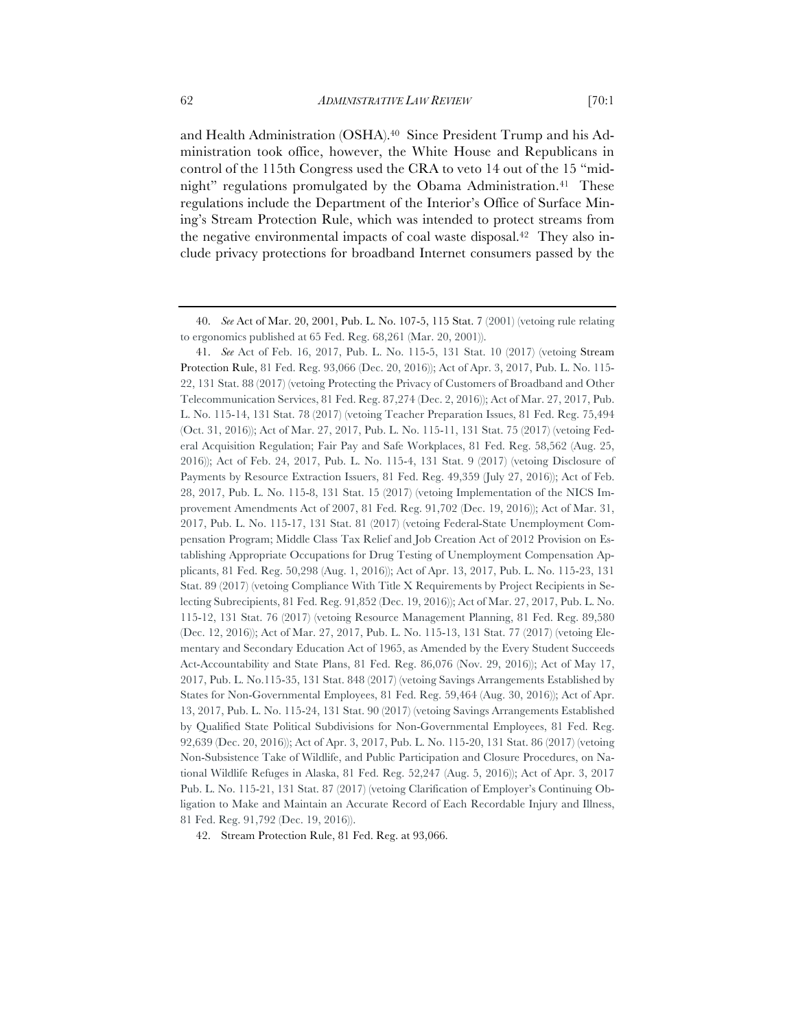and Health Administration (OSHA).[40] Since President Trump and his Administration took office, however, the White House and Republicans in control of the 115th Congress used the CRA to veto 14 out of the 15 "midnight" regulations promulgated by the Obama Administration.[41] These regulations include the Department of the Interior's Office of Surface Mining's Stream Protection Rule, which was intended to protect streams from the negative environmental impacts of coal waste disposal.[42] They also include privacy protections for broadband Internet consumers passed by the

---

40. *See* Act of Mar. 20, 2001, Pub. L. No. 107-5, 115 Stat. 7 (2001) (vetoing rule relating to ergonomics published at 65 Fed. Reg. 68,261 (Mar. 20, 2001)).

41. *See* Act of Feb. 16, 2017, Pub. L. No. 115-5, 131 Stat. 10 (2017) (vetoing Stream Protection Rule, 81 Fed. Reg. 93,066 (Dec. 20, 2016)); Act of Apr. 3, 2017, Pub. L. No. 115-22, 131 Stat. 88 (2017) (vetoing Protecting the Privacy of Customers of Broadband and Other Telecommunication Services, 81 Fed. Reg. 87,274 (Dec. 2, 2016)); Act of Mar. 27, 2017, Pub. L. No. 115-14, 131 Stat. 78 (2017) (vetoing Teacher Preparation Issues, 81 Fed. Reg. 75,494 (Oct. 31, 2016)); Act of Mar. 27, 2017, Pub. L. No. 115-11, 131 Stat. 75 (2017) (vetoing Federal Acquisition Regulation; Fair Pay and Safe Workplaces, 81 Fed. Reg. 58,562 (Aug. 25, 2016)); Act of Feb. 24, 2017, Pub. L. No. 115-4, 131 Stat. 9 (2017) (vetoing Disclosure of Payments by Resource Extraction Issuers, 81 Fed. Reg. 49,359 (July 27, 2016)); Act of Feb. 28, 2017, Pub. L. No. 115-8, 131 Stat. 15 (2017) (vetoing Implementation of the NICS Improvement Amendments Act of 2007, 81 Fed. Reg. 91,702 (Dec. 19, 2016)); Act of Mar. 31, 2017, Pub. L. No. 115-17, 131 Stat. 81 (2017) (vetoing Federal-State Unemployment Compensation Program; Middle Class Tax Relief and Job Creation Act of 2012 Provision on Establishing Appropriate Occupations for Drug Testing of Unemployment Compensation Applicants, 81 Fed. Reg. 50,298 (Aug. 1, 2016)); Act of Apr. 13, 2017, Pub. L. No. 115-23, 131 Stat. 89 (2017) (vetoing Compliance With Title X Requirements by Project Recipients in Selecting Subrecipients, 81 Fed. Reg. 91,852 (Dec. 19, 2016)); Act of Mar. 27, 2017, Pub. L. No. 115-12, 131 Stat. 76 (2017) (vetoing Resource Management Planning, 81 Fed. Reg. 89,580 (Dec. 12, 2016)); Act of Mar. 27, 2017, Pub. L. No. 115-13, 131 Stat. 77 (2017) (vetoing Elementary and Secondary Education Act of 1965, as Amended by the Every Student Succeeds Act-Accountability and State Plans, 81 Fed. Reg. 86,076 (Nov. 29, 2016)); Act of May 17, 2017, Pub. L. No.115-35, 131 Stat. 848 (2017) (vetoing Savings Arrangements Established by States for Non-Governmental Employees, 81 Fed. Reg. 59,464 (Aug. 30, 2016)); Act of Apr. 13, 2017, Pub. L. No. 115-24, 131 Stat. 90 (2017) (vetoing Savings Arrangements Established by Qualified State Political Subdivisions for Non-Governmental Employees, 81 Fed. Reg. 92,639 (Dec. 20, 2016)); Act of Apr. 3, 2017, Pub. L. No. 115-20, 131 Stat. 86 (2017) (vetoing Non-Subsistence Take of Wildlife, and Public Participation and Closure Procedures, on National Wildlife Refuges in Alaska, 81 Fed. Reg. 52,247 (Aug. 5, 2016)); Act of Apr. 3, 2017 Pub. L. No. 115-21, 131 Stat. 87 (2017) (vetoing Clarification of Employer's Continuing Obligation to Make and Maintain an Accurate Record of Each Recordable Injury and Illness, 81 Fed. Reg. 91,792 (Dec. 19, 2016)).

42. Stream Protection Rule, 81 Fed. Reg. at 93,066.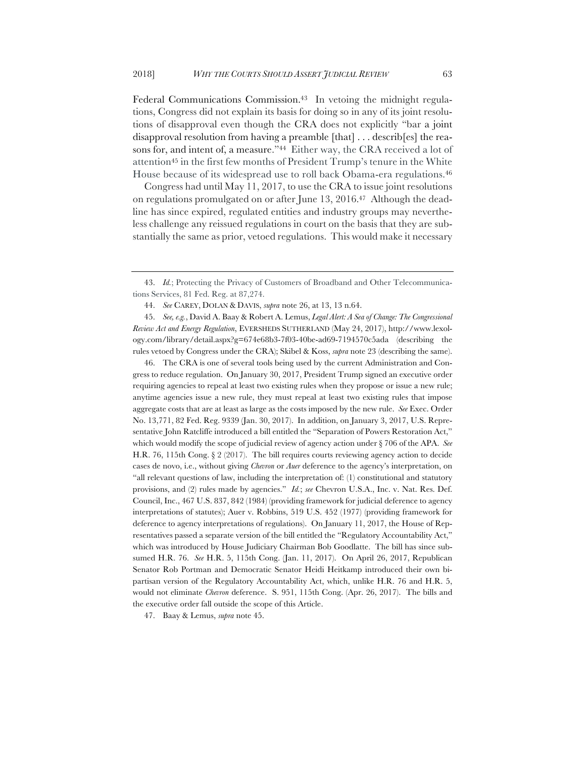Federal Communications Commission.[43] In vetoing the midnight regulations, Congress did not explain its basis for doing so in any of its joint resolutions of disapproval even though the CRA does not explicitly "bar a joint disapproval resolution from having a preamble [that] . . . describ[es] the reasons for, and intent of, a measure."[44] Either way, the CRA received a lot of attention[45] in the first few months of President Trump's tenure in the White House because of its widespread use to roll back Obama-era regulations.[46]

Congress had until May 11, 2017, to use the CRA to issue joint resolutions on regulations promulgated on or after June 13, 2016.[47] Although the deadline has since expired, regulated entities and industry groups may nevertheless challenge any reissued regulations in court on the basis that they are substantially the same as prior, vetoed regulations. This would make it necessary

---

43. *Id.*; Protecting the Privacy of Customers of Broadband and Other Telecommunications Services, 81 Fed. Reg. at 87,274.

44. *See* CAREY, DOLAN & DAVIS, *supra* note 26, at 13, 13 n.64.

45. *See, e.g.*, David A. Baay & Robert A. Lemus, *Legal Alert: A Sea of Change: The Congressional Review Act and Energy Regulation*, EVERSHEDS SUTHERLAND (May 24, 2017), http://www.lexology.com/library/detail.aspx?g=674e68b3-7f03-40be-ad69-7194570c5ada (describing the rules vetoed by Congress under the CRA); Skibel & Koss, *supra* note 23 (describing the same).

46. The CRA is one of several tools being used by the current Administration and Congress to reduce regulation. On January 30, 2017, President Trump signed an executive order requiring agencies to repeal at least two existing rules when they propose or issue a new rule; anytime agencies issue a new rule, they must repeal at least two existing rules that impose aggregate costs that are at least as large as the costs imposed by the new rule. *See* Exec. Order No. 13,771, 82 Fed. Reg. 9339 (Jan. 30, 2017). In addition, on January 3, 2017, U.S. Representative John Ratcliffe introduced a bill entitled the "Separation of Powers Restoration Act," which would modify the scope of judicial review of agency action under § 706 of the APA. *See* H.R. 76, 115th Cong. § 2 (2017). The bill requires courts reviewing agency action to decide cases de novo, i.e., without giving *Chevron* or *Auer* deference to the agency's interpretation, on "all relevant questions of law, including the interpretation of: (1) constitutional and statutory provisions, and (2) rules made by agencies." *Id.*; *see* Chevron U.S.A., Inc. v. Nat. Res. Def. Council, Inc., 467 U.S. 837, 842 (1984) (providing framework for judicial deference to agency interpretations of statutes); Auer v. Robbins, 519 U.S. 452 (1977) (providing framework for deference to agency interpretations of regulations). On January 11, 2017, the House of Representatives passed a separate version of the bill entitled the "Regulatory Accountability Act," which was introduced by House Judiciary Chairman Bob Goodlatte. The bill has since subsumed H.R. 76. *See* H.R. 5, 115th Cong. (Jan. 11, 2017). On April 26, 2017, Republican Senator Rob Portman and Democratic Senator Heidi Heitkamp introduced their own bipartisan version of the Regulatory Accountability Act, which, unlike H.R. 76 and H.R. 5, would not eliminate *Chevron* deference. S. 951, 115th Cong. (Apr. 26, 2017). The bills and the executive order fall outside the scope of this Article.

47. Baay & Lemus, *supra* note 45.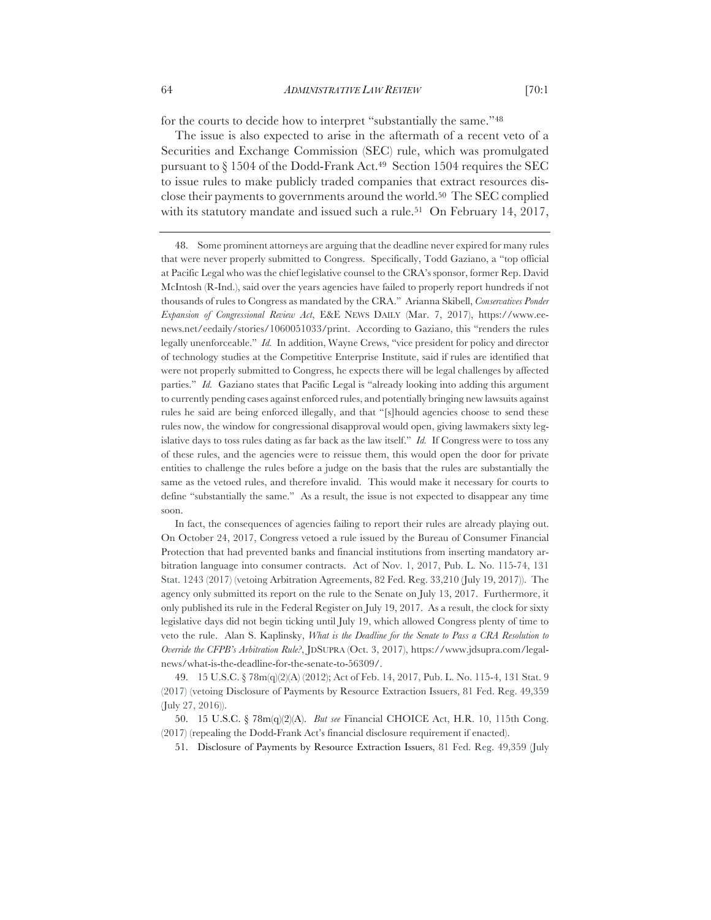for the courts to decide how to interpret "substantially the same."[48]

The issue is also expected to arise in the aftermath of a recent veto of a Securities and Exchange Commission (SEC) rule, which was promulgated pursuant to § 1504 of the Dodd-Frank Act.[49] Section 1504 requires the SEC to issue rules to make publicly traded companies that extract resources disclose their payments to governments around the world.[50] The SEC complied with its statutory mandate and issued such a rule.[51] On February 14, 2017,

---

48. Some prominent attorneys are arguing that the deadline never expired for many rules that were never properly submitted to Congress. Specifically, Todd Gaziano, a "top official at Pacific Legal who was the chief legislative counsel to the CRA's sponsor, former Rep. David McIntosh (R-Ind.), said over the years agencies have failed to properly report hundreds if not thousands of rules to Congress as mandated by the CRA." Arianna Skibell, *Conservatives Ponder Expansion of Congressional Review Act*, E&E NEWS DAILY (Mar. 7, 2017), https://www.eenews.net/eedaily/stories/1060051033/print. According to Gaziano, this "renders the rules legally unenforceable." *Id.* In addition, Wayne Crews, "vice president for policy and director of technology studies at the Competitive Enterprise Institute, said if rules are identified that were not properly submitted to Congress, he expects there will be legal challenges by affected parties." *Id.* Gaziano states that Pacific Legal is "already looking into adding this argument to currently pending cases against enforced rules, and potentially bringing new lawsuits against rules he said are being enforced illegally, and that "[s]hould agencies choose to send these rules now, the window for congressional disapproval would open, giving lawmakers sixty legislative days to toss rules dating as far back as the law itself." *Id.* If Congress were to toss any of these rules, and the agencies were to reissue them, this would open the door for private entities to challenge the rules before a judge on the basis that the rules are substantially the same as the vetoed rules, and therefore invalid. This would make it necessary for courts to define "substantially the same." As a result, the issue is not expected to disappear any time soon.

In fact, the consequences of agencies failing to report their rules are already playing out. On October 24, 2017, Congress vetoed a rule issued by the Bureau of Consumer Financial Protection that had prevented banks and financial institutions from inserting mandatory arbitration language into consumer contracts. Act of Nov. 1, 2017, Pub. L. No. 115-74, 131 Stat. 1243 (2017) (vetoing Arbitration Agreements, 82 Fed. Reg. 33,210 (July 19, 2017)). The agency only submitted its report on the rule to the Senate on July 13, 2017. Furthermore, it only published its rule in the Federal Register on July 19, 2017. As a result, the clock for sixty legislative days did not begin ticking until July 19, which allowed Congress plenty of time to veto the rule. Alan S. Kaplinsky, *What is the Deadline for the Senate to Pass a CRA Resolution to Override the CFPB's Arbitration Rule?*, JDSUPRA (Oct. 3, 2017), https://www.jdsupra.com/legalnews/what-is-the-deadline-for-the-senate-to-56309/.

49. 15 U.S.C. § 78m(q)(2)(A) (2012); Act of Feb. 14, 2017, Pub. L. No. 115-4, 131 Stat. 9 (2017) (vetoing Disclosure of Payments by Resource Extraction Issuers, 81 Fed. Reg. 49,359 (July 27, 2016)).

50. 15 U.S.C. § 78m(q)(2)(A). *But see* Financial CHOICE Act, H.R. 10, 115th Cong. (2017) (repealing the Dodd-Frank Act's financial disclosure requirement if enacted).

51. Disclosure of Payments by Resource Extraction Issuers, 81 Fed. Reg. 49,359 (July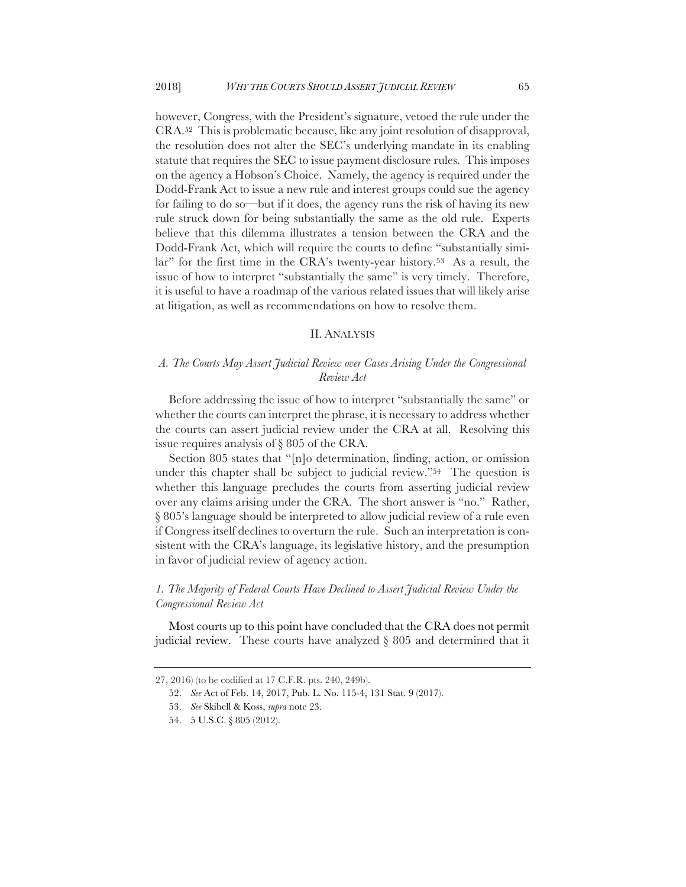however, Congress, with the President's signature, vetoed the rule under the CRA.[52] This is problematic because, like any joint resolution of disapproval, the resolution does not alter the SEC's underlying mandate in its enabling statute that requires the SEC to issue payment disclosure rules. This imposes on the agency a Hobson's Choice. Namely, the agency is required under the Dodd-Frank Act to issue a new rule and interest groups could sue the agency for failing to do so—but if it does, the agency runs the risk of having its new rule struck down for being substantially the same as the old rule. Experts believe that this dilemma illustrates a tension between the CRA and the Dodd-Frank Act, which will require the courts to define "substantially similar" for the first time in the CRA's twenty-year history.[53] As a result, the issue of how to interpret "substantially the same" is very timely. Therefore, it is useful to have a roadmap of the various related issues that will likely arise at litigation, as well as recommendations on how to resolve them.

## II. Analysis

### *A. The Courts May Assert Judicial Review over Cases Arising Under the Congressional Review Act*

Before addressing the issue of how to interpret "substantially the same" or whether the courts can interpret the phrase, it is necessary to address whether the courts can assert judicial review under the CRA at all. Resolving this issue requires analysis of § 805 of the CRA.

Section 805 states that "[n]o determination, finding, action, or omission under this chapter shall be subject to judicial review."[54] The question is whether this language precludes the courts from asserting judicial review over any claims arising under the CRA. The short answer is "no." Rather, § 805's language should be interpreted to allow judicial review of a rule even if Congress itself declines to overturn the rule. Such an interpretation is consistent with the CRA's language, its legislative history, and the presumption in favor of judicial review of agency action.

#### *1. The Majority of Federal Courts Have Declined to Assert Judicial Review Under the Congressional Review Act*

Most courts up to this point have concluded that the CRA does not permit judicial review. These courts have analyzed § 805 and determined that it

---

27, 2016) (to be codified at 17 C.F.R. pts. 240, 249b).

52. *See* Act of Feb. 14, 2017, Pub. L. No. 115-4, 131 Stat. 9 (2017).

53. *See* Skibell & Koss, *supra* note 23.

54. 5 U.S.C. § 805 (2012).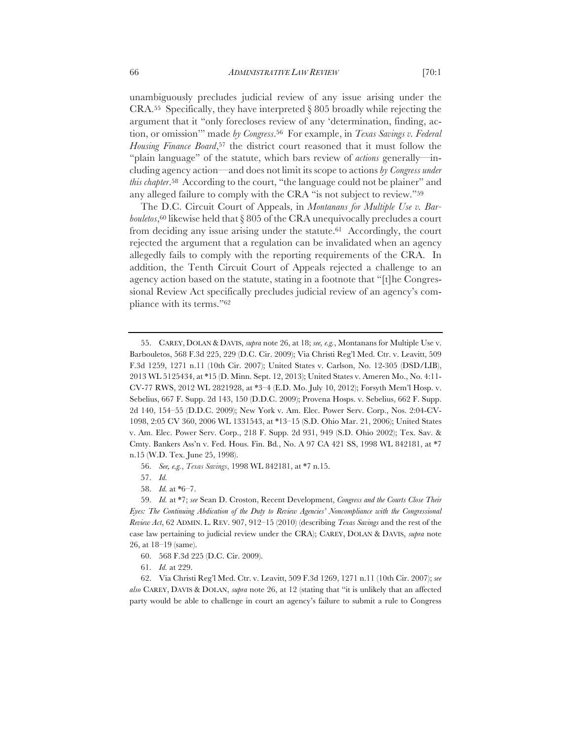unambiguously precludes judicial review of any issue arising under the CRA.[55] Specifically, they have interpreted § 805 broadly while rejecting the argument that it "only forecloses review of any 'determination, finding, action, or omission'" made *by Congress*.[56] For example, in *Texas Savings v. Federal Housing Finance Board*,[57] the district court reasoned that it must follow the "plain language" of the statute, which bars review of *actions* generally—including agency action—and does not limit its scope to actions *by Congress under this chapter*.[58] According to the court, "the language could not be plainer" and any alleged failure to comply with the CRA "is not subject to review."[59]

The D.C. Circuit Court of Appeals, in *Montanans for Multiple Use v. Barbouletos*,[60] likewise held that § 805 of the CRA unequivocally precludes a court from deciding any issue arising under the statute.[61] Accordingly, the court rejected the argument that a regulation can be invalidated when an agency allegedly fails to comply with the reporting requirements of the CRA. In addition, the Tenth Circuit Court of Appeals rejected a challenge to an agency action based on the statute, stating in a footnote that "[t]he Congressional Review Act specifically precludes judicial review of an agency's compliance with its terms."[62]

---

55. CAREY, DOLAN & DAVIS, *supra* note 26, at 18; *see, e.g.*, Montanans for Multiple Use v. Barbouletos, 568 F.3d 225, 229 (D.C. Cir. 2009); Via Christi Reg'l Med. Ctr. v. Leavitt, 509 F.3d 1259, 1271 n.11 (10th Cir. 2007); United States v. Carlson, No. 12-305 (DSD/LIB), 2013 WL 5125434, at *15 (D. Minn. Sept. 12, 2013); United States v. Ameren Mo., No. 4:11-CV-77 RWS, 2012 WL 2821928, at *3–4 (E.D. Mo. July 10, 2012); Forsyth Mem'l Hosp. v. Sebelius, 667 F. Supp. 2d 143, 150 (D.D.C. 2009); Provena Hosps. v. Sebelius, 662 F. Supp. 2d 140, 154–55 (D.D.C. 2009); New York v. Am. Elec. Power Serv. Corp., Nos. 2:04-CV-1098, 2:05 CV 360, 2006 WL 1331543, at *13–15 (S.D. Ohio Mar. 21, 2006); United States v. Am. Elec. Power Serv. Corp., 218 F. Supp. 2d 931, 949 (S.D. Ohio 2002); Tex. Sav. & Cmty. Bankers Ass'n v. Fed. Hous. Fin. Bd., No. A 97 CA 421 SS, 1998 WL 842181, at *7 n.15 (W.D. Tex. June 25, 1998).

56. *See, e.g.*, *Texas Savings*, 1998 WL 842181, at *7 n.15.

57. *Id.*

58. *Id.* at *6–7.

59. *Id.* at *7; *see* Sean D. Croston, Recent Development, *Congress and the Courts Close Their Eyes: The Continuing Abdication of the Duty to Review Agencies' Noncompliance with the Congressional Review Act*, 62 ADMIN. L. REV. 907, 912–15 (2010) (describing *Texas Savings* and the rest of the case law pertaining to judicial review under the CRA); CAREY, DOLAN & DAVIS, *supra* note 26, at 18–19 (same).

60. 568 F.3d 225 (D.C. Cir. 2009).

61. *Id.* at 229.

62. Via Christi Reg'l Med. Ctr. v. Leavitt, 509 F.3d 1269, 1271 n.11 (10th Cir. 2007); *see also* CAREY, DAVIS & DOLAN, *supra* note 26, at 12 (stating that "it is unlikely that an affected party would be able to challenge in court an agency's failure to submit a rule to Congress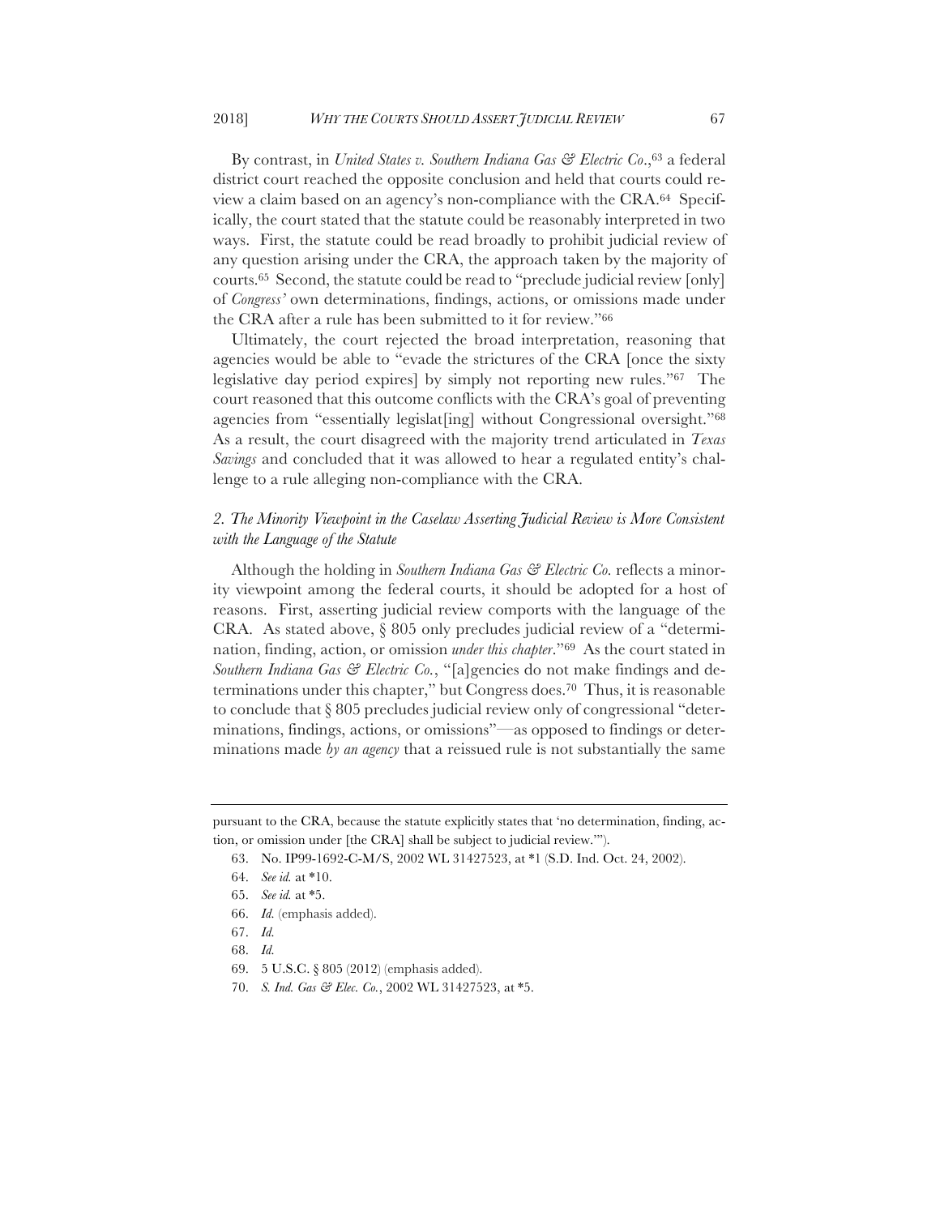By contrast, in *United States v. Southern Indiana Gas & Electric Co*.,[63] a federal district court reached the opposite conclusion and held that courts could review a claim based on an agency's non-compliance with the CRA.[64] Specifically, the court stated that the statute could be reasonably interpreted in two ways. First, the statute could be read broadly to prohibit judicial review of any question arising under the CRA, the approach taken by the majority of courts.[65] Second, the statute could be read to "preclude judicial review [only] of *Congress'* own determinations, findings, actions, or omissions made under the CRA after a rule has been submitted to it for review."[66]

Ultimately, the court rejected the broad interpretation, reasoning that agencies would be able to "evade the strictures of the CRA [once the sixty legislative day period expires] by simply not reporting new rules."[67] The court reasoned that this outcome conflicts with the CRA's goal of preventing agencies from "essentially legislat[ing] without Congressional oversight."[68] As a result, the court disagreed with the majority trend articulated in *Texas Savings* and concluded that it was allowed to hear a regulated entity's challenge to a rule alleging non-compliance with the CRA.

### *2. The Minority Viewpoint in the Caselaw Asserting Judicial Review is More Consistent with the Language of the Statute*

Although the holding in *Southern Indiana Gas & Electric Co.* reflects a minority viewpoint among the federal courts, it should be adopted for a host of reasons. First, asserting judicial review comports with the language of the CRA. As stated above, § 805 only precludes judicial review of a "determination, finding, action, or omission *under this chapter*."[69] As the court stated in *Southern Indiana Gas & Electric Co.*, "[a]gencies do not make findings and determinations under this chapter," but Congress does.[70] Thus, it is reasonable to conclude that § 805 precludes judicial review only of congressional "determinations, findings, actions, or omissions"—as opposed to findings or determinations made *by an agency* that a reissued rule is not substantially the same

---

pursuant to the CRA, because the statute explicitly states that 'no determination, finding, action, or omission under [the CRA] shall be subject to judicial review.'").

63. No. IP99-1692-C-M/S, 2002 WL 31427523, at *1 (S.D. Ind. Oct. 24, 2002).

64. *See id.* at *10.

65. *See id.* at *5.

66. *Id.* (emphasis added).

67. *Id.*

68. *Id.*

69. 5 U.S.C. § 805 (2012) (emphasis added).

70. *S. Ind. Gas & Elec. Co.*, 2002 WL 31427523, at *5.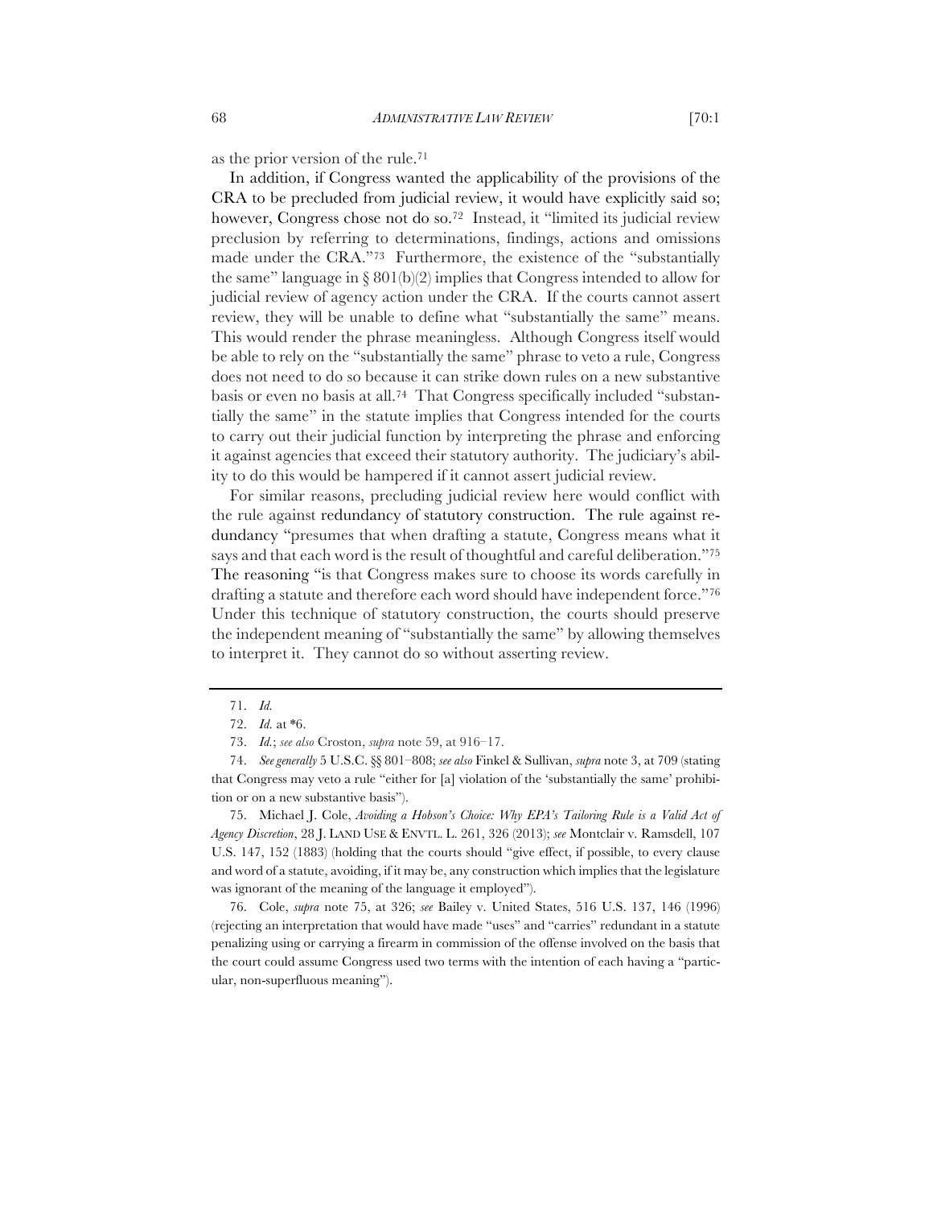as the prior version of the rule.[71]

In addition, if Congress wanted the applicability of the provisions of the CRA to be precluded from judicial review, it would have explicitly said so; however, Congress chose not do so.[72] Instead, it "limited its judicial review preclusion by referring to determinations, findings, actions and omissions made under the CRA."[73] Furthermore, the existence of the "substantially the same" language in § 801(b)(2) implies that Congress intended to allow for judicial review of agency action under the CRA. If the courts cannot assert review, they will be unable to define what "substantially the same" means. This would render the phrase meaningless. Although Congress itself would be able to rely on the "substantially the same" phrase to veto a rule, Congress does not need to do so because it can strike down rules on a new substantive basis or even no basis at all.[74] That Congress specifically included "substantially the same" in the statute implies that Congress intended for the courts to carry out their judicial function by interpreting the phrase and enforcing it against agencies that exceed their statutory authority. The judiciary's ability to do this would be hampered if it cannot assert judicial review.

For similar reasons, precluding judicial review here would conflict with the rule against redundancy of statutory construction. The rule against redundancy "presumes that when drafting a statute, Congress means what it says and that each word is the result of thoughtful and careful deliberation."[75] The reasoning "is that Congress makes sure to choose its words carefully in drafting a statute and therefore each word should have independent force."[76] Under this technique of statutory construction, the courts should preserve the independent meaning of "substantially the same" by allowing themselves to interpret it. They cannot do so without asserting review.

---

71. *Id.*

72. *Id.* at *6.

73. *Id.*; *see also* Croston, *supra* note 59, at 916–17.

74. *See generally* 5 U.S.C. §§ 801–808; *see also* Finkel & Sullivan, *supra* note 3, at 709 (stating that Congress may veto a rule "either for [a] violation of the 'substantially the same' prohibition or on a new substantive basis").

75. Michael J. Cole, *Avoiding a Hobson's Choice: Why EPA's Tailoring Rule is a Valid Act of Agency Discretion*, 28 J. LAND USE & ENVTL. L. 261, 326 (2013); *see* Montclair v. Ramsdell, 107 U.S. 147, 152 (1883) (holding that the courts should "give effect, if possible, to every clause and word of a statute, avoiding, if it may be, any construction which implies that the legislature was ignorant of the meaning of the language it employed").

76. Cole, *supra* note 75, at 326; *see* Bailey v. United States, 516 U.S. 137, 146 (1996) (rejecting an interpretation that would have made "uses" and "carries" redundant in a statute penalizing using or carrying a firearm in commission of the offense involved on the basis that the court could assume Congress used two terms with the intention of each having a "particular, non-superfluous meaning").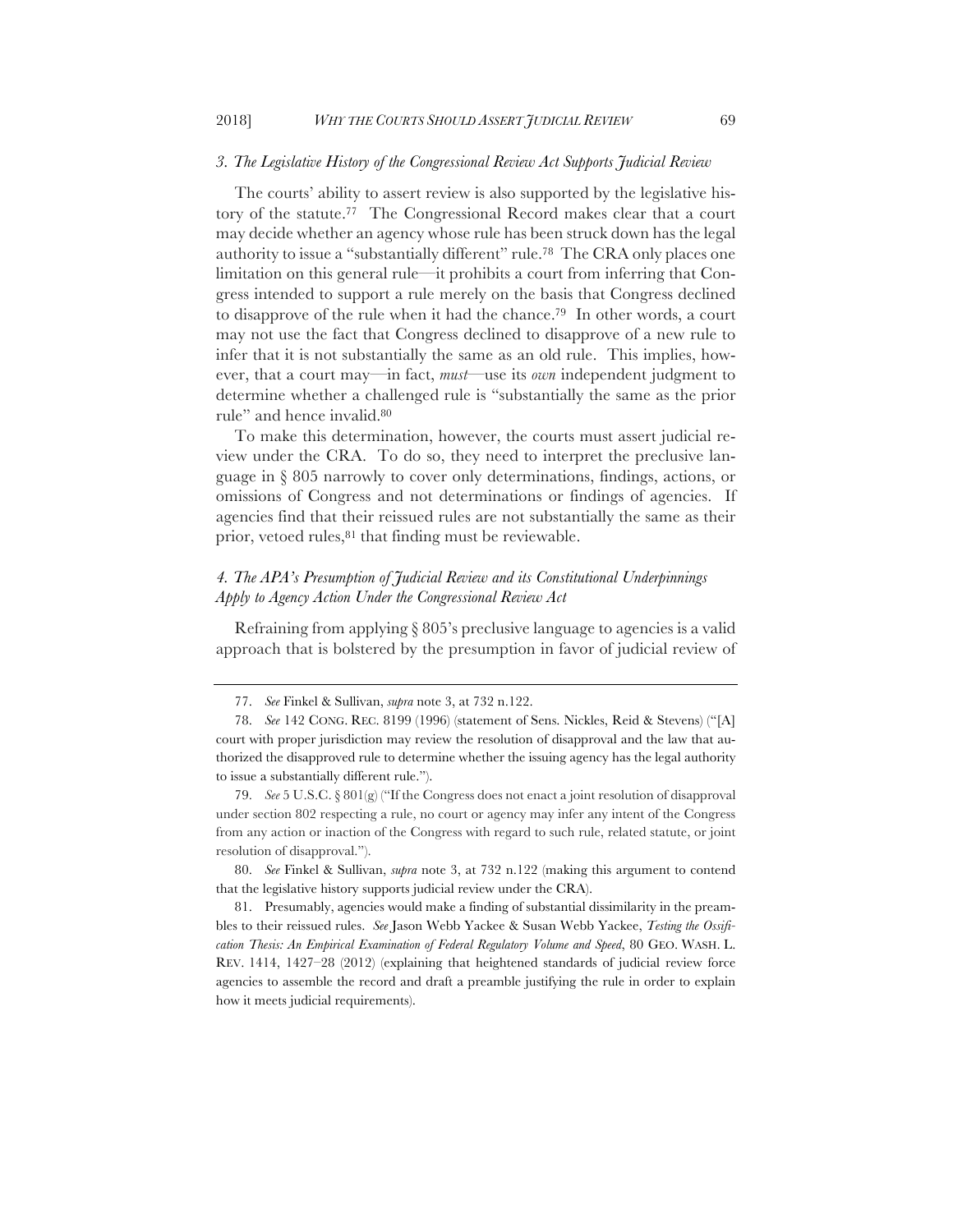### *3. The Legislative History of the Congressional Review Act Supports Judicial Review*

The courts' ability to assert review is also supported by the legislative history of the statute.[77] The Congressional Record makes clear that a court may decide whether an agency whose rule has been struck down has the legal authority to issue a "substantially different" rule.[78] The CRA only places one limitation on this general rule—it prohibits a court from inferring that Congress intended to support a rule merely on the basis that Congress declined to disapprove of the rule when it had the chance.[79] In other words, a court may not use the fact that Congress declined to disapprove of a new rule to infer that it is not substantially the same as an old rule. This implies, however, that a court may—in fact, *must*—use its *own* independent judgment to determine whether a challenged rule is "substantially the same as the prior rule" and hence invalid.[80]

To make this determination, however, the courts must assert judicial review under the CRA. To do so, they need to interpret the preclusive language in § 805 narrowly to cover only determinations, findings, actions, or omissions of Congress and not determinations or findings of agencies. If agencies find that their reissued rules are not substantially the same as their prior, vetoed rules,[81] that finding must be reviewable.

### *4. The APA's Presumption of Judicial Review and its Constitutional Underpinnings Apply to Agency Action Under the Congressional Review Act*

Refraining from applying § 805's preclusive language to agencies is a valid approach that is bolstered by the presumption in favor of judicial review of

---

77. *See* Finkel & Sullivan, *supra* note 3, at 732 n.122.

78. *See* 142 CONG. REC. 8199 (1996) (statement of Sens. Nickles, Reid & Stevens) ("[A] court with proper jurisdiction may review the resolution of disapproval and the law that authorized the disapproved rule to determine whether the issuing agency has the legal authority to issue a substantially different rule.").

79. *See* 5 U.S.C. § 801(g) ("If the Congress does not enact a joint resolution of disapproval under section 802 respecting a rule, no court or agency may infer any intent of the Congress from any action or inaction of the Congress with regard to such rule, related statute, or joint resolution of disapproval.").

80. *See* Finkel & Sullivan, *supra* note 3, at 732 n.122 (making this argument to contend that the legislative history supports judicial review under the CRA).

81. Presumably, agencies would make a finding of substantial dissimilarity in the preambles to their reissued rules. *See* Jason Webb Yackee & Susan Webb Yackee, *Testing the Ossification Thesis: An Empirical Examination of Federal Regulatory Volume and Speed*, 80 GEO. WASH. L. REV. 1414, 1427–28 (2012) (explaining that heightened standards of judicial review force agencies to assemble the record and draft a preamble justifying the rule in order to explain how it meets judicial requirements).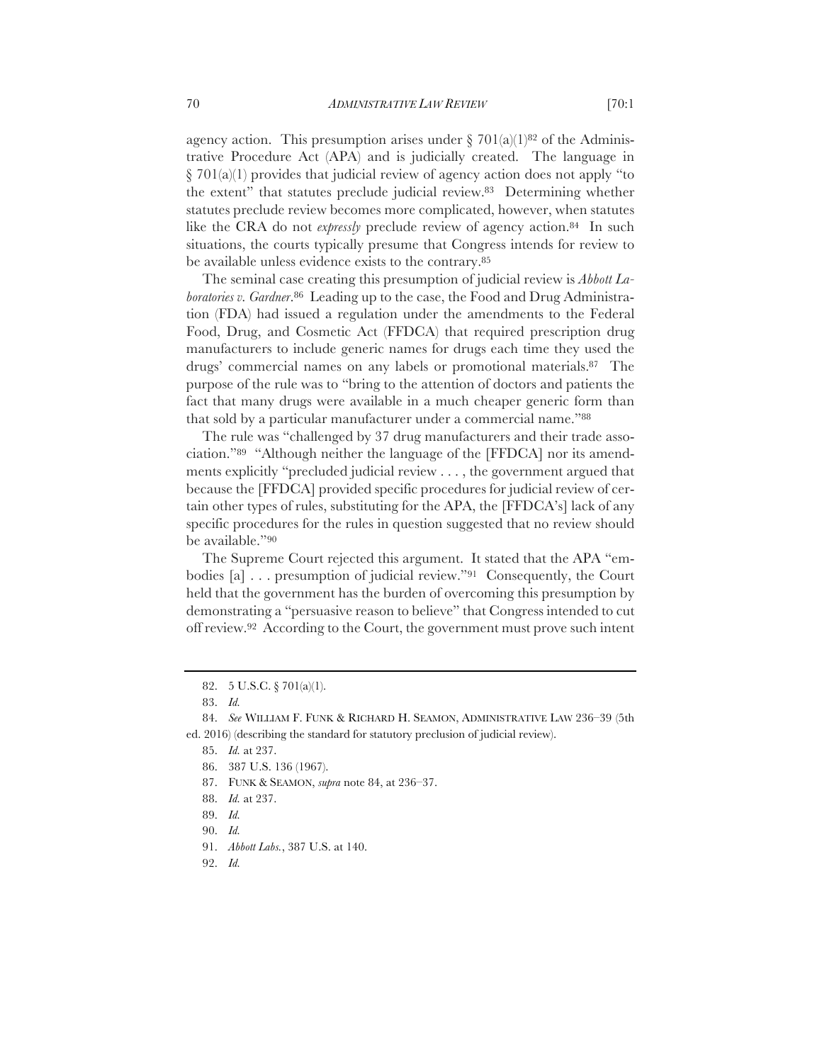agency action. This presumption arises under § 701(a)(1)[82] of the Administrative Procedure Act (APA) and is judicially created. The language in § 701(a)(1) provides that judicial review of agency action does not apply "to the extent" that statutes preclude judicial review.[83] Determining whether statutes preclude review becomes more complicated, however, when statutes like the CRA do not *expressly* preclude review of agency action.[84] In such situations, the courts typically presume that Congress intends for review to be available unless evidence exists to the contrary.[85]

The seminal case creating this presumption of judicial review is *Abbott Laboratories v. Gardner*.[86] Leading up to the case, the Food and Drug Administration (FDA) had issued a regulation under the amendments to the Federal Food, Drug, and Cosmetic Act (FFDCA) that required prescription drug manufacturers to include generic names for drugs each time they used the drugs' commercial names on any labels or promotional materials.[87] The purpose of the rule was to "bring to the attention of doctors and patients the fact that many drugs were available in a much cheaper generic form than that sold by a particular manufacturer under a commercial name."[88]

The rule was "challenged by 37 drug manufacturers and their trade association."[89] "Although neither the language of the [FFDCA] nor its amendments explicitly "precluded judicial review . . . , the government argued that because the [FFDCA] provided specific procedures for judicial review of certain other types of rules, substituting for the APA, the [FFDCA's] lack of any specific procedures for the rules in question suggested that no review should be available."[90]

The Supreme Court rejected this argument. It stated that the APA "embodies [a] . . . presumption of judicial review."[91] Consequently, the Court held that the government has the burden of overcoming this presumption by demonstrating a "persuasive reason to believe" that Congress intended to cut off review.[92] According to the Court, the government must prove such intent

---

82. 5 U.S.C. § 701(a)(1).

83. *Id.*

84. *See* WILLIAM F. FUNK & RICHARD H. SEAMON, ADMINISTRATIVE LAW 236–39 (5th ed. 2016) (describing the standard for statutory preclusion of judicial review).

85. *Id.* at 237.

86. 387 U.S. 136 (1967).

87. FUNK & SEAMON, *supra* note 84, at 236–37.

88. *Id.* at 237.

89. *Id.*

90. *Id.*

91. *Abbott Labs.*, 387 U.S. at 140.

92. *Id.*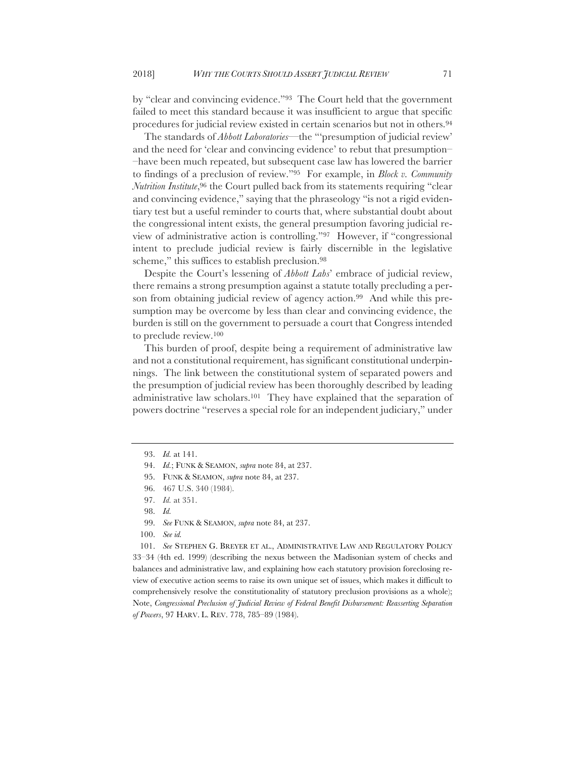by "clear and convincing evidence."[93] The Court held that the government failed to meet this standard because it was insufficient to argue that specific procedures for judicial review existed in certain scenarios but not in others.[94]

The standards of *Abbott Laboratories*—the "'presumption of judicial review' and the need for 'clear and convincing evidence' to rebut that presumption––have been much repeated, but subsequent case law has lowered the barrier to findings of a preclusion of review."[95] For example, in *Block v. Community Nutrition Institute*,[96] the Court pulled back from its statements requiring "clear and convincing evidence," saying that the phraseology "is not a rigid evidentiary test but a useful reminder to courts that, where substantial doubt about the congressional intent exists, the general presumption favoring judicial review of administrative action is controlling."[97] However, if "congressional intent to preclude judicial review is fairly discernible in the legislative scheme," this suffices to establish preclusion.[98]

Despite the Court's lessening of *Abbott Labs*' embrace of judicial review, there remains a strong presumption against a statute totally precluding a person from obtaining judicial review of agency action.[99] And while this presumption may be overcome by less than clear and convincing evidence, the burden is still on the government to persuade a court that Congress intended to preclude review.[100]

This burden of proof, despite being a requirement of administrative law and not a constitutional requirement, has significant constitutional underpinnings. The link between the constitutional system of separated powers and the presumption of judicial review has been thoroughly described by leading administrative law scholars.[101] They have explained that the separation of powers doctrine "reserves a special role for an independent judiciary," under

---

93. *Id.* at 141.

94. *Id.*; FUNK & SEAMON, *supra* note 84, at 237.

95. FUNK & SEAMON, *supra* note 84, at 237.

96. 467 U.S. 340 (1984).

97. *Id.* at 351.

98. *Id.*

99. *See* FUNK & SEAMON, *supra* note 84, at 237.

100. *See id.*

101. *See* STEPHEN G. BREYER ET AL., ADMINISTRATIVE LAW AND REGULATORY POLICY 33–34 (4th ed. 1999) (describing the nexus between the Madisonian system of checks and balances and administrative law, and explaining how each statutory provision foreclosing review of executive action seems to raise its own unique set of issues, which makes it difficult to comprehensively resolve the constitutionality of statutory preclusion provisions as a whole); Note, *Congressional Preclusion of Judicial Review of Federal Benefit Disbursement: Reasserting Separation of Powers*, 97 HARV. L. REV. 778, 785–89 (1984).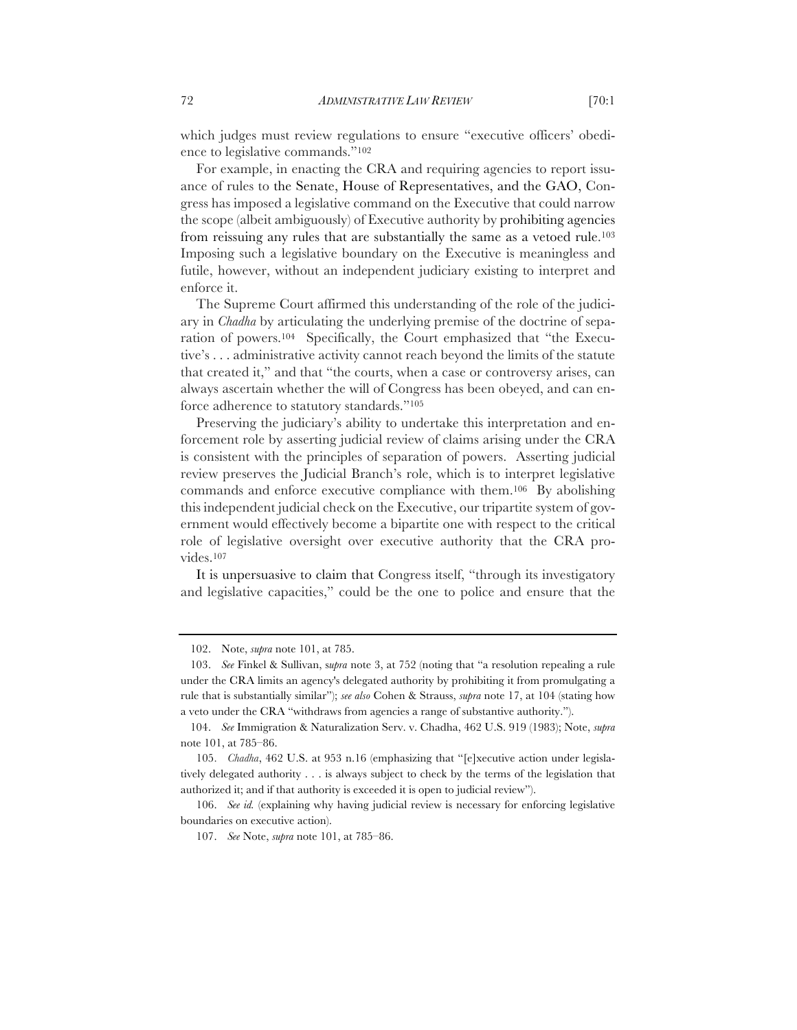which judges must review regulations to ensure "executive officers' obedience to legislative commands."[102]

For example, in enacting the CRA and requiring agencies to report issuance of rules to the Senate, House of Representatives, and the GAO, Congress has imposed a legislative command on the Executive that could narrow the scope (albeit ambiguously) of Executive authority by prohibiting agencies from reissuing any rules that are substantially the same as a vetoed rule.[103] Imposing such a legislative boundary on the Executive is meaningless and futile, however, without an independent judiciary existing to interpret and enforce it.

The Supreme Court affirmed this understanding of the role of the judiciary in *Chadha* by articulating the underlying premise of the doctrine of separation of powers.[104] Specifically, the Court emphasized that "the Executive's . . . administrative activity cannot reach beyond the limits of the statute that created it," and that "the courts, when a case or controversy arises, can always ascertain whether the will of Congress has been obeyed, and can enforce adherence to statutory standards."[105]

Preserving the judiciary's ability to undertake this interpretation and enforcement role by asserting judicial review of claims arising under the CRA is consistent with the principles of separation of powers. Asserting judicial review preserves the Judicial Branch's role, which is to interpret legislative commands and enforce executive compliance with them.[106] By abolishing this independent judicial check on the Executive, our tripartite system of government would effectively become a bipartite one with respect to the critical role of legislative oversight over executive authority that the CRA provides.[107]

It is unpersuasive to claim that Congress itself, "through its investigatory and legislative capacities," could be the one to police and ensure that the

---

102. Note, *supra* note 101, at 785.

103. *See* Finkel & Sullivan, *supra* note 3, at 752 (noting that "a resolution repealing a rule under the CRA limits an agency's delegated authority by prohibiting it from promulgating a rule that is substantially similar"); *see also* Cohen & Strauss, *supra* note 17, at 104 (stating how a veto under the CRA "withdraws from agencies a range of substantive authority.").

104. *See* Immigration & Naturalization Serv. v. Chadha, 462 U.S. 919 (1983); Note, *supra* note 101, at 785–86.

105. *Chadha*, 462 U.S. at 953 n.16 (emphasizing that "[e]xecutive action under legislatively delegated authority . . . is always subject to check by the terms of the legislation that authorized it; and if that authority is exceeded it is open to judicial review").

106. *See id.* (explaining why having judicial review is necessary for enforcing legislative boundaries on executive action).

107. *See* Note, *supra* note 101, at 785–86.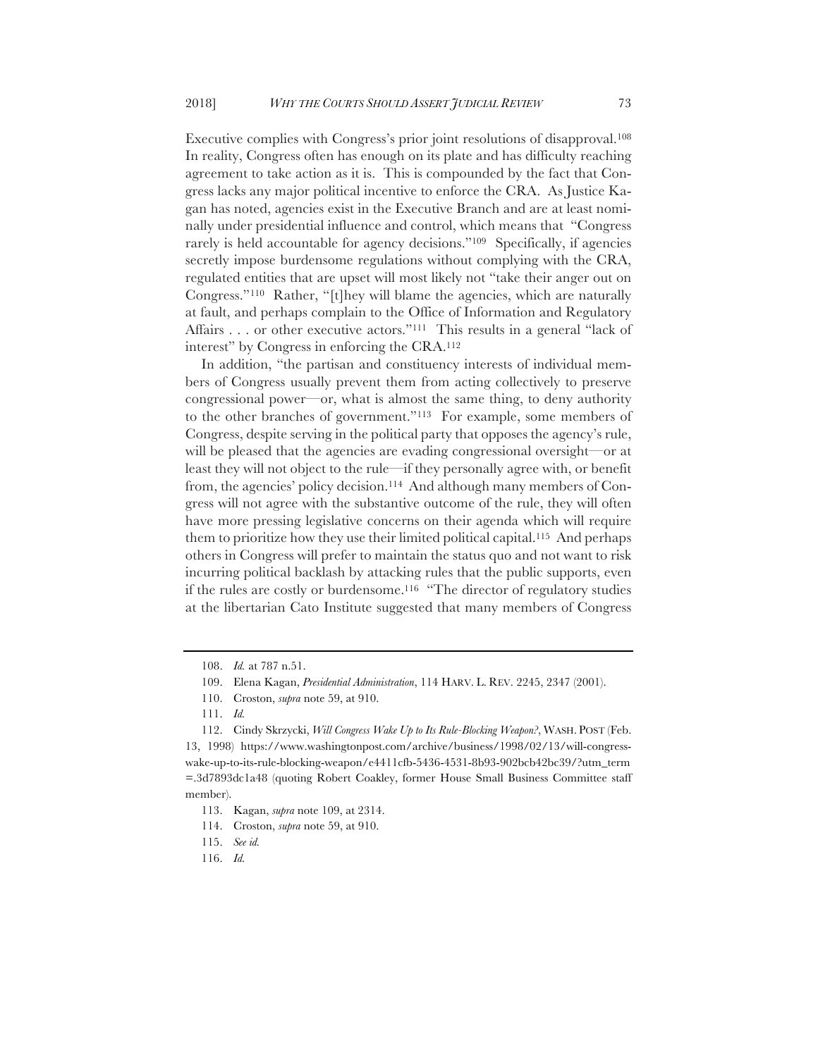Executive complies with Congress's prior joint resolutions of disapproval.[108] In reality, Congress often has enough on its plate and has difficulty reaching agreement to take action as it is. This is compounded by the fact that Congress lacks any major political incentive to enforce the CRA. As Justice Kagan has noted, agencies exist in the Executive Branch and are at least nominally under presidential influence and control, which means that "Congress rarely is held accountable for agency decisions."[109] Specifically, if agencies secretly impose burdensome regulations without complying with the CRA, regulated entities that are upset will most likely not "take their anger out on Congress."[110] Rather, "[t]hey will blame the agencies, which are naturally at fault, and perhaps complain to the Office of Information and Regulatory Affairs . . . or other executive actors."[111] This results in a general "lack of interest" by Congress in enforcing the CRA.[112]

In addition, "the partisan and constituency interests of individual members of Congress usually prevent them from acting collectively to preserve congressional power—or, what is almost the same thing, to deny authority to the other branches of government."[113] For example, some members of Congress, despite serving in the political party that opposes the agency's rule, will be pleased that the agencies are evading congressional oversight—or at least they will not object to the rule—if they personally agree with, or benefit from, the agencies' policy decision.[114] And although many members of Congress will not agree with the substantive outcome of the rule, they will often have more pressing legislative concerns on their agenda which will require them to prioritize how they use their limited political capital.[115] And perhaps others in Congress will prefer to maintain the status quo and not want to risk incurring political backlash by attacking rules that the public supports, even if the rules are costly or burdensome.[116] "The director of regulatory studies at the libertarian Cato Institute suggested that many members of Congress

---

108. *Id.* at 787 n.51.

109. Elena Kagan, *Presidential Administration*, 114 HARV. L. REV. 2245, 2347 (2001).

110. Croston, *supra* note 59, at 910.

111. *Id.*

112. Cindy Skrzycki, *Will Congress Wake Up to Its Rule-Blocking Weapon?*, WASH. POST (Feb. 13, 1998) https://www.washingtonpost.com/archive/business/1998/02/13/will-congress-wake-up-to-its-rule-blocking-weapon/e4411cfb-5436-4531-8b93-902bcb42bc39/?utm_term=.3d7893dc1a48 (quoting Robert Coakley, former House Small Business Committee staff member).

113. Kagan, *supra* note 109, at 2314.

114. Croston, *supra* note 59, at 910.

115. *See id.*

116. *Id.*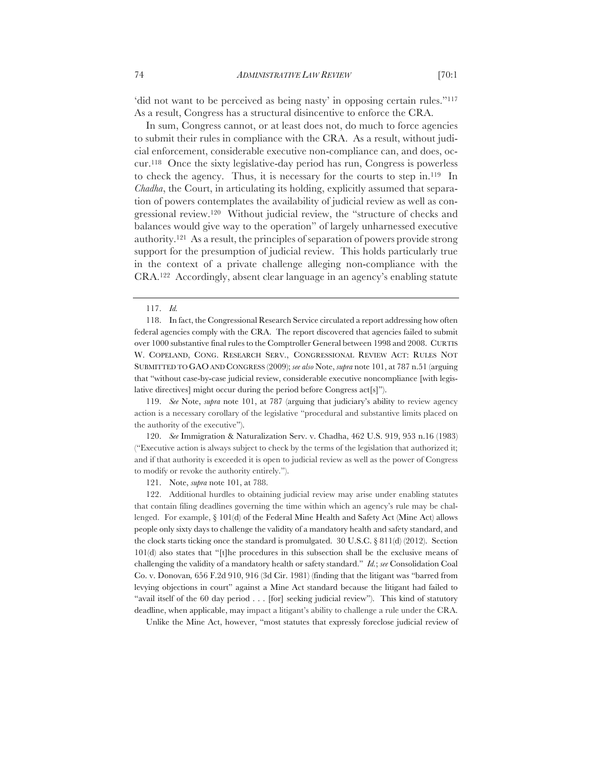'did not want to be perceived as being nasty' in opposing certain rules."[117] As a result, Congress has a structural disincentive to enforce the CRA.

In sum, Congress cannot, or at least does not, do much to force agencies to submit their rules in compliance with the CRA. As a result, without judicial enforcement, considerable executive non-compliance can, and does, occur.[118] Once the sixty legislative-day period has run, Congress is powerless to check the agency. Thus, it is necessary for the courts to step in.[119] In *Chadha*, the Court, in articulating its holding, explicitly assumed that separation of powers contemplates the availability of judicial review as well as congressional review.[120] Without judicial review, the "structure of checks and balances would give way to the operation" of largely unharnessed executive authority.[121] As a result, the principles of separation of powers provide strong support for the presumption of judicial review. This holds particularly true in the context of a private challenge alleging non-compliance with the CRA.[122] Accordingly, absent clear language in an agency's enabling statute

---

117. *Id.*

118. In fact, the Congressional Research Service circulated a report addressing how often federal agencies comply with the CRA. The report discovered that agencies failed to submit over 1000 substantive final rules to the Comptroller General between 1998 and 2008. CURTIS W. COPELAND, CONG. RESEARCH SERV., CONGRESSIONAL REVIEW ACT: RULES NOT SUBMITTED TO GAO AND CONGRESS (2009); *see also* Note, *supra* note 101, at 787 n.51 (arguing that "without case-by-case judicial review, considerable executive noncompliance [with legislative directives] might occur during the period before Congress act[s]").

119. *See* Note, *supra* note 101, at 787 (arguing that judiciary's ability to review agency action is a necessary corollary of the legislative "procedural and substantive limits placed on the authority of the executive").

120. *See* Immigration & Naturalization Serv. v. Chadha, 462 U.S. 919, 953 n.16 (1983) ("Executive action is always subject to check by the terms of the legislation that authorized it; and if that authority is exceeded it is open to judicial review as well as the power of Congress to modify or revoke the authority entirely.").

121. Note, *supra* note 101, at 788.

122. Additional hurdles to obtaining judicial review may arise under enabling statutes that contain filing deadlines governing the time within which an agency's rule may be challenged. For example, § 101(d) of the Federal Mine Health and Safety Act (Mine Act) allows people only sixty days to challenge the validity of a mandatory health and safety standard, and the clock starts ticking once the standard is promulgated. 30 U.S.C. § 811(d) (2012). Section 101(d) also states that "[t]he procedures in this subsection shall be the exclusive means of challenging the validity of a mandatory health or safety standard." *Id.*; *see* Consolidation Coal Co. v. Donovan*,* 656 F.2d 910, 916 (3d Cir. 1981) (finding that the litigant was "barred from levying objections in court" against a Mine Act standard because the litigant had failed to "avail itself of the 60 day period . . . [for] seeking judicial review"). This kind of statutory deadline, when applicable, may impact a litigant's ability to challenge a rule under the CRA.

Unlike the Mine Act, however, "most statutes that expressly foreclose judicial review of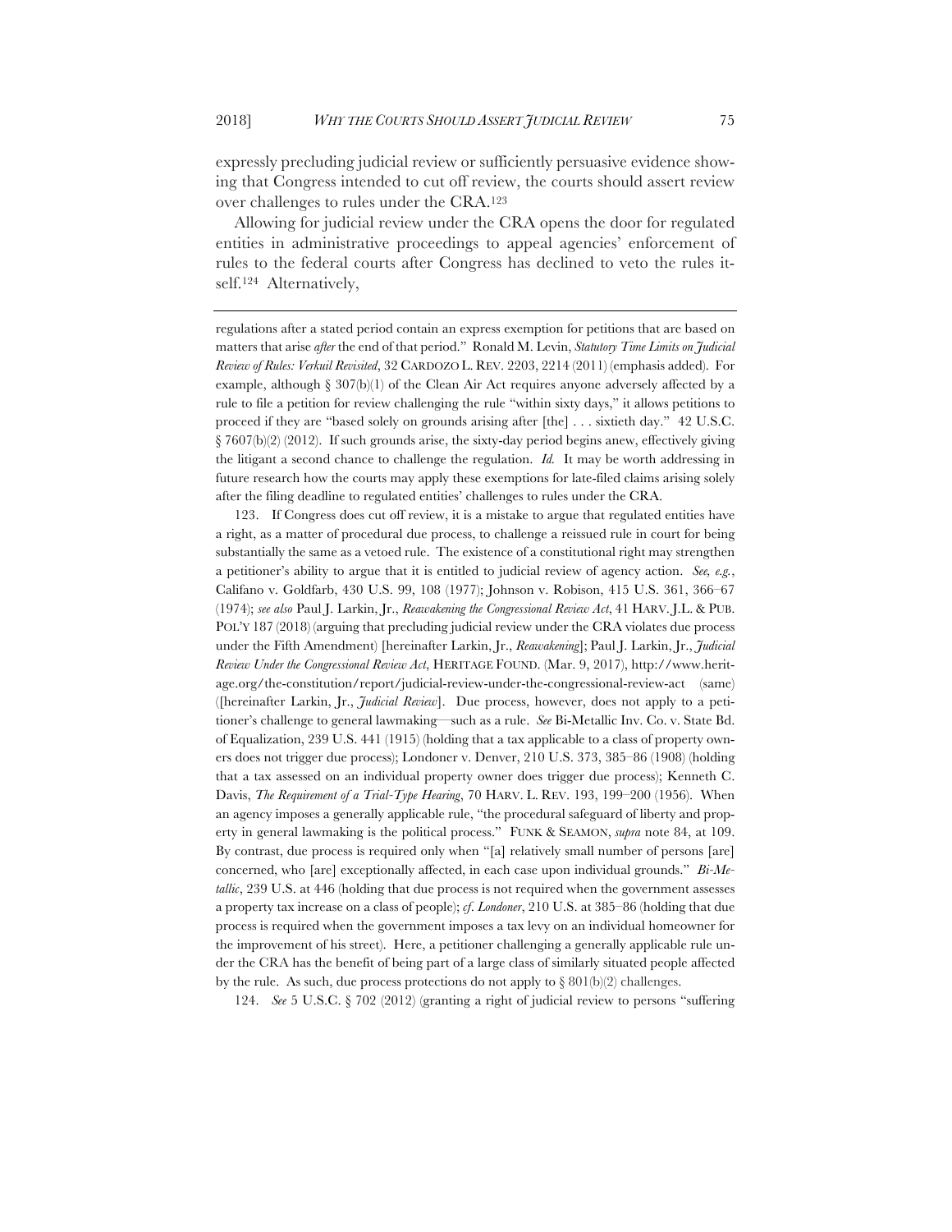expressly precluding judicial review or sufficiently persuasive evidence showing that Congress intended to cut off review, the courts should assert review over challenges to rules under the CRA.[123]

Allowing for judicial review under the CRA opens the door for regulated entities in administrative proceedings to appeal agencies' enforcement of rules to the federal courts after Congress has declined to veto the rules itself.[124] Alternatively,

---

regulations after a stated period contain an express exemption for petitions that are based on matters that arise *after* the end of that period." Ronald M. Levin, *Statutory Time Limits on Judicial Review of Rules: Verkuil Revisited*, 32 CARDOZO L. REV. 2203, 2214 (2011) (emphasis added). For example, although § 307(b)(1) of the Clean Air Act requires anyone adversely affected by a rule to file a petition for review challenging the rule "within sixty days," it allows petitions to proceed if they are "based solely on grounds arising after [the] . . . sixtieth day." 42 U.S.C. § 7607(b)(2) (2012). If such grounds arise, the sixty-day period begins anew, effectively giving the litigant a second chance to challenge the regulation. *Id.* It may be worth addressing in future research how the courts may apply these exemptions for late-filed claims arising solely after the filing deadline to regulated entities' challenges to rules under the CRA.

123. If Congress does cut off review, it is a mistake to argue that regulated entities have a right, as a matter of procedural due process, to challenge a reissued rule in court for being substantially the same as a vetoed rule. The existence of a constitutional right may strengthen a petitioner's ability to argue that it is entitled to judicial review of agency action. *See, e.g.*, Califano v. Goldfarb, 430 U.S. 99, 108 (1977); Johnson v. Robison, 415 U.S. 361, 366–67 (1974); *see also* Paul J. Larkin, Jr., *Reawakening the Congressional Review Act*, 41 HARV. J.L. & PUB. POL'Y 187 (2018) (arguing that precluding judicial review under the CRA violates due process under the Fifth Amendment) [hereinafter Larkin, Jr., *Reawakening*]; Paul J. Larkin, Jr., *Judicial Review Under the Congressional Review Act*, HERITAGE FOUND. (Mar. 9, 2017), http://www.heritage.org/the-constitution/report/judicial-review-under-the-congressional-review-act (same) ([hereinafter Larkin, Jr., *Judicial Review*]. Due process, however, does not apply to a petitioner's challenge to general lawmaking—such as a rule. *See* Bi-Metallic Inv. Co. v. State Bd. of Equalization, 239 U.S. 441 (1915) (holding that a tax applicable to a class of property owners does not trigger due process); Londoner v. Denver, 210 U.S. 373, 385–86 (1908) (holding that a tax assessed on an individual property owner does trigger due process); Kenneth C. Davis, *The Requirement of a Trial-Type Hearing*, 70 HARV. L. REV. 193, 199–200 (1956). When an agency imposes a generally applicable rule, "the procedural safeguard of liberty and property in general lawmaking is the political process." FUNK & SEAMON, *supra* note 84, at 109. By contrast, due process is required only when "[a] relatively small number of persons [are] concerned, who [are] exceptionally affected, in each case upon individual grounds." *Bi-Metallic*, 239 U.S. at 446 (holding that due process is not required when the government assesses a property tax increase on a class of people); *cf. Londoner*, 210 U.S. at 385–86 (holding that due process is required when the government imposes a tax levy on an individual homeowner for the improvement of his street). Here, a petitioner challenging a generally applicable rule under the CRA has the benefit of being part of a large class of similarly situated people affected by the rule. As such, due process protections do not apply to § 801(b)(2) challenges.

124. *See* 5 U.S.C. § 702 (2012) (granting a right of judicial review to persons "suffering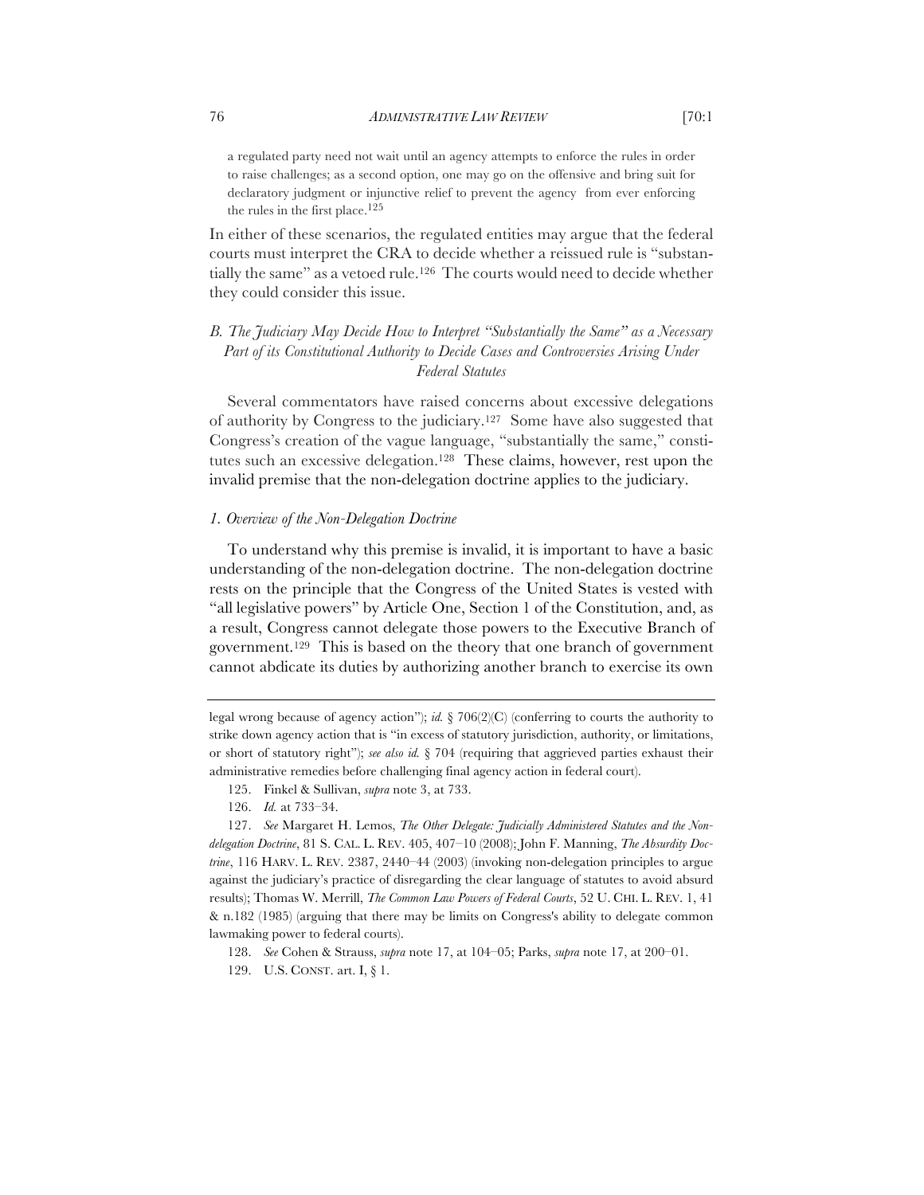> a regulated party need not wait until an agency attempts to enforce the rules in order to raise challenges; as a second option, one may go on the offensive and bring suit for declaratory judgment or injunctive relief to prevent the agency from ever enforcing the rules in the first place.[125]

In either of these scenarios, the regulated entities may argue that the federal courts must interpret the CRA to decide whether a reissued rule is "substantially the same" as a vetoed rule.[126] The courts would need to decide whether they could consider this issue.

### *B. The Judiciary May Decide How to Interpret "Substantially the Same" as a Necessary Part of its Constitutional Authority to Decide Cases and Controversies Arising Under Federal Statutes*

Several commentators have raised concerns about excessive delegations of authority by Congress to the judiciary.[127] Some have also suggested that Congress's creation of the vague language, "substantially the same," constitutes such an excessive delegation.[128] These claims, however, rest upon the invalid premise that the non-delegation doctrine applies to the judiciary.

#### *1. Overview of the Non-Delegation Doctrine*

To understand why this premise is invalid, it is important to have a basic understanding of the non-delegation doctrine. The non-delegation doctrine rests on the principle that the Congress of the United States is vested with "all legislative powers" by Article One, Section 1 of the Constitution, and, as a result, Congress cannot delegate those powers to the Executive Branch of government.[129] This is based on the theory that one branch of government cannot abdicate its duties by authorizing another branch to exercise its own

---

legal wrong because of agency action"); *id.* § 706(2)(C) (conferring to courts the authority to strike down agency action that is "in excess of statutory jurisdiction, authority, or limitations, or short of statutory right"); *see also id.* § 704 (requiring that aggrieved parties exhaust their administrative remedies before challenging final agency action in federal court).

125. Finkel & Sullivan, *supra* note 3, at 733.

126. *Id.* at 733–34.

127. *See* Margaret H. Lemos, *The Other Delegate: Judicially Administered Statutes and the Nondelegation Doctrine*, 81 S. CAL. L. REV. 405, 407–10 (2008); John F. Manning, *The Absurdity Doctrine*, 116 HARV. L. REV. 2387, 2440–44 (2003) (invoking non-delegation principles to argue against the judiciary's practice of disregarding the clear language of statutes to avoid absurd results); Thomas W. Merrill, *The Common Law Powers of Federal Courts*, 52 U. CHI. L. REV. 1, 41 & n.182 (1985) (arguing that there may be limits on Congress's ability to delegate common lawmaking power to federal courts).

128. *See* Cohen & Strauss, *supra* note 17, at 104–05; Parks, *supra* note 17, at 200–01.

129. U.S. CONST. art. I, § 1.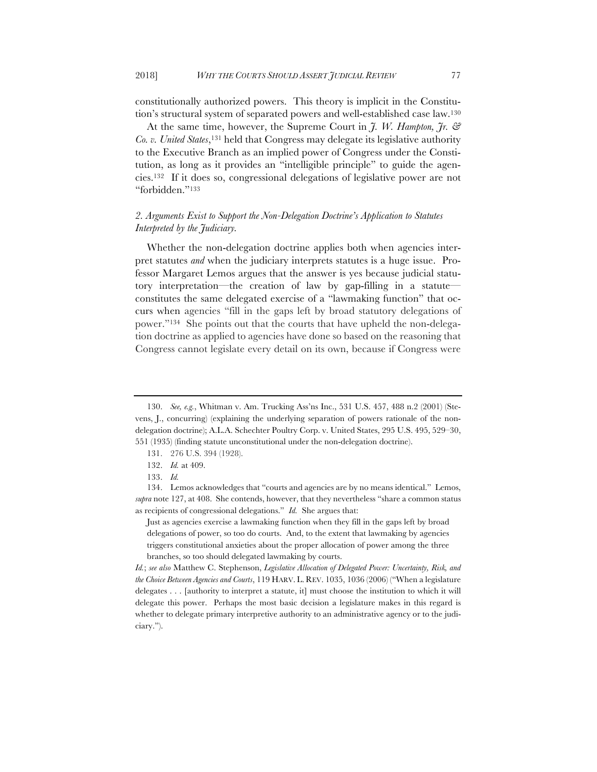constitutionally authorized powers. This theory is implicit in the Constitution's structural system of separated powers and well-established case law.[130]

At the same time, however, the Supreme Court in *J. W. Hampton, Jr. & Co. v. United States*,[131] held that Congress may delegate its legislative authority to the Executive Branch as an implied power of Congress under the Constitution, as long as it provides an "intelligible principle" to guide the agencies.[132] If it does so, congressional delegations of legislative power are not "forbidden."[133]

### *2. Arguments Exist to Support the Non-Delegation Doctrine's Application to Statutes Interpreted by the Judiciary.*

Whether the non-delegation doctrine applies both when agencies interpret statutes *and* when the judiciary interprets statutes is a huge issue. Professor Margaret Lemos argues that the answer is yes because judicial statutory interpretation—the creation of law by gap-filling in a statute—constitutes the same delegated exercise of a "lawmaking function" that occurs when agencies "fill in the gaps left by broad statutory delegations of power."[134] She points out that the courts that have upheld the non-delegation doctrine as applied to agencies have done so based on the reasoning that Congress cannot legislate every detail on its own, because if Congress were

---

130. *See, e.g.*, Whitman v. Am. Trucking Ass'ns Inc., 531 U.S. 457, 488 n.2 (2001) (Stevens, J., concurring) (explaining the underlying separation of powers rationale of the non-delegation doctrine); A.L.A. Schechter Poultry Corp. v. United States, 295 U.S. 495, 529–30, 551 (1935) (finding statute unconstitutional under the non-delegation doctrine).

131. 276 U.S. 394 (1928).

132. *Id.* at 409.

133. *Id.*

134. Lemos acknowledges that "courts and agencies are by no means identical." Lemos, *supra* note 127, at 408. She contends, however, that they nevertheless "share a common status as recipients of congressional delegations." *Id.* She argues that:

> Just as agencies exercise a lawmaking function when they fill in the gaps left by broad delegations of power, so too do courts. And, to the extent that lawmaking by agencies triggers constitutional anxieties about the proper allocation of power among the three branches, so too should delegated lawmaking by courts.

*Id.*; *see also* Matthew C. Stephenson, *Legislative Allocation of Delegated Power: Uncertainty, Risk, and the Choice Between Agencies and Courts*, 119 HARV. L. REV. 1035, 1036 (2006) ("When a legislature delegates . . . [authority to interpret a statute, it] must choose the institution to which it will delegate this power. Perhaps the most basic decision a legislature makes in this regard is whether to delegate primary interpretive authority to an administrative agency or to the judiciary.").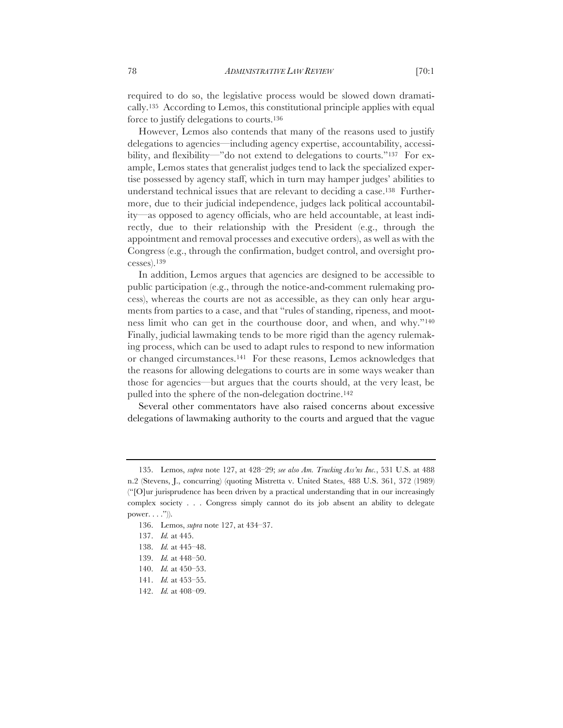required to do so, the legislative process would be slowed down dramatically.[135] According to Lemos, this constitutional principle applies with equal force to justify delegations to courts.[136]

However, Lemos also contends that many of the reasons used to justify delegations to agencies—including agency expertise, accountability, accessibility, and flexibility—"do not extend to delegations to courts."[137] For example, Lemos states that generalist judges tend to lack the specialized expertise possessed by agency staff, which in turn may hamper judges' abilities to understand technical issues that are relevant to deciding a case.[138] Furthermore, due to their judicial independence, judges lack political accountability—as opposed to agency officials, who are held accountable, at least indirectly, due to their relationship with the President (e.g., through the appointment and removal processes and executive orders), as well as with the Congress (e.g., through the confirmation, budget control, and oversight processes).[139]

In addition, Lemos argues that agencies are designed to be accessible to public participation (e.g., through the notice-and-comment rulemaking process), whereas the courts are not as accessible, as they can only hear arguments from parties to a case, and that "rules of standing, ripeness, and mootness limit who can get in the courthouse door, and when, and why."[140] Finally, judicial lawmaking tends to be more rigid than the agency rulemaking process, which can be used to adapt rules to respond to new information or changed circumstances.[141] For these reasons, Lemos acknowledges that the reasons for allowing delegations to courts are in some ways weaker than those for agencies—but argues that the courts should, at the very least, be pulled into the sphere of the non-delegation doctrine.[142]

Several other commentators have also raised concerns about excessive delegations of lawmaking authority to the courts and argued that the vague

---

135. Lemos, *supra* note 127, at 428–29; *see also Am. Trucking Ass'ns Inc.*, 531 U.S. at 488 n.2 (Stevens, J., concurring) (quoting Mistretta v. United States, 488 U.S. 361, 372 (1989) ("[O]ur jurisprudence has been driven by a practical understanding that in our increasingly complex society . . . Congress simply cannot do its job absent an ability to delegate power. . . .")).

136. Lemos, *supra* note 127, at 434–37.

137. *Id.* at 445.

138. *Id.* at 445–48.

139. *Id.* at 448–50.

140. *Id.* at 450–53.

141. *Id.* at 453–55.

142. *Id.* at 408–09.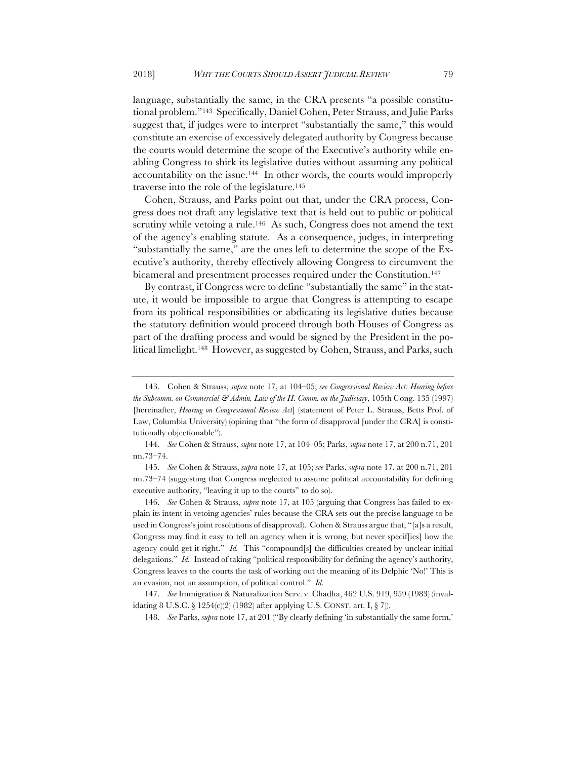language, substantially the same, in the CRA presents "a possible constitutional problem."[143] Specifically, Daniel Cohen, Peter Strauss, and Julie Parks suggest that, if judges were to interpret "substantially the same," this would constitute an exercise of excessively delegated authority by Congress because the courts would determine the scope of the Executive's authority while enabling Congress to shirk its legislative duties without assuming any political accountability on the issue.[144] In other words, the courts would improperly traverse into the role of the legislature.[145]

Cohen, Strauss, and Parks point out that, under the CRA process, Congress does not draft any legislative text that is held out to public or political scrutiny while vetoing a rule.[146] As such, Congress does not amend the text of the agency's enabling statute. As a consequence, judges, in interpreting "substantially the same," are the ones left to determine the scope of the Executive's authority, thereby effectively allowing Congress to circumvent the bicameral and presentment processes required under the Constitution.[147]

By contrast, if Congress were to define "substantially the same" in the statute, it would be impossible to argue that Congress is attempting to escape from its political responsibilities or abdicating its legislative duties because the statutory definition would proceed through both Houses of Congress as part of the drafting process and would be signed by the President in the political limelight.[148] However, as suggested by Cohen, Strauss, and Parks, such

---

143. Cohen & Strauss, *supra* note 17, at 104–05; *see Congressional Review Act: Hearing before the Subcomm. on Commercial & Admin. Law of the H. Comm. on the Judiciary*, 105th Cong. 135 (1997) [hereinafter, *Hearing on Congressional Review Act*] (statement of Peter L. Strauss, Betts Prof. of Law, Columbia University) (opining that "the form of disapproval [under the CRA] is constitutionally objectionable").

144. *See* Cohen & Strauss, *supra* note 17, at 104–05; Parks, *supra* note 17, at 200 n.71, 201 nn.73–74.

145. *See* Cohen & Strauss, *supra* note 17, at 105; *see* Parks, *supra* note 17, at 200 n.71, 201 nn.73–74 (suggesting that Congress neglected to assume political accountability for defining executive authority, "leaving it up to the courts" to do so).

146. *See* Cohen & Strauss, *supra* note 17, at 105 (arguing that Congress has failed to explain its intent in vetoing agencies' rules because the CRA sets out the precise language to be used in Congress's joint resolutions of disapproval). Cohen & Strauss argue that, "[a]s a result, Congress may find it easy to tell an agency when it is wrong, but never specif[ies] how the agency could get it right." *Id.* This "compound[s] the difficulties created by unclear initial delegations." *Id.* Instead of taking "political responsibility for defining the agency's authority, Congress leaves to the courts the task of working out the meaning of its Delphic 'No!' This is an evasion, not an assumption, of political control." *Id.*

147. *See* Immigration & Naturalization Serv. v. Chadha, 462 U.S. 919, 959 (1983) (invalidating 8 U.S.C. § 1254(c)(2) (1982) after applying U.S. CONST. art. I, § 7)).

148. *See* Parks, *supra* note 17, at 201 ("By clearly defining 'in substantially the same form,'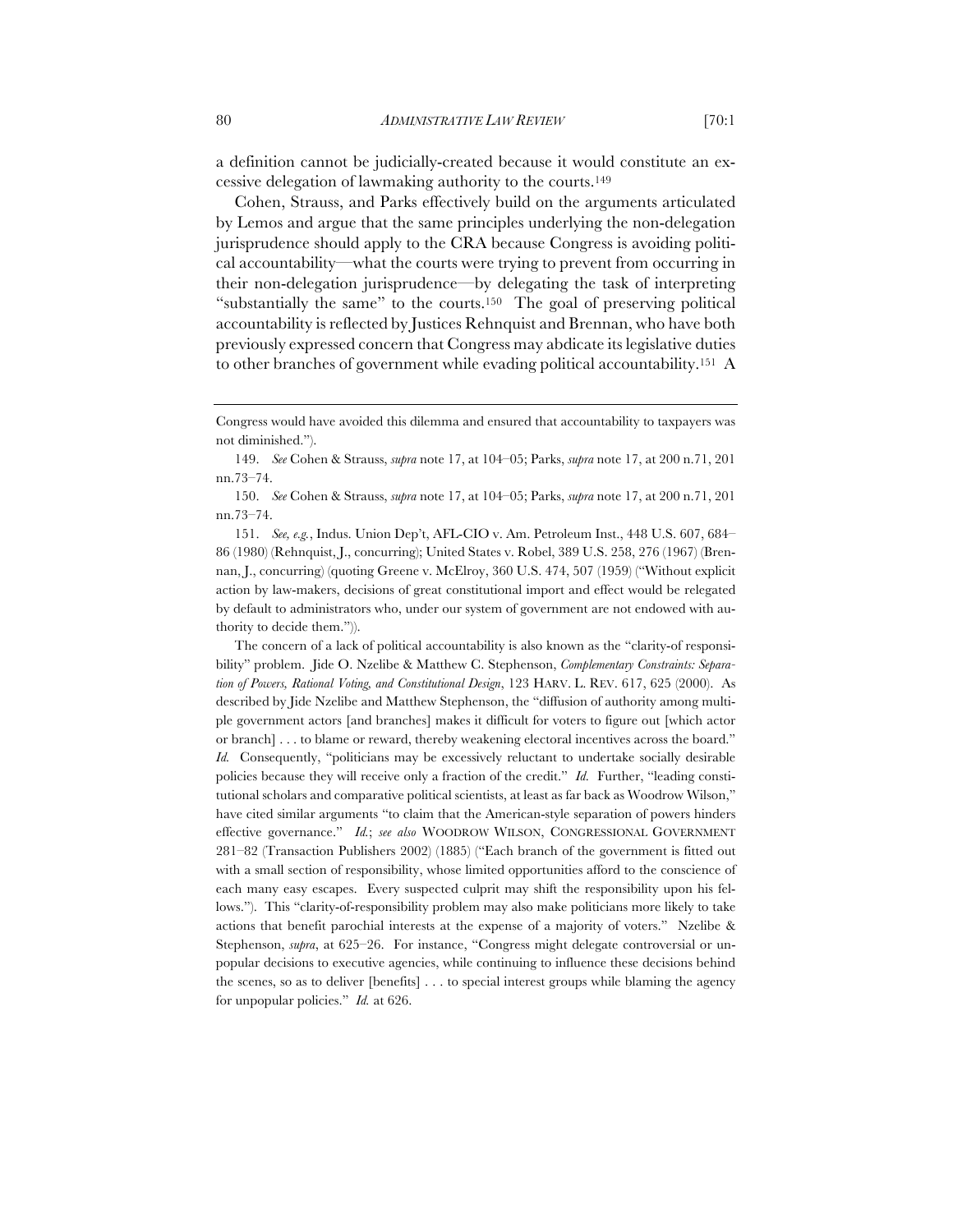a definition cannot be judicially-created because it would constitute an excessive delegation of lawmaking authority to the courts.[149]

Cohen, Strauss, and Parks effectively build on the arguments articulated by Lemos and argue that the same principles underlying the non-delegation jurisprudence should apply to the CRA because Congress is avoiding political accountability—what the courts were trying to prevent from occurring in their non-delegation jurisprudence—by delegating the task of interpreting "substantially the same" to the courts.[150] The goal of preserving political accountability is reflected by Justices Rehnquist and Brennan, who have both previously expressed concern that Congress may abdicate its legislative duties to other branches of government while evading political accountability.[151] A

---

Congress would have avoided this dilemma and ensured that accountability to taxpayers was not diminished.").

149. *See* Cohen & Strauss, *supra* note 17, at 104–05; Parks, *supra* note 17, at 200 n.71, 201 nn.73–74.

150. *See* Cohen & Strauss, *supra* note 17, at 104–05; Parks, *supra* note 17, at 200 n.71, 201 nn.73–74.

151. *See, e.g.*, Indus. Union Dep't, AFL-CIO v. Am. Petroleum Inst., 448 U.S. 607, 684–86 (1980) (Rehnquist, J., concurring); United States v. Robel, 389 U.S. 258, 276 (1967) (Brennan, J., concurring) (quoting Greene v. McElroy, 360 U.S. 474, 507 (1959) ("Without explicit action by law-makers, decisions of great constitutional import and effect would be relegated by default to administrators who, under our system of government are not endowed with authority to decide them.")).

The concern of a lack of political accountability is also known as the "clarity-of responsibility" problem. Jide O. Nzelibe & Matthew C. Stephenson, *Complementary Constraints: Separation of Powers, Rational Voting, and Constitutional Design*, 123 HARV. L. REV. 617, 625 (2000). As described by Jide Nzelibe and Matthew Stephenson, the "diffusion of authority among multiple government actors [and branches] makes it difficult for voters to figure out [which actor or branch] . . . to blame or reward, thereby weakening electoral incentives across the board." *Id.* Consequently, "politicians may be excessively reluctant to undertake socially desirable policies because they will receive only a fraction of the credit." *Id.* Further, "leading constitutional scholars and comparative political scientists, at least as far back as Woodrow Wilson," have cited similar arguments "to claim that the American-style separation of powers hinders effective governance." *Id.*; *see also* WOODROW WILSON, CONGRESSIONAL GOVERNMENT 281–82 (Transaction Publishers 2002) (1885) ("Each branch of the government is fitted out with a small section of responsibility, whose limited opportunities afford to the conscience of each many easy escapes. Every suspected culprit may shift the responsibility upon his fellows."). This "clarity-of-responsibility problem may also make politicians more likely to take actions that benefit parochial interests at the expense of a majority of voters." Nzelibe & Stephenson, *supra*, at 625–26. For instance, "Congress might delegate controversial or unpopular decisions to executive agencies, while continuing to influence these decisions behind the scenes, so as to deliver [benefits] . . . to special interest groups while blaming the agency for unpopular policies." *Id.* at 626.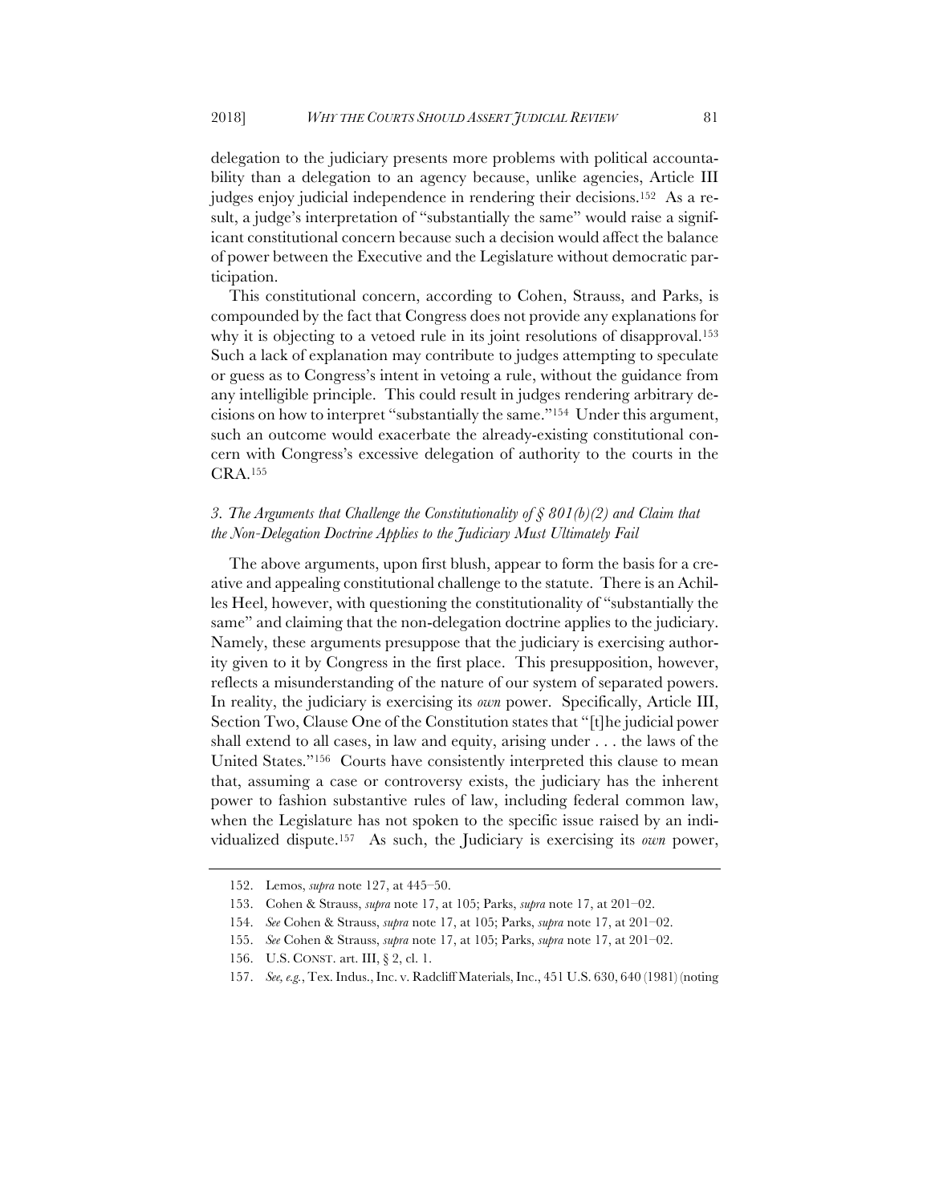delegation to the judiciary presents more problems with political accountability than a delegation to an agency because, unlike agencies, Article III judges enjoy judicial independence in rendering their decisions.[152] As a result, a judge's interpretation of "substantially the same" would raise a significant constitutional concern because such a decision would affect the balance of power between the Executive and the Legislature without democratic participation.

This constitutional concern, according to Cohen, Strauss, and Parks, is compounded by the fact that Congress does not provide any explanations for why it is objecting to a vetoed rule in its joint resolutions of disapproval.[153] Such a lack of explanation may contribute to judges attempting to speculate or guess as to Congress's intent in vetoing a rule, without the guidance from any intelligible principle. This could result in judges rendering arbitrary decisions on how to interpret "substantially the same."[154] Under this argument, such an outcome would exacerbate the already-existing constitutional concern with Congress's excessive delegation of authority to the courts in the CRA.[155]

### *3. The Arguments that Challenge the Constitutionality of § 801(b)(2) and Claim that the Non-Delegation Doctrine Applies to the Judiciary Must Ultimately Fail*

The above arguments, upon first blush, appear to form the basis for a creative and appealing constitutional challenge to the statute. There is an Achilles Heel, however, with questioning the constitutionality of "substantially the same" and claiming that the non-delegation doctrine applies to the judiciary. Namely, these arguments presuppose that the judiciary is exercising authority given to it by Congress in the first place. This presupposition, however, reflects a misunderstanding of the nature of our system of separated powers. In reality, the judiciary is exercising its *own* power. Specifically, Article III, Section Two, Clause One of the Constitution states that "[t]he judicial power shall extend to all cases, in law and equity, arising under . . . the laws of the United States."[156] Courts have consistently interpreted this clause to mean that, assuming a case or controversy exists, the judiciary has the inherent power to fashion substantive rules of law, including federal common law, when the Legislature has not spoken to the specific issue raised by an individualized dispute.[157] As such, the Judiciary is exercising its *own* power,

---

152. Lemos, *supra* note 127, at 445–50.

153. Cohen & Strauss, *supra* note 17, at 105; Parks, *supra* note 17, at 201–02.

154. *See* Cohen & Strauss, *supra* note 17, at 105; Parks, *supra* note 17, at 201–02.

155. *See* Cohen & Strauss, *supra* note 17, at 105; Parks, *supra* note 17, at 201–02.

156. U.S. CONST. art. III, § 2, cl. 1.

157. *See, e.g.*, Tex. Indus., Inc. v. Radcliff Materials, Inc., 451 U.S. 630, 640 (1981) (noting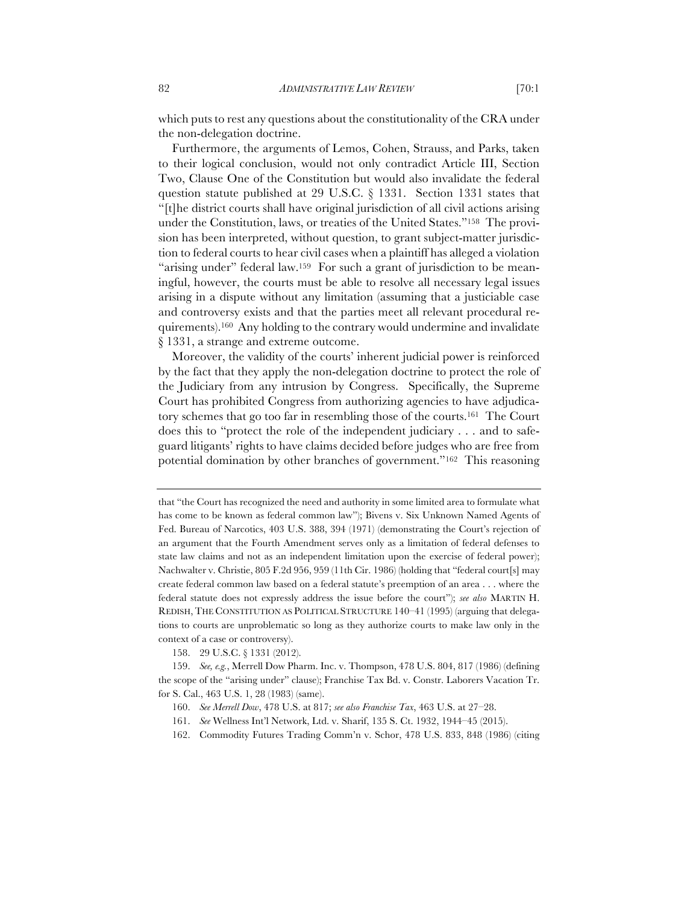which puts to rest any questions about the constitutionality of the CRA under the non-delegation doctrine.

Furthermore, the arguments of Lemos, Cohen, Strauss, and Parks, taken to their logical conclusion, would not only contradict Article III, Section Two, Clause One of the Constitution but would also invalidate the federal question statute published at 29 U.S.C. § 1331. Section 1331 states that "[t]he district courts shall have original jurisdiction of all civil actions arising under the Constitution, laws, or treaties of the United States."[158] The provision has been interpreted, without question, to grant subject-matter jurisdiction to federal courts to hear civil cases when a plaintiff has alleged a violation "arising under" federal law.[159] For such a grant of jurisdiction to be meaningful, however, the courts must be able to resolve all necessary legal issues arising in a dispute without any limitation (assuming that a justiciable case and controversy exists and that the parties meet all relevant procedural requirements).[160] Any holding to the contrary would undermine and invalidate § 1331, a strange and extreme outcome.

Moreover, the validity of the courts' inherent judicial power is reinforced by the fact that they apply the non-delegation doctrine to protect the role of the Judiciary from any intrusion by Congress. Specifically, the Supreme Court has prohibited Congress from authorizing agencies to have adjudicatory schemes that go too far in resembling those of the courts.[161] The Court does this to "protect the role of the independent judiciary . . . and to safeguard litigants' rights to have claims decided before judges who are free from potential domination by other branches of government."[162] This reasoning

---

that "the Court has recognized the need and authority in some limited area to formulate what has come to be known as federal common law"); Bivens v. Six Unknown Named Agents of Fed. Bureau of Narcotics, 403 U.S. 388, 394 (1971) (demonstrating the Court's rejection of an argument that the Fourth Amendment serves only as a limitation of federal defenses to state law claims and not as an independent limitation upon the exercise of federal power); Nachwalter v. Christie, 805 F.2d 956, 959 (11th Cir. 1986) (holding that "federal court[s] may create federal common law based on a federal statute's preemption of an area . . . where the federal statute does not expressly address the issue before the court"); *see also* MARTIN H. REDISH, THE CONSTITUTION AS POLITICAL STRUCTURE 140–41 (1995) (arguing that delegations to courts are unproblematic so long as they authorize courts to make law only in the context of a case or controversy).

158. 29 U.S.C. § 1331 (2012).

159. *See, e.g.*, Merrell Dow Pharm. Inc. v. Thompson, 478 U.S. 804, 817 (1986) (defining the scope of the "arising under" clause); Franchise Tax Bd. v. Constr. Laborers Vacation Tr. for S. Cal., 463 U.S. 1, 28 (1983) (same).

160. *See Merrell Dow*, 478 U.S. at 817; *see also Franchise Tax*, 463 U.S. at 27–28.

161. *See* Wellness Int'l Network, Ltd. v. Sharif, 135 S. Ct. 1932, 1944–45 (2015).

162. Commodity Futures Trading Comm'n v. Schor, 478 U.S. 833, 848 (1986) (citing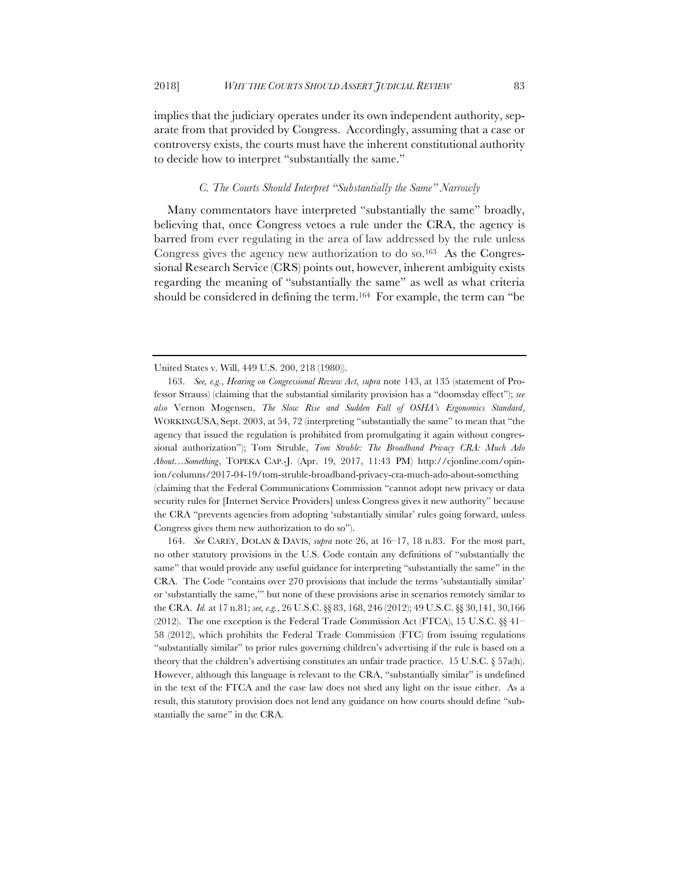implies that the judiciary operates under its own independent authority, separate from that provided by Congress. Accordingly, assuming that a case or controversy exists, the courts must have the inherent constitutional authority to decide how to interpret "substantially the same."

### *C. The Courts Should Interpret "Substantially the Same" Narrowly*

Many commentators have interpreted "substantially the same" broadly, believing that, once Congress vetoes a rule under the CRA, the agency is barred from ever regulating in the area of law addressed by the rule unless Congress gives the agency new authorization to do so.[163] As the Congressional Research Service (CRS) points out, however, inherent ambiguity exists regarding the meaning of "substantially the same" as well as what criteria should be considered in defining the term.[164] For example, the term can "be

---

United States v. Will, 449 U.S. 200, 218 (1980)).

163. *See, e.g.*, *Hearing on Congressional Review Act*, *supra* note 143, at 135 (statement of Professor Strauss) (claiming that the substantial similarity provision has a "doomsday effect"); *see also* Vernon Mogensen, *The Slow Rise and Sudden Fall of OSHA's Ergonomics Standard*, WORKINGUSA, Sept. 2003, at 54, 72 (interpreting "substantially the same" to mean that "the agency that issued the regulation is prohibited from promulgating it again without congressional authorization"); Tom Struble, *Tom Struble: The Broadband Privacy CRA: Much Ado About…Something*, TOPEKA CAP.-J. (Apr. 19, 2017, 11:43 PM) http://cjonline.com/opinion/columns/2017-04-19/tom-struble-broadband-privacy-cra-much-ado-about-something (claiming that the Federal Communications Commission "cannot adopt new privacy or data security rules for [Internet Service Providers] unless Congress gives it new authority" because the CRA "prevents agencies from adopting 'substantially similar' rules going forward, unless Congress gives them new authorization to do so").

164. *See* CAREY, DOLAN & DAVIS, *supra* note 26, at 16–17, 18 n.83. For the most part, no other statutory provisions in the U.S. Code contain any definitions of "substantially the same" that would provide any useful guidance for interpreting "substantially the same" in the CRA. The Code "contains over 270 provisions that include the terms 'substantially similar' or 'substantially the same,'" but none of these provisions arise in scenarios remotely similar to the CRA. *Id.* at 17 n.81; *see, e.g.*, 26 U.S.C. §§ 83, 168, 246 (2012); 49 U.S.C. §§ 30,141, 30,166 (2012). The one exception is the Federal Trade Commission Act (FTCA), 15 U.S.C. §§ 41–58 (2012), which prohibits the Federal Trade Commission (FTC) from issuing regulations "substantially similar" to prior rules governing children's advertising if the rule is based on a theory that the children's advertising constitutes an unfair trade practice. 15 U.S.C. § 57a(h). However, although this language is relevant to the CRA, "substantially similar" is undefined in the text of the FTCA and the case law does not shed any light on the issue either. As a result, this statutory provision does not lend any guidance on how courts should define "substantially the same" in the CRA.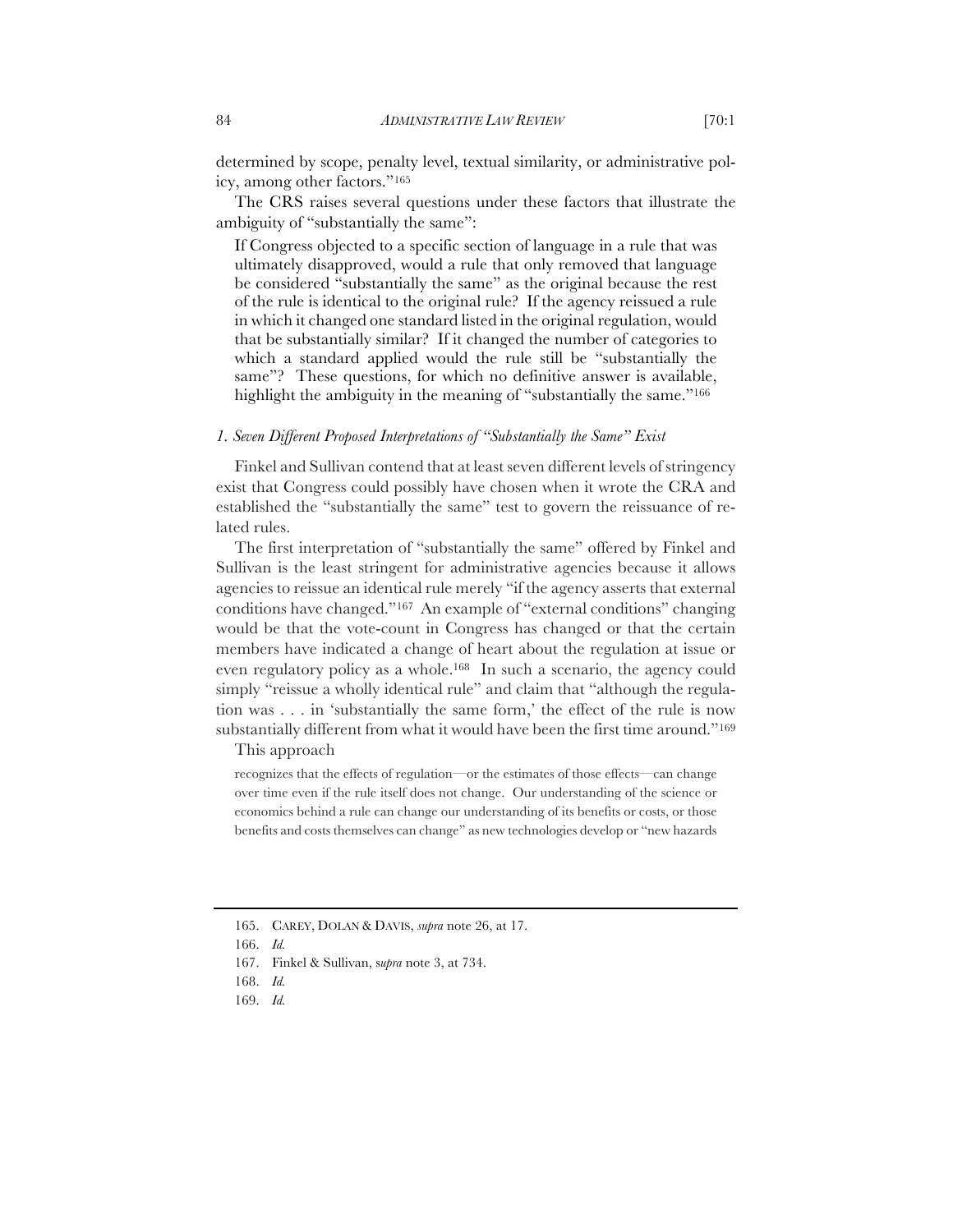determined by scope, penalty level, textual similarity, or administrative policy, among other factors."[165]

The CRS raises several questions under these factors that illustrate the ambiguity of "substantially the same":

> If Congress objected to a specific section of language in a rule that was ultimately disapproved, would a rule that only removed that language be considered "substantially the same" as the original because the rest of the rule is identical to the original rule? If the agency reissued a rule in which it changed one standard listed in the original regulation, would that be substantially similar? If it changed the number of categories to which a standard applied would the rule still be "substantially the same"? These questions, for which no definitive answer is available, highlight the ambiguity in the meaning of "substantially the same."[166]

### *1. Seven Different Proposed Interpretations of "Substantially the Same" Exist*

Finkel and Sullivan contend that at least seven different levels of stringency exist that Congress could possibly have chosen when it wrote the CRA and established the "substantially the same" test to govern the reissuance of related rules.

The first interpretation of "substantially the same" offered by Finkel and Sullivan is the least stringent for administrative agencies because it allows agencies to reissue an identical rule merely "if the agency asserts that external conditions have changed."[167] An example of "external conditions" changing would be that the vote-count in Congress has changed or that the certain members have indicated a change of heart about the regulation at issue or even regulatory policy as a whole.[168] In such a scenario, the agency could simply "reissue a wholly identical rule" and claim that "although the regulation was . . . in 'substantially the same form,' the effect of the rule is now substantially different from what it would have been the first time around."[169]

This approach

> recognizes that the effects of regulation—or the estimates of those effects—can change over time even if the rule itself does not change. Our understanding of the science or economics behind a rule can change our understanding of its benefits or costs, or those benefits and costs themselves can change" as new technologies develop or "new hazards

---

165. CAREY, DOLAN & DAVIS, *supra* note 26, at 17.

166. *Id.*

167. Finkel & Sullivan, *supra* note 3, at 734.

168. *Id.*

169. *Id.*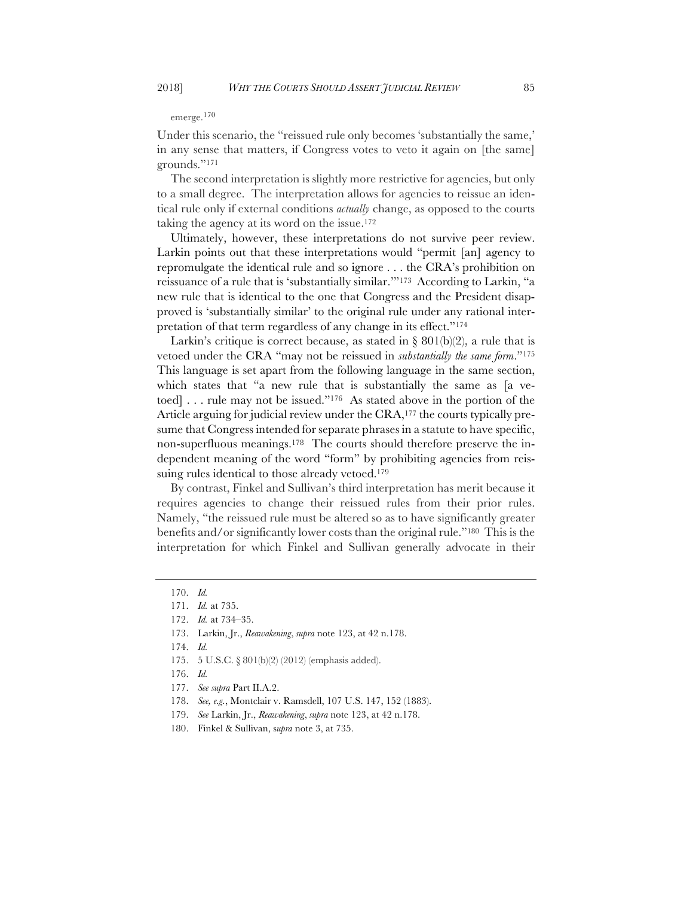emerge.[170]

Under this scenario, the "reissued rule only becomes 'substantially the same,' in any sense that matters, if Congress votes to veto it again on [the same] grounds."[171]

The second interpretation is slightly more restrictive for agencies, but only to a small degree. The interpretation allows for agencies to reissue an identical rule only if external conditions *actually* change, as opposed to the courts taking the agency at its word on the issue.[172]

Ultimately, however, these interpretations do not survive peer review. Larkin points out that these interpretations would "permit [an] agency to repromulgate the identical rule and so ignore . . . the CRA's prohibition on reissuance of a rule that is 'substantially similar.'"[173] According to Larkin, "a new rule that is identical to the one that Congress and the President disapproved is 'substantially similar' to the original rule under any rational interpretation of that term regardless of any change in its effect."[174]

Larkin's critique is correct because, as stated in § 801(b)(2), a rule that is vetoed under the CRA "may not be reissued in *substantially the same form*."[175] This language is set apart from the following language in the same section, which states that "a new rule that is substantially the same as [a vetoed] . . . rule may not be issued."[176] As stated above in the portion of the Article arguing for judicial review under the CRA,[177] the courts typically presume that Congress intended for separate phrases in a statute to have specific, non-superfluous meanings.[178] The courts should therefore preserve the independent meaning of the word "form" by prohibiting agencies from reissuing rules identical to those already vetoed.[179]

By contrast, Finkel and Sullivan's third interpretation has merit because it requires agencies to change their reissued rules from their prior rules. Namely, "the reissued rule must be altered so as to have significantly greater benefits and/or significantly lower costs than the original rule."[180] This is the interpretation for which Finkel and Sullivan generally advocate in their

---

170. *Id.*

171. *Id.* at 735.

172. *Id.* at 734–35.

173. Larkin, Jr., *Reawakening*, *supra* note 123, at 42 n.178.

174. *Id.*

175. 5 U.S.C. § 801(b)(2) (2012) (emphasis added).

176. *Id.*

177. *See supra* Part II.A.2.

178. *See, e.g.*, Montclair v. Ramsdell, 107 U.S. 147, 152 (1883).

179. *See* Larkin, Jr., *Reawakening*, *supra* note 123, at 42 n.178.

180. Finkel & Sullivan, *supra* note 3, at 735.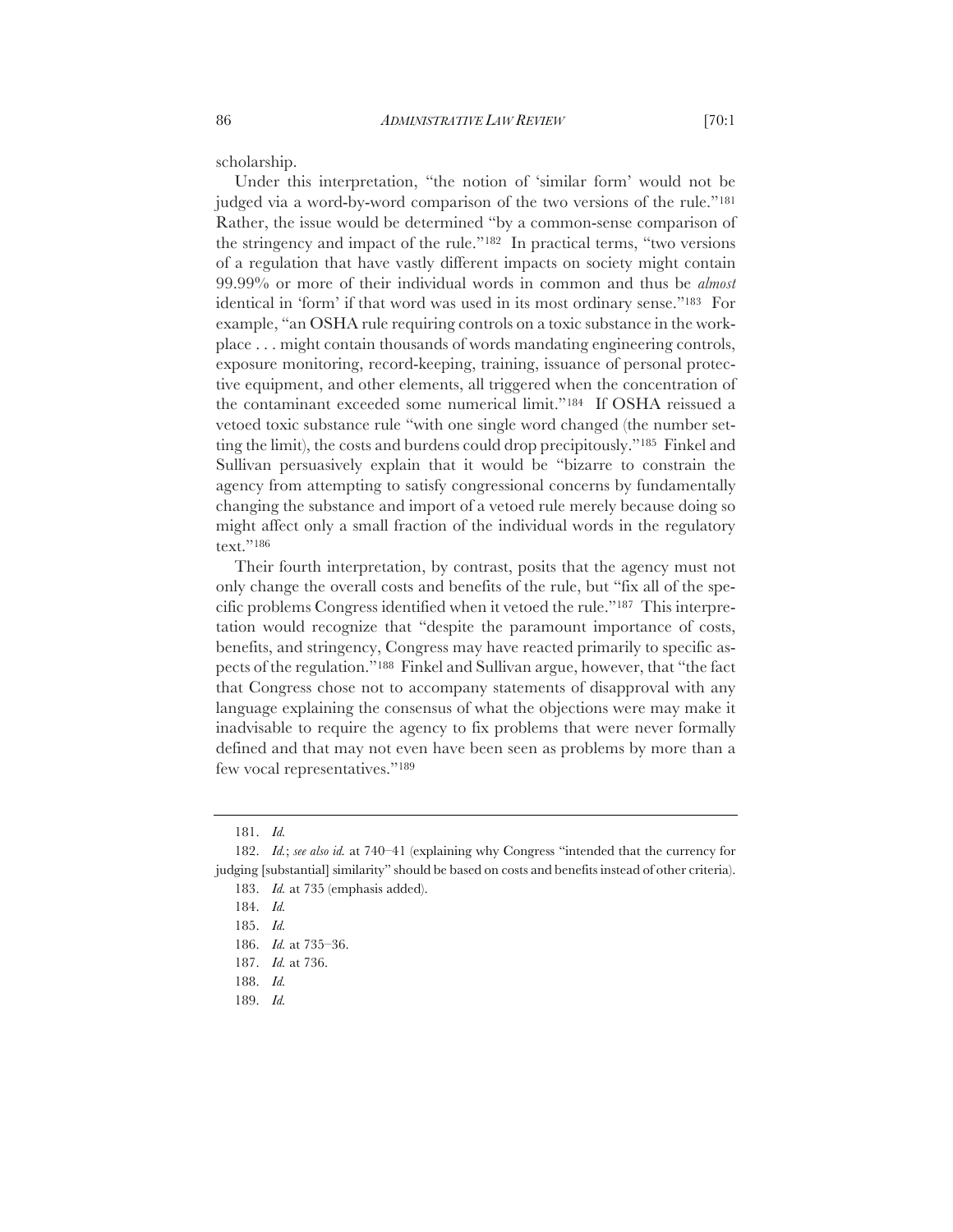scholarship.

Under this interpretation, "the notion of 'similar form' would not be judged via a word-by-word comparison of the two versions of the rule."[181] Rather, the issue would be determined "by a common-sense comparison of the stringency and impact of the rule."[182] In practical terms, "two versions of a regulation that have vastly different impacts on society might contain 99.99% or more of their individual words in common and thus be *almost* identical in 'form' if that word was used in its most ordinary sense."[183] For example, "an OSHA rule requiring controls on a toxic substance in the workplace . . . might contain thousands of words mandating engineering controls, exposure monitoring, record-keeping, training, issuance of personal protective equipment, and other elements, all triggered when the concentration of the contaminant exceeded some numerical limit."[184] If OSHA reissued a vetoed toxic substance rule "with one single word changed (the number setting the limit), the costs and burdens could drop precipitously."[185] Finkel and Sullivan persuasively explain that it would be "bizarre to constrain the agency from attempting to satisfy congressional concerns by fundamentally changing the substance and import of a vetoed rule merely because doing so might affect only a small fraction of the individual words in the regulatory text."[186]

Their fourth interpretation, by contrast, posits that the agency must not only change the overall costs and benefits of the rule, but "fix all of the specific problems Congress identified when it vetoed the rule."[187] This interpretation would recognize that "despite the paramount importance of costs, benefits, and stringency, Congress may have reacted primarily to specific aspects of the regulation."[188] Finkel and Sullivan argue, however, that "the fact that Congress chose not to accompany statements of disapproval with any language explaining the consensus of what the objections were may make it inadvisable to require the agency to fix problems that were never formally defined and that may not even have been seen as problems by more than a few vocal representatives."[189]

---

181. *Id.*

182. *Id.*; *see also id.* at 740–41 (explaining why Congress "intended that the currency for judging [substantial] similarity" should be based on costs and benefits instead of other criteria).

183. *Id.* at 735 (emphasis added).

184. *Id.*

185. *Id.*

186. *Id.* at 735–36.

187. *Id.* at 736.

188. *Id.*

189. *Id.*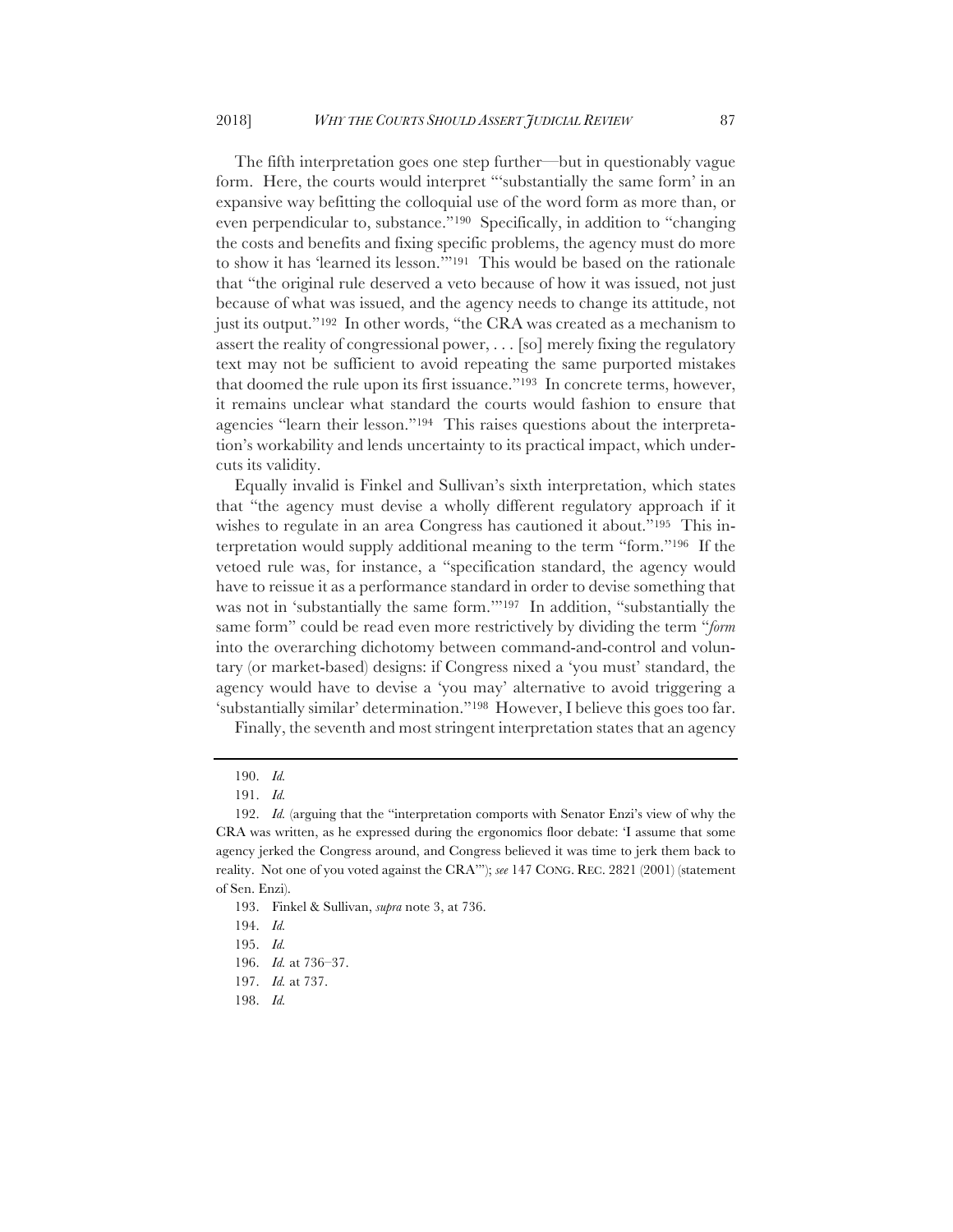The fifth interpretation goes one step further—but in questionably vague form. Here, the courts would interpret "'substantially the same form' in an expansive way befitting the colloquial use of the word form as more than, or even perpendicular to, substance."[190] Specifically, in addition to "changing the costs and benefits and fixing specific problems, the agency must do more to show it has 'learned its lesson.'"[191] This would be based on the rationale that "the original rule deserved a veto because of how it was issued, not just because of what was issued, and the agency needs to change its attitude, not just its output."[192] In other words, "the CRA was created as a mechanism to assert the reality of congressional power, . . . [so] merely fixing the regulatory text may not be sufficient to avoid repeating the same purported mistakes that doomed the rule upon its first issuance."[193] In concrete terms, however, it remains unclear what standard the courts would fashion to ensure that agencies "learn their lesson."[194] This raises questions about the interpretation's workability and lends uncertainty to its practical impact, which undercuts its validity.

Equally invalid is Finkel and Sullivan's sixth interpretation, which states that "the agency must devise a wholly different regulatory approach if it wishes to regulate in an area Congress has cautioned it about."[195] This interpretation would supply additional meaning to the term "form."[196] If the vetoed rule was, for instance, a "specification standard, the agency would have to reissue it as a performance standard in order to devise something that was not in 'substantially the same form.'"[197] In addition, "substantially the same form" could be read even more restrictively by dividing the term "*form* into the overarching dichotomy between command-and-control and voluntary (or market-based) designs: if Congress nixed a 'you must' standard, the agency would have to devise a 'you may' alternative to avoid triggering a 'substantially similar' determination."[198] However, I believe this goes too far.

Finally, the seventh and most stringent interpretation states that an agency

---

190. *Id.*

191. *Id.*

192. *Id.* (arguing that the "interpretation comports with Senator Enzi's view of why the CRA was written, as he expressed during the ergonomics floor debate: 'I assume that some agency jerked the Congress around, and Congress believed it was time to jerk them back to reality. Not one of you voted against the CRA'"); *see* 147 CONG. REC. 2821 (2001) (statement of Sen. Enzi).

193. Finkel & Sullivan, *supra* note 3, at 736.

194. *Id.*

195. *Id.*

196. *Id.* at 736–37.

197. *Id.* at 737.

198. *Id.*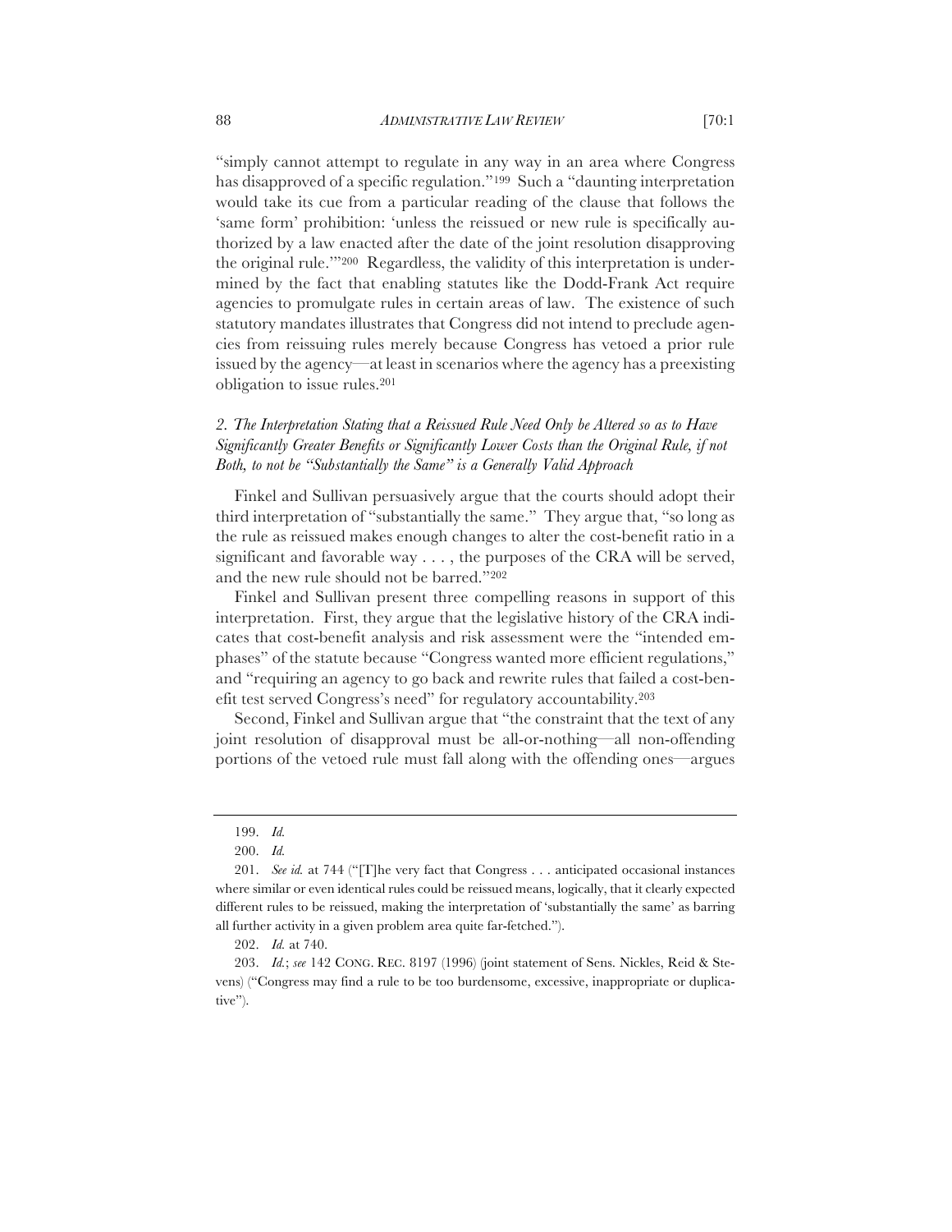"simply cannot attempt to regulate in any way in an area where Congress has disapproved of a specific regulation."[199] Such a "daunting interpretation would take its cue from a particular reading of the clause that follows the 'same form' prohibition: 'unless the reissued or new rule is specifically authorized by a law enacted after the date of the joint resolution disapproving the original rule.'"[200] Regardless, the validity of this interpretation is undermined by the fact that enabling statutes like the Dodd-Frank Act require agencies to promulgate rules in certain areas of law. The existence of such statutory mandates illustrates that Congress did not intend to preclude agencies from reissuing rules merely because Congress has vetoed a prior rule issued by the agency—at least in scenarios where the agency has a preexisting obligation to issue rules.[201]

### *2. The Interpretation Stating that a Reissued Rule Need Only be Altered so as to Have Significantly Greater Benefits or Significantly Lower Costs than the Original Rule, if not Both, to not be "Substantially the Same" is a Generally Valid Approach*

Finkel and Sullivan persuasively argue that the courts should adopt their third interpretation of "substantially the same." They argue that, "so long as the rule as reissued makes enough changes to alter the cost-benefit ratio in a significant and favorable way . . . , the purposes of the CRA will be served, and the new rule should not be barred."[202]

Finkel and Sullivan present three compelling reasons in support of this interpretation. First, they argue that the legislative history of the CRA indicates that cost-benefit analysis and risk assessment were the "intended emphases" of the statute because "Congress wanted more efficient regulations," and "requiring an agency to go back and rewrite rules that failed a cost-benefit test served Congress's need" for regulatory accountability.[203]

Second, Finkel and Sullivan argue that "the constraint that the text of any joint resolution of disapproval must be all-or-nothing—all non-offending portions of the vetoed rule must fall along with the offending ones—argues

---

199. *Id.*

200. *Id.*

201. *See id.* at 744 ("[T]he very fact that Congress . . . anticipated occasional instances where similar or even identical rules could be reissued means, logically, that it clearly expected different rules to be reissued, making the interpretation of 'substantially the same' as barring all further activity in a given problem area quite far-fetched.").

202. *Id.* at 740.

203. *Id.*; *see* 142 CONG. REC. 8197 (1996) (joint statement of Sens. Nickles, Reid & Stevens) ("Congress may find a rule to be too burdensome, excessive, inappropriate or duplicative").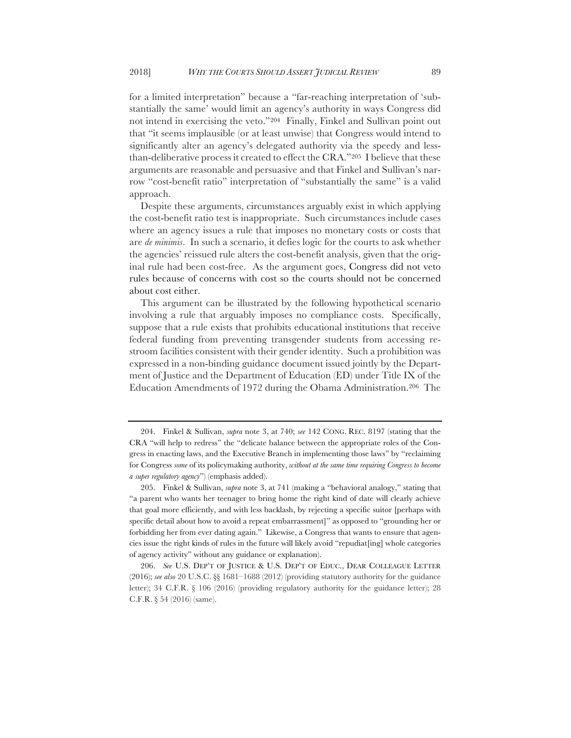for a limited interpretation" because a "far-reaching interpretation of 'substantially the same' would limit an agency's authority in ways Congress did not intend in exercising the veto."[204] Finally, Finkel and Sullivan point out that "it seems implausible (or at least unwise) that Congress would intend to significantly alter an agency's delegated authority via the speedy and less-than-deliberative process it created to effect the CRA."[205] I believe that these arguments are reasonable and persuasive and that Finkel and Sullivan's narrow "cost-benefit ratio" interpretation of "substantially the same" is a valid approach.

Despite these arguments, circumstances arguably exist in which applying the cost-benefit ratio test is inappropriate. Such circumstances include cases where an agency issues a rule that imposes no monetary costs or costs that are *de minimis*. In such a scenario, it defies logic for the courts to ask whether the agencies' reissued rule alters the cost-benefit analysis, given that the original rule had been cost-free. As the argument goes, Congress did not veto rules because of concerns with cost so the courts should not be concerned about cost either.

This argument can be illustrated by the following hypothetical scenario involving a rule that arguably imposes no compliance costs. Specifically, suppose that a rule exists that prohibits educational institutions that receive federal funding from preventing transgender students from accessing restroom facilities consistent with their gender identity. Such a prohibition was expressed in a non-binding guidance document issued jointly by the Department of Justice and the Department of Education (ED) under Title IX of the Education Amendments of 1972 during the Obama Administration.[206] The

---

204. Finkel & Sullivan, *supra* note 3, at 740; *see* 142 CONG. REC. 8197 (stating that the CRA "will help to redress" the "delicate balance between the appropriate roles of the Congress in enacting laws, and the Executive Branch in implementing those laws" by "reclaiming for Congress *some* of its policymaking authority, *without at the same time requiring Congress to become a super regulatory agency*") (emphasis added).

205. Finkel & Sullivan, *supra* note 3, at 741 (making a "behavioral analogy," stating that "a parent who wants her teenager to bring home the right kind of date will clearly achieve that goal more efficiently, and with less backlash, by rejecting a specific suitor [perhaps with specific detail about how to avoid a repeat embarrassment]" as opposed to "grounding her or forbidding her from ever dating again." Likewise, a Congress that wants to ensure that agencies issue the right kinds of rules in the future will likely avoid "repudiat[ing] whole categories of agency activity" without any guidance or explanation).

206. *See* U.S. DEP'T OF JUSTICE & U.S. DEP'T OF EDUC., DEAR COLLEAGUE LETTER (2016); *see also* 20 U.S.C. §§ 1681–1688 (2012) (providing statutory authority for the guidance letter); 34 C.F.R. § 106 (2016) (providing regulatory authority for the guidance letter); 28 C.F.R. § 54 (2016) (same).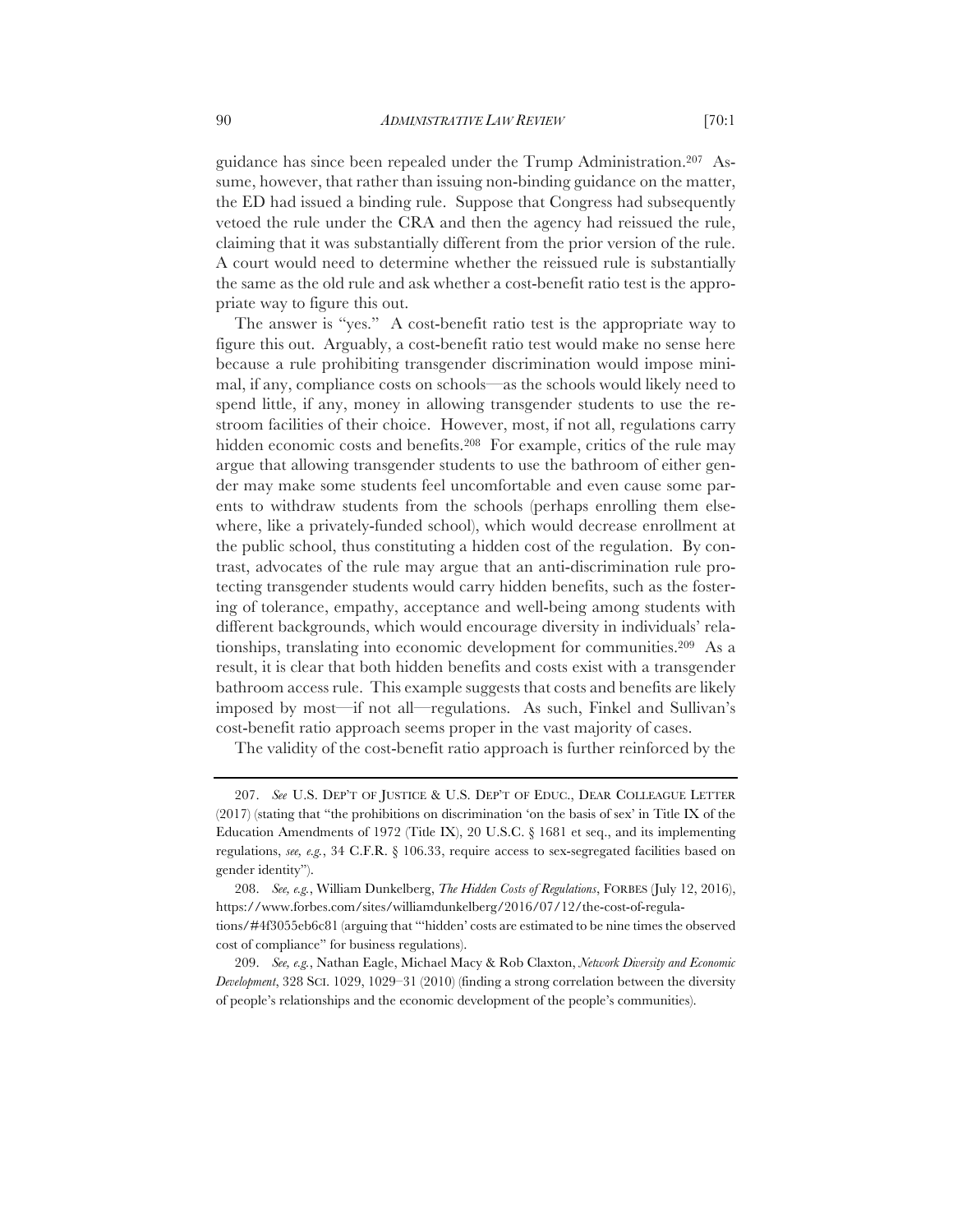guidance has since been repealed under the Trump Administration.[207] Assume, however, that rather than issuing non-binding guidance on the matter, the ED had issued a binding rule. Suppose that Congress had subsequently vetoed the rule under the CRA and then the agency had reissued the rule, claiming that it was substantially different from the prior version of the rule. A court would need to determine whether the reissued rule is substantially the same as the old rule and ask whether a cost-benefit ratio test is the appropriate way to figure this out.

The answer is "yes." A cost-benefit ratio test is the appropriate way to figure this out. Arguably, a cost-benefit ratio test would make no sense here because a rule prohibiting transgender discrimination would impose minimal, if any, compliance costs on schools—as the schools would likely need to spend little, if any, money in allowing transgender students to use the restroom facilities of their choice. However, most, if not all, regulations carry hidden economic costs and benefits.[208] For example, critics of the rule may argue that allowing transgender students to use the bathroom of either gender may make some students feel uncomfortable and even cause some parents to withdraw students from the schools (perhaps enrolling them elsewhere, like a privately-funded school), which would decrease enrollment at the public school, thus constituting a hidden cost of the regulation. By contrast, advocates of the rule may argue that an anti-discrimination rule protecting transgender students would carry hidden benefits, such as the fostering of tolerance, empathy, acceptance and well-being among students with different backgrounds, which would encourage diversity in individuals' relationships, translating into economic development for communities.[209] As a result, it is clear that both hidden benefits and costs exist with a transgender bathroom access rule. This example suggests that costs and benefits are likely imposed by most—if not all—regulations. As such, Finkel and Sullivan's cost-benefit ratio approach seems proper in the vast majority of cases.

The validity of the cost-benefit ratio approach is further reinforced by the

---

207. *See* U.S. DEP'T OF JUSTICE & U.S. DEP'T OF EDUC., DEAR COLLEAGUE LETTER (2017) (stating that "the prohibitions on discrimination 'on the basis of sex' in Title IX of the Education Amendments of 1972 (Title IX), 20 U.S.C. § 1681 et seq., and its implementing regulations, *see, e.g.*, 34 C.F.R. § 106.33, require access to sex-segregated facilities based on gender identity").

208. *See, e.g.*, William Dunkelberg, *The Hidden Costs of Regulations*, FORBES (July 12, 2016), https://www.forbes.com/sites/williamdunkelberg/2016/07/12/the-cost-of-regulations/#4f3055eb6c81 (arguing that "'hidden' costs are estimated to be nine times the observed cost of compliance" for business regulations).

209. *See, e.g.*, Nathan Eagle, Michael Macy & Rob Claxton, *Network Diversity and Economic Development*, 328 SCI. 1029, 1029–31 (2010) (finding a strong correlation between the diversity of people's relationships and the economic development of the people's communities).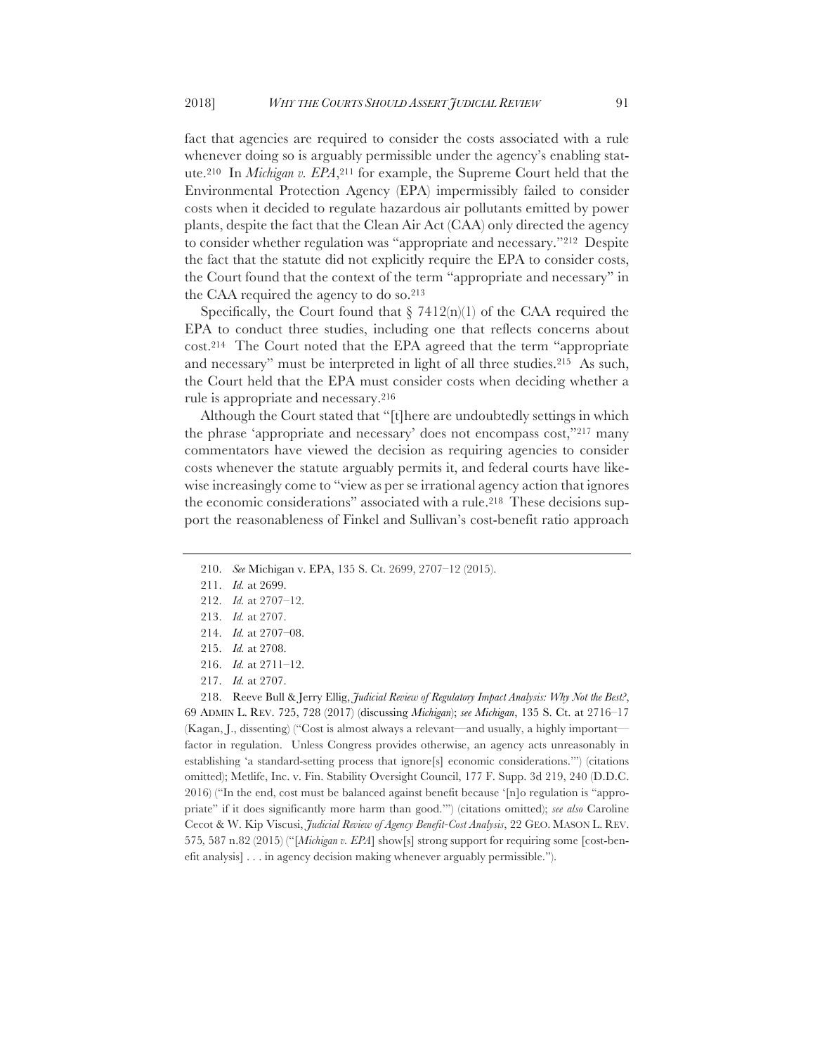fact that agencies are required to consider the costs associated with a rule whenever doing so is arguably permissible under the agency's enabling statute.[210] In *Michigan v. EPA*,[211] for example, the Supreme Court held that the Environmental Protection Agency (EPA) impermissibly failed to consider costs when it decided to regulate hazardous air pollutants emitted by power plants, despite the fact that the Clean Air Act (CAA) only directed the agency to consider whether regulation was "appropriate and necessary."[212] Despite the fact that the statute did not explicitly require the EPA to consider costs, the Court found that the context of the term "appropriate and necessary" in the CAA required the agency to do so.[213]

Specifically, the Court found that § 7412(n)(1) of the CAA required the EPA to conduct three studies, including one that reflects concerns about cost.[214] The Court noted that the EPA agreed that the term "appropriate and necessary" must be interpreted in light of all three studies.[215] As such, the Court held that the EPA must consider costs when deciding whether a rule is appropriate and necessary.[216]

Although the Court stated that "[t]here are undoubtedly settings in which the phrase 'appropriate and necessary' does not encompass cost,"[217] many commentators have viewed the decision as requiring agencies to consider costs whenever the statute arguably permits it, and federal courts have likewise increasingly come to "view as per se irrational agency action that ignores the economic considerations" associated with a rule.[218] These decisions support the reasonableness of Finkel and Sullivan's cost-benefit ratio approach

---

210. *See* Michigan v. EPA, 135 S. Ct. 2699, 2707–12 (2015).

211. *Id.* at 2699.

212. *Id.* at 2707–12.

213. *Id.* at 2707.

214. *Id.* at 2707–08.

215. *Id.* at 2708.

216. *Id.* at 2711–12.

217. *Id.* at 2707.

218. Reeve Bull & Jerry Ellig, *Judicial Review of Regulatory Impact Analysis: Why Not the Best?*, 69 ADMIN L. REV. 725, 728 (2017) (discussing *Michigan*); *see Michigan*, 135 S. Ct. at 2716–17 (Kagan, J., dissenting) ("Cost is almost always a relevant—and usually, a highly important—factor in regulation. Unless Congress provides otherwise, an agency acts unreasonably in establishing 'a standard-setting process that ignore[s] economic considerations.'") (citations omitted); Metlife, Inc. v. Fin. Stability Oversight Council, 177 F. Supp. 3d 219, 240 (D.D.C. 2016) ("In the end, cost must be balanced against benefit because '[n]o regulation is "appropriate" if it does significantly more harm than good.'") (citations omitted); *see also* Caroline Cecot & W. Kip Viscusi, *Judicial Review of Agency Benefit-Cost Analysis*, 22 GEO. MASON L. REV. 575, 587 n.82 (2015) ("[*Michigan v. EPA*] show[s] strong support for requiring some [cost-benefit analysis] . . . in agency decision making whenever arguably permissible.").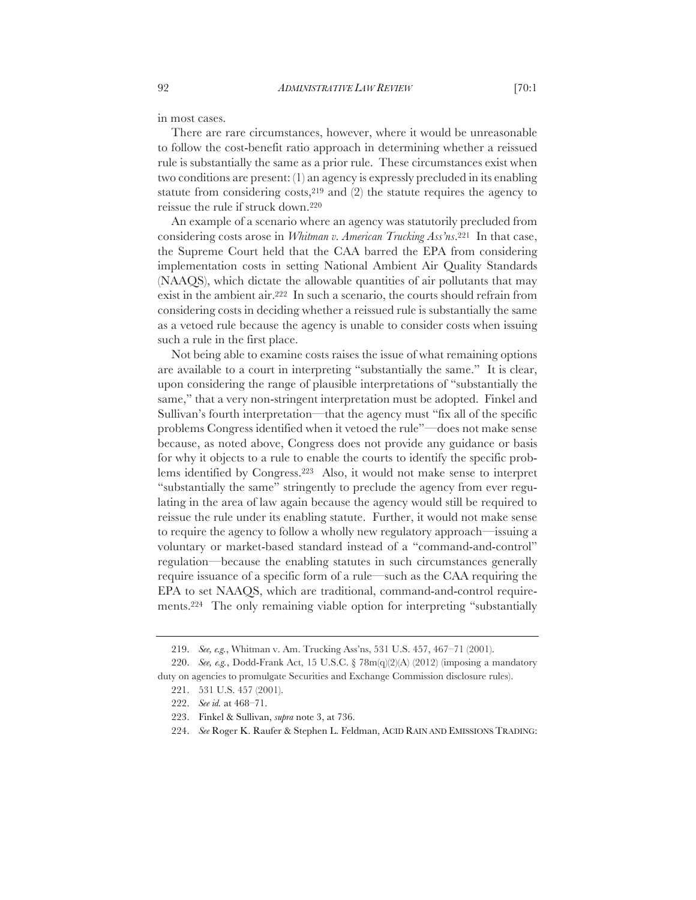in most cases.

There are rare circumstances, however, where it would be unreasonable to follow the cost-benefit ratio approach in determining whether a reissued rule is substantially the same as a prior rule. These circumstances exist when two conditions are present: (1) an agency is expressly precluded in its enabling statute from considering costs,[219] and (2) the statute requires the agency to reissue the rule if struck down.[220]

An example of a scenario where an agency was statutorily precluded from considering costs arose in *Whitman v. American Trucking Ass'ns*.[221] In that case, the Supreme Court held that the CAA barred the EPA from considering implementation costs in setting National Ambient Air Quality Standards (NAAQS), which dictate the allowable quantities of air pollutants that may exist in the ambient air.[222] In such a scenario, the courts should refrain from considering costs in deciding whether a reissued rule is substantially the same as a vetoed rule because the agency is unable to consider costs when issuing such a rule in the first place.

Not being able to examine costs raises the issue of what remaining options are available to a court in interpreting "substantially the same." It is clear, upon considering the range of plausible interpretations of "substantially the same," that a very non-stringent interpretation must be adopted. Finkel and Sullivan's fourth interpretation—that the agency must "fix all of the specific problems Congress identified when it vetoed the rule"—does not make sense because, as noted above, Congress does not provide any guidance or basis for why it objects to a rule to enable the courts to identify the specific problems identified by Congress.[223] Also, it would not make sense to interpret "substantially the same" stringently to preclude the agency from ever regulating in the area of law again because the agency would still be required to reissue the rule under its enabling statute. Further, it would not make sense to require the agency to follow a wholly new regulatory approach—issuing a voluntary or market-based standard instead of a "command-and-control" regulation—because the enabling statutes in such circumstances generally require issuance of a specific form of a rule—such as the CAA requiring the EPA to set NAAQS, which are traditional, command-and-control requirements.[224] The only remaining viable option for interpreting "substantially

---

219. *See, e.g.*, Whitman v. Am. Trucking Ass'ns, 531 U.S. 457, 467–71 (2001).

220. *See, e.g.*, Dodd-Frank Act, 15 U.S.C. § 78m(q)(2)(A) (2012) (imposing a mandatory duty on agencies to promulgate Securities and Exchange Commission disclosure rules).

221. 531 U.S. 457 (2001).

222. *See id.* at 468–71.

223. Finkel & Sullivan, *supra* note 3, at 736.

224. *See* Roger K. Raufer & Stephen L. Feldman, ACID RAIN AND EMISSIONS TRADING: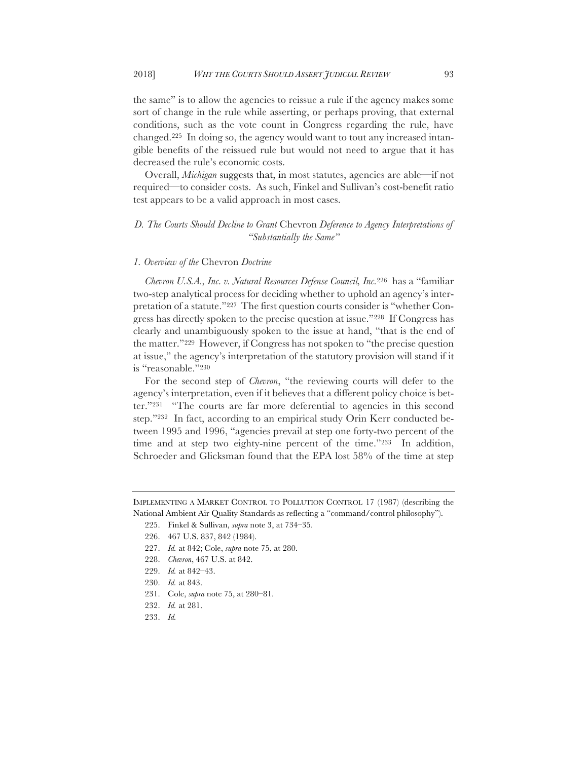the same" is to allow the agencies to reissue a rule if the agency makes some sort of change in the rule while asserting, or perhaps proving, that external conditions, such as the vote count in Congress regarding the rule, have changed.[225] In doing so, the agency would want to tout any increased intangible benefits of the reissued rule but would not need to argue that it has decreased the rule's economic costs.

Overall, *Michigan* suggests that, in most statutes, agencies are able—if not required—to consider costs. As such, Finkel and Sullivan's cost-benefit ratio test appears to be a valid approach in most cases.

### *D. The Courts Should Decline to Grant* Chevron *Deference to Agency Interpretations of "Substantially the Same"*

#### *1. Overview of the* Chevron *Doctrine*

*Chevron U.S.A., Inc. v. Natural Resources Defense Council, Inc.*[226] has a "familiar two-step analytical process for deciding whether to uphold an agency's interpretation of a statute."[227] The first question courts consider is "whether Congress has directly spoken to the precise question at issue."[228] If Congress has clearly and unambiguously spoken to the issue at hand, "that is the end of the matter."[229] However, if Congress has not spoken to "the precise question at issue," the agency's interpretation of the statutory provision will stand if it is "reasonable."[230]

For the second step of *Chevron*, "the reviewing courts will defer to the agency's interpretation, even if it believes that a different policy choice is better."[231] "The courts are far more deferential to agencies in this second step."[232] In fact, according to an empirical study Orin Kerr conducted between 1995 and 1996, "agencies prevail at step one forty-two percent of the time and at step two eighty-nine percent of the time."[233] In addition, Schroeder and Glicksman found that the EPA lost 58% of the time at step

---

IMPLEMENTING A MARKET CONTROL TO POLLUTION CONTROL 17 (1987) (describing the National Ambient Air Quality Standards as reflecting a "command/control philosophy").

225. Finkel & Sullivan, *supra* note 3, at 734–35.

226. 467 U.S. 837, 842 (1984).

227. *Id.* at 842; Cole, *supra* note 75, at 280.

228. *Chevron*, 467 U.S. at 842.

229. *Id.* at 842–43.

230. *Id.* at 843.

231. Cole, *supra* note 75, at 280–81.

232. *Id.* at 281.

233. *Id.*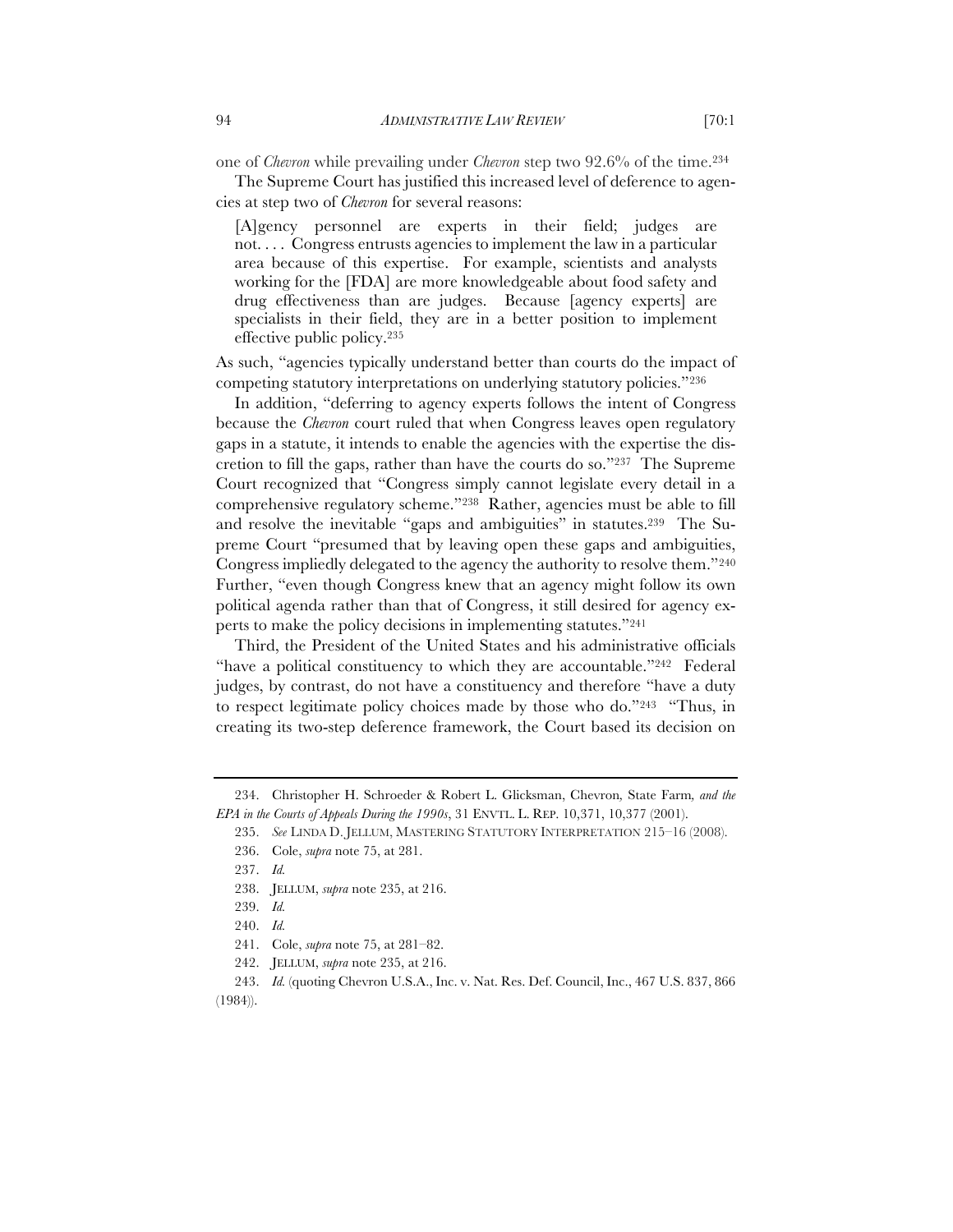one of *Chevron* while prevailing under *Chevron* step two 92.6% of the time.[234]

The Supreme Court has justified this increased level of deference to agencies at step two of *Chevron* for several reasons:

> [A]gency personnel are experts in their field; judges are not. . . . Congress entrusts agencies to implement the law in a particular area because of this expertise. For example, scientists and analysts working for the [FDA] are more knowledgeable about food safety and drug effectiveness than are judges. Because [agency experts] are specialists in their field, they are in a better position to implement effective public policy.[235]

As such, "agencies typically understand better than courts do the impact of competing statutory interpretations on underlying statutory policies."[236]

In addition, "deferring to agency experts follows the intent of Congress because the *Chevron* court ruled that when Congress leaves open regulatory gaps in a statute, it intends to enable the agencies with the expertise the discretion to fill the gaps, rather than have the courts do so."[237] The Supreme Court recognized that "Congress simply cannot legislate every detail in a comprehensive regulatory scheme."[238] Rather, agencies must be able to fill and resolve the inevitable "gaps and ambiguities" in statutes.[239] The Supreme Court "presumed that by leaving open these gaps and ambiguities, Congress impliedly delegated to the agency the authority to resolve them."[240] Further, "even though Congress knew that an agency might follow its own political agenda rather than that of Congress, it still desired for agency experts to make the policy decisions in implementing statutes."[241]

Third, the President of the United States and his administrative officials "have a political constituency to which they are accountable."[242] Federal judges, by contrast, do not have a constituency and therefore "have a duty to respect legitimate policy choices made by those who do."[243] "Thus, in creating its two-step deference framework, the Court based its decision on

---

234. Christopher H. Schroeder & Robert L. Glicksman, Chevron*,* State Farm*, and the EPA in the Courts of Appeals During the 1990s*, 31 ENVTL. L. REP. 10,371, 10,377 (2001).

235. *See* LINDA D. JELLUM, MASTERING STATUTORY INTERPRETATION 215–16 (2008).

236. Cole, *supra* note 75, at 281.

237. *Id.*

238. JELLUM, *supra* note 235, at 216.

239. *Id.*

240. *Id.*

241. Cole, *supra* note 75, at 281–82.

242. JELLUM, *supra* note 235, at 216.

243. *Id.* (quoting Chevron U.S.A., Inc. v. Nat. Res. Def. Council, Inc., 467 U.S. 837, 866 (1984)).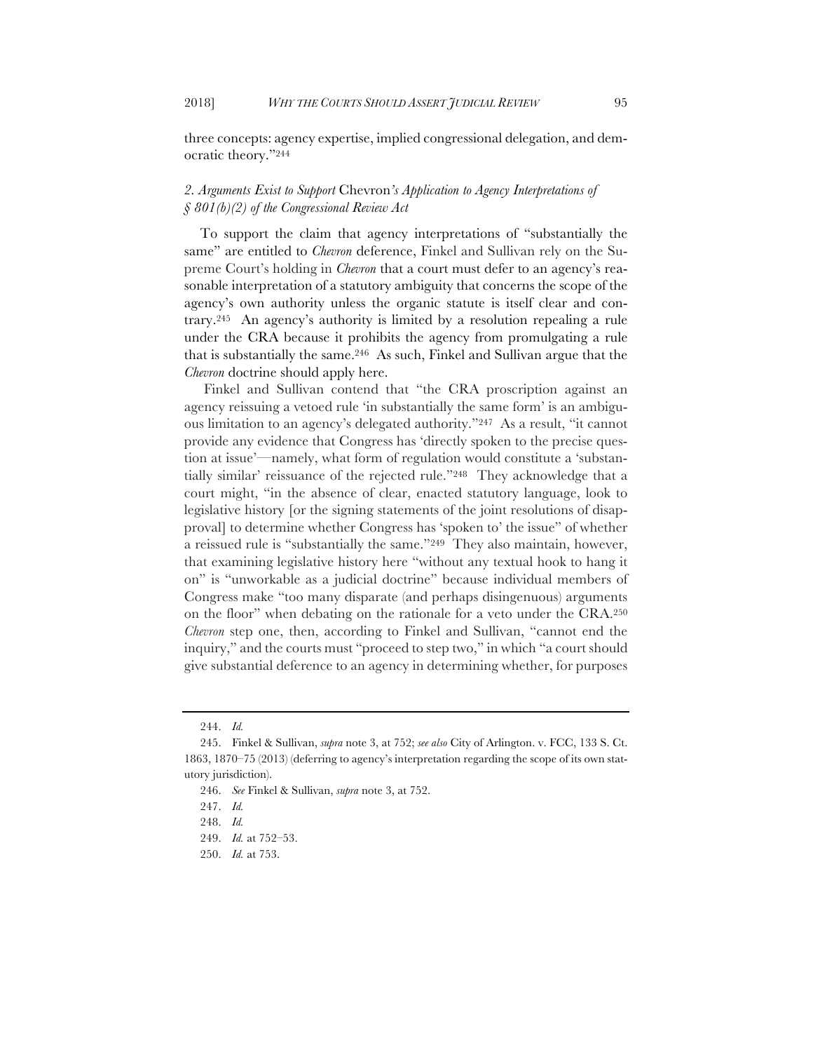three concepts: agency expertise, implied congressional delegation, and democratic theory."[244]

### *2. Arguments Exist to Support* Chevron*'s Application to Agency Interpretations of § 801(b)(2) of the Congressional Review Act*

To support the claim that agency interpretations of "substantially the same" are entitled to *Chevron* deference, Finkel and Sullivan rely on the Supreme Court's holding in *Chevron* that a court must defer to an agency's reasonable interpretation of a statutory ambiguity that concerns the scope of the agency's own authority unless the organic statute is itself clear and contrary.[245] An agency's authority is limited by a resolution repealing a rule under the CRA because it prohibits the agency from promulgating a rule that is substantially the same.[246] As such, Finkel and Sullivan argue that the *Chevron* doctrine should apply here.

Finkel and Sullivan contend that "the CRA proscription against an agency reissuing a vetoed rule 'in substantially the same form' is an ambiguous limitation to an agency's delegated authority."[247] As a result, "it cannot provide any evidence that Congress has 'directly spoken to the precise question at issue'—namely, what form of regulation would constitute a 'substantially similar' reissuance of the rejected rule."[248] They acknowledge that a court might, "in the absence of clear, enacted statutory language, look to legislative history [or the signing statements of the joint resolutions of disapproval] to determine whether Congress has 'spoken to' the issue" of whether a reissued rule is "substantially the same."[249] They also maintain, however, that examining legislative history here "without any textual hook to hang it on" is "unworkable as a judicial doctrine" because individual members of Congress make "too many disparate (and perhaps disingenuous) arguments on the floor" when debating on the rationale for a veto under the CRA.[250] *Chevron* step one, then, according to Finkel and Sullivan, "cannot end the inquiry," and the courts must "proceed to step two," in which "a court should give substantial deference to an agency in determining whether, for purposes

---

244. *Id.*

245. Finkel & Sullivan, *supra* note 3, at 752; *see also* City of Arlington. v. FCC, 133 S. Ct. 1863, 1870–75 (2013) (deferring to agency's interpretation regarding the scope of its own statutory jurisdiction).

246. *See* Finkel & Sullivan, *supra* note 3, at 752.

247. *Id.*

248. *Id.*

249. *Id.* at 752–53.

250. *Id.* at 753.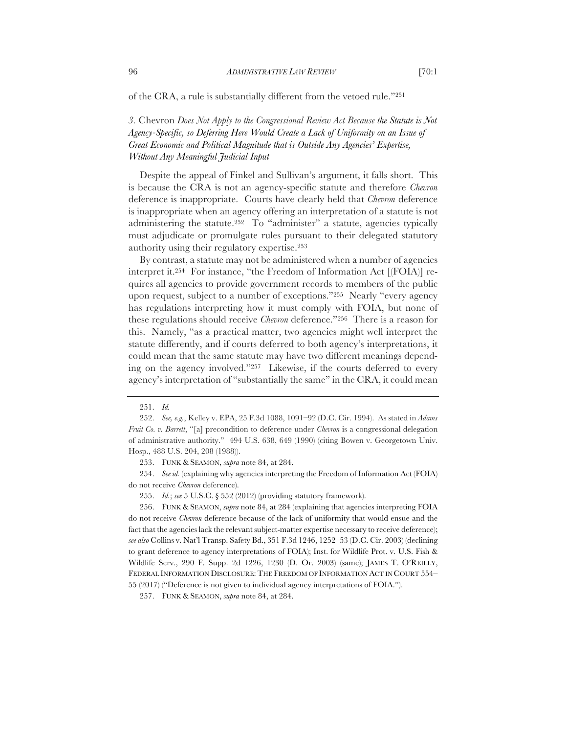of the CRA, a rule is substantially different from the vetoed rule."[251]

### *3.* Chevron *Does Not Apply to the Congressional Review Act Because the Statute is Not Agency-Specific, so Deferring Here Would Create a Lack of Uniformity on an Issue of Great Economic and Political Magnitude that is Outside Any Agencies' Expertise, Without Any Meaningful Judicial Input*

Despite the appeal of Finkel and Sullivan's argument, it falls short. This is because the CRA is not an agency-specific statute and therefore *Chevron* deference is inappropriate. Courts have clearly held that *Chevron* deference is inappropriate when an agency offering an interpretation of a statute is not administering the statute.[252] To "administer" a statute, agencies typically must adjudicate or promulgate rules pursuant to their delegated statutory authority using their regulatory expertise.[253]

By contrast, a statute may not be administered when a number of agencies interpret it.[254] For instance, "the Freedom of Information Act [(FOIA)] requires all agencies to provide government records to members of the public upon request, subject to a number of exceptions."[255] Nearly "every agency has regulations interpreting how it must comply with FOIA, but none of these regulations should receive *Chevron* deference."[256] There is a reason for this. Namely, "as a practical matter, two agencies might well interpret the statute differently, and if courts deferred to both agency's interpretations, it could mean that the same statute may have two different meanings depending on the agency involved."[257] Likewise, if the courts deferred to every agency's interpretation of "substantially the same" in the CRA, it could mean

---

251. *Id.*

252. *See, e.g.*, Kelley v. EPA, 25 F.3d 1088, 1091–92 (D.C. Cir. 1994). As stated in *Adams Fruit Co. v. Barrett*, "[a] precondition to deference under *Chevron* is a congressional delegation of administrative authority." 494 U.S. 638, 649 (1990) (citing Bowen v. Georgetown Univ. Hosp., 488 U.S. 204, 208 (1988)).

253. FUNK & SEAMON, *supra* note 84, at 284.

254. *See id.* (explaining why agencies interpreting the Freedom of Information Act (FOIA) do not receive *Chevron* deference).

255. *Id.*; *see* 5 U.S.C. § 552 (2012) (providing statutory framework).

256. FUNK & SEAMON, *supra* note 84, at 284 (explaining that agencies interpreting FOIA do not receive *Chevron* deference because of the lack of uniformity that would ensue and the fact that the agencies lack the relevant subject-matter expertise necessary to receive deference); *see also* Collins v. Nat'l Transp. Safety Bd., 351 F.3d 1246, 1252–53 (D.C. Cir. 2003) (declining to grant deference to agency interpretations of FOIA); Inst. for Wildlife Prot. v. U.S. Fish & Wildlife Serv., 290 F. Supp. 2d 1226, 1230 (D. Or. 2003) (same); JAMES T. O'REILLY, FEDERAL INFORMATION DISCLOSURE: THE FREEDOM OF INFORMATION ACT IN COURT 554–55 (2017) ("Deference is not given to individual agency interpretations of FOIA.").

257. FUNK & SEAMON, *supra* note 84, at 284.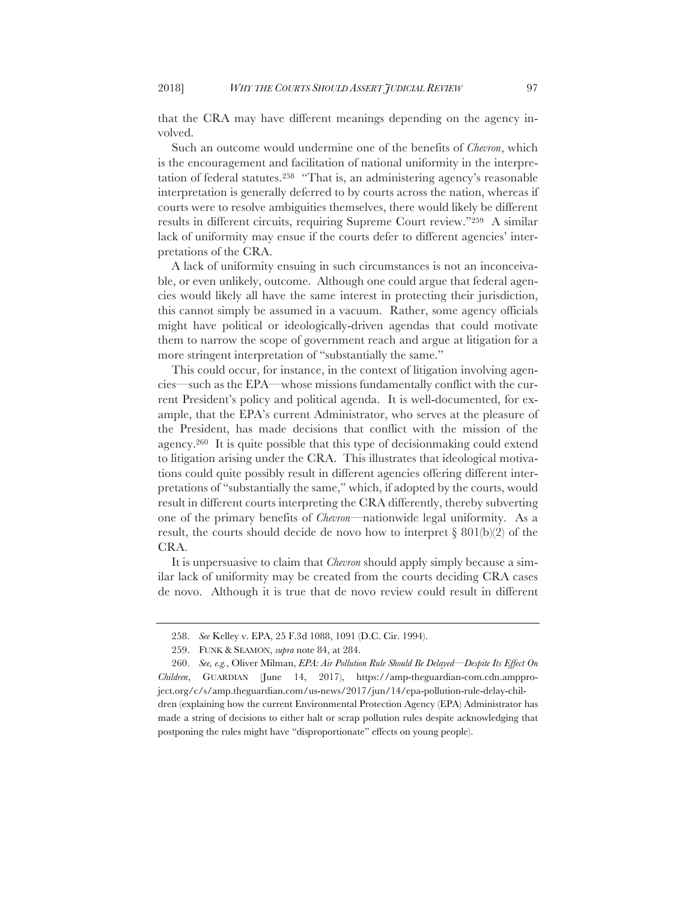that the CRA may have different meanings depending on the agency involved.

Such an outcome would undermine one of the benefits of *Chevron*, which is the encouragement and facilitation of national uniformity in the interpretation of federal statutes.[258] "That is, an administering agency's reasonable interpretation is generally deferred to by courts across the nation, whereas if courts were to resolve ambiguities themselves, there would likely be different results in different circuits, requiring Supreme Court review."[259] A similar lack of uniformity may ensue if the courts defer to different agencies' interpretations of the CRA.

A lack of uniformity ensuing in such circumstances is not an inconceivable, or even unlikely, outcome. Although one could argue that federal agencies would likely all have the same interest in protecting their jurisdiction, this cannot simply be assumed in a vacuum. Rather, some agency officials might have political or ideologically-driven agendas that could motivate them to narrow the scope of government reach and argue at litigation for a more stringent interpretation of "substantially the same."

This could occur, for instance, in the context of litigation involving agencies—such as the EPA—whose missions fundamentally conflict with the current President's policy and political agenda. It is well-documented, for example, that the EPA's current Administrator, who serves at the pleasure of the President, has made decisions that conflict with the mission of the agency.[260] It is quite possible that this type of decisionmaking could extend to litigation arising under the CRA. This illustrates that ideological motivations could quite possibly result in different agencies offering different interpretations of "substantially the same," which, if adopted by the courts, would result in different courts interpreting the CRA differently, thereby subverting one of the primary benefits of *Chevron*—nationwide legal uniformity. As a result, the courts should decide de novo how to interpret § 801(b)(2) of the CRA.

It is unpersuasive to claim that *Chevron* should apply simply because a similar lack of uniformity may be created from the courts deciding CRA cases de novo. Although it is true that de novo review could result in different

---

258. *See* Kelley v. EPA, 25 F.3d 1088, 1091 (D.C. Cir. 1994).

259. FUNK & SEAMON, *supra* note 84, at 284.

260. *See, e.g.*, Oliver Milman, *EPA: Air Pollution Rule Should Be Delayed—Despite Its Effect On Children*, GUARDIAN (June 14, 2017), https://amp-theguardian-com.cdn.ampproject.org/c/s/amp.theguardian.com/us-news/2017/jun/14/epa-pollution-rule-delay-children (explaining how the current Environmental Protection Agency (EPA) Administrator has made a string of decisions to either halt or scrap pollution rules despite acknowledging that postponing the rules might have "disproportionate" effects on young people).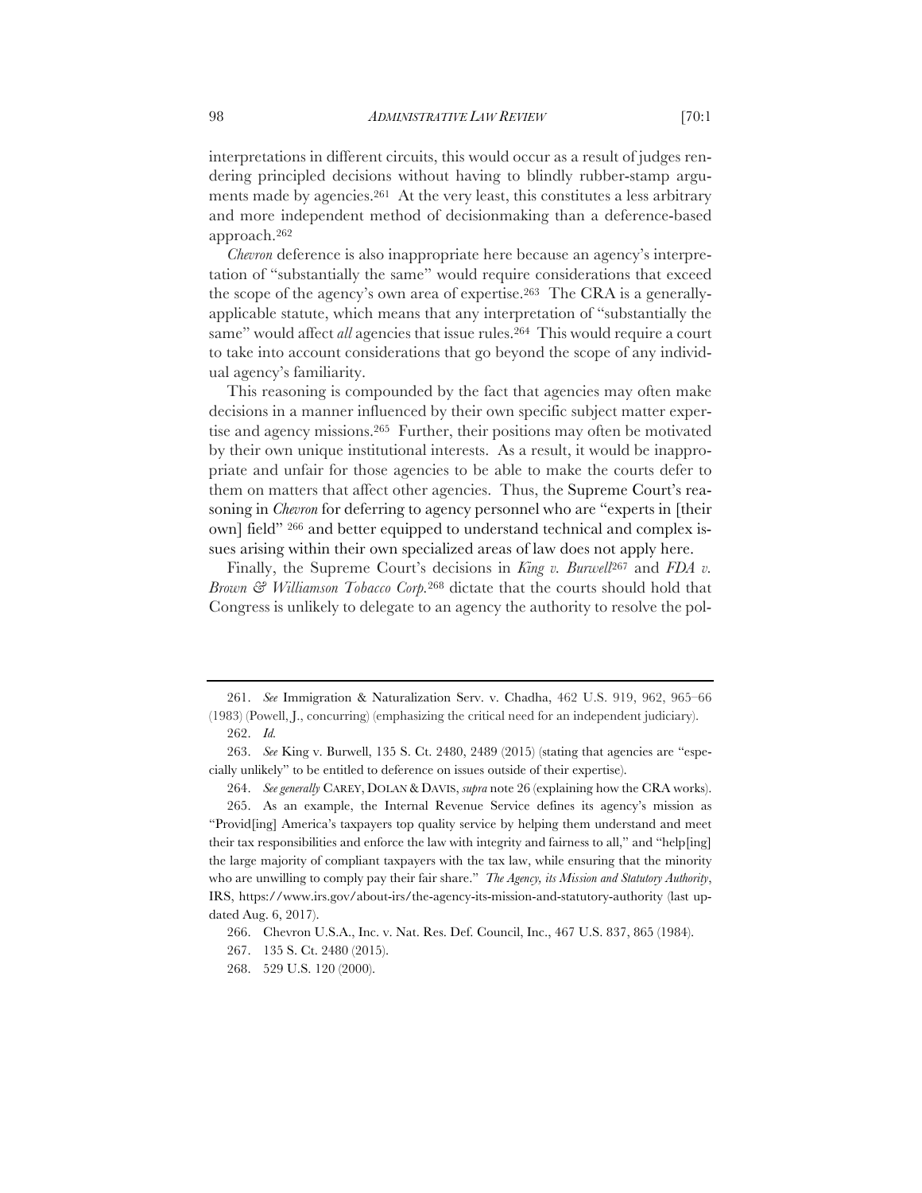interpretations in different circuits, this would occur as a result of judges rendering principled decisions without having to blindly rubber-stamp arguments made by agencies.[261] At the very least, this constitutes a less arbitrary and more independent method of decisionmaking than a deference-based approach.[262]

*Chevron* deference is also inappropriate here because an agency's interpretation of "substantially the same" would require considerations that exceed the scope of the agency's own area of expertise.[263] The CRA is a generally-applicable statute, which means that any interpretation of "substantially the same" would affect *all* agencies that issue rules.[264] This would require a court to take into account considerations that go beyond the scope of any individual agency's familiarity.

This reasoning is compounded by the fact that agencies may often make decisions in a manner influenced by their own specific subject matter expertise and agency missions.[265] Further, their positions may often be motivated by their own unique institutional interests. As a result, it would be inappropriate and unfair for those agencies to be able to make the courts defer to them on matters that affect other agencies. Thus, the Supreme Court's reasoning in *Chevron* for deferring to agency personnel who are "experts in [their own] field" [266] and better equipped to understand technical and complex issues arising within their own specialized areas of law does not apply here.

Finally, the Supreme Court's decisions in *King v. Burwell*[267] and *FDA v. Brown & Williamson Tobacco Corp.*[268] dictate that the courts should hold that Congress is unlikely to delegate to an agency the authority to resolve the pol-

---

261. *See* Immigration & Naturalization Serv. v. Chadha, 462 U.S. 919, 962, 965–66 (1983) (Powell, J., concurring) (emphasizing the critical need for an independent judiciary).

262. *Id.*

263. *See* King v. Burwell, 135 S. Ct. 2480, 2489 (2015) (stating that agencies are "especially unlikely" to be entitled to deference on issues outside of their expertise).

264. *See generally* CAREY, DOLAN & DAVIS, *supra* note 26 (explaining how the CRA works).

265. As an example, the Internal Revenue Service defines its agency's mission as "Provid[ing] America's taxpayers top quality service by helping them understand and meet their tax responsibilities and enforce the law with integrity and fairness to all," and "help[ing] the large majority of compliant taxpayers with the tax law, while ensuring that the minority who are unwilling to comply pay their fair share." *The Agency, its Mission and Statutory Authority*, IRS, https://www.irs.gov/about-irs/the-agency-its-mission-and-statutory-authority (last updated Aug. 6, 2017).

266. Chevron U.S.A., Inc. v. Nat. Res. Def. Council, Inc., 467 U.S. 837, 865 (1984).

267. 135 S. Ct. 2480 (2015).

268. 529 U.S. 120 (2000).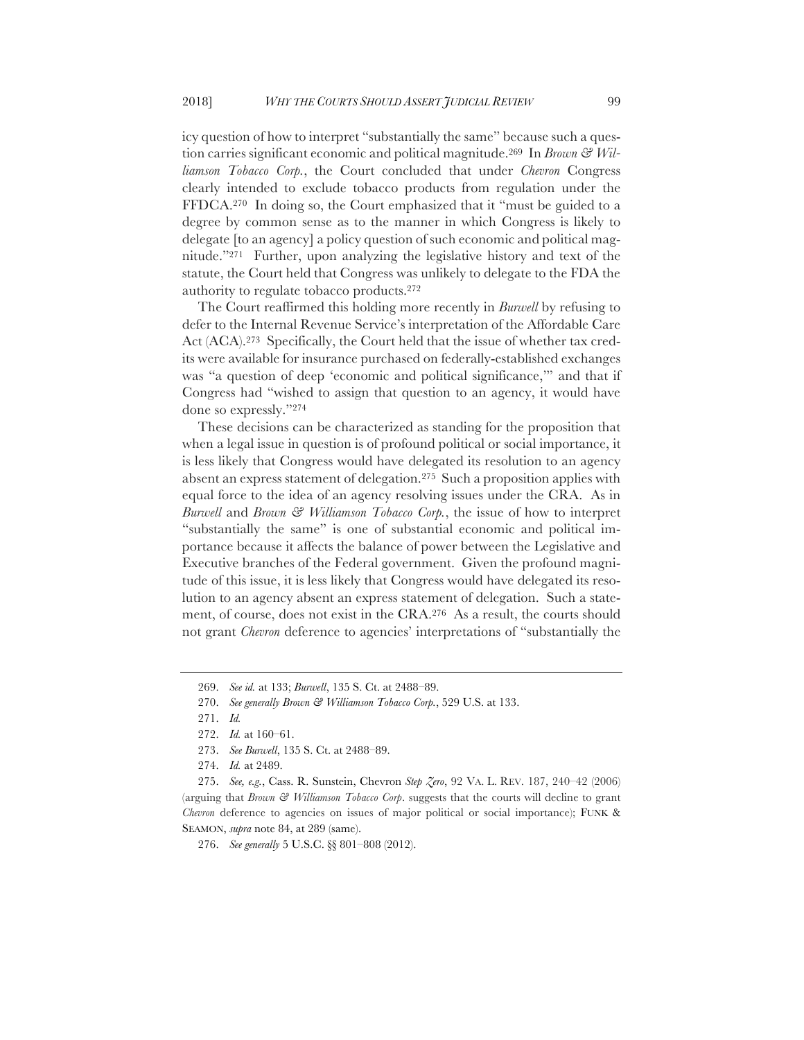icy question of how to interpret "substantially the same" because such a question carries significant economic and political magnitude.[269] In *Brown & Williamson Tobacco Corp.*, the Court concluded that under *Chevron* Congress clearly intended to exclude tobacco products from regulation under the FFDCA.[270] In doing so, the Court emphasized that it "must be guided to a degree by common sense as to the manner in which Congress is likely to delegate [to an agency] a policy question of such economic and political magnitude."[271] Further, upon analyzing the legislative history and text of the statute, the Court held that Congress was unlikely to delegate to the FDA the authority to regulate tobacco products.[272]

The Court reaffirmed this holding more recently in *Burwell* by refusing to defer to the Internal Revenue Service's interpretation of the Affordable Care Act (ACA).[273] Specifically, the Court held that the issue of whether tax credits were available for insurance purchased on federally-established exchanges was "a question of deep 'economic and political significance,'" and that if Congress had "wished to assign that question to an agency, it would have done so expressly."[274]

These decisions can be characterized as standing for the proposition that when a legal issue in question is of profound political or social importance, it is less likely that Congress would have delegated its resolution to an agency absent an express statement of delegation.[275] Such a proposition applies with equal force to the idea of an agency resolving issues under the CRA. As in *Burwell* and *Brown & Williamson Tobacco Corp.*, the issue of how to interpret "substantially the same" is one of substantial economic and political importance because it affects the balance of power between the Legislative and Executive branches of the Federal government. Given the profound magnitude of this issue, it is less likely that Congress would have delegated its resolution to an agency absent an express statement of delegation. Such a statement, of course, does not exist in the CRA.[276] As a result, the courts should not grant *Chevron* deference to agencies' interpretations of "substantially the

---

269. *See id.* at 133; *Burwell*, 135 S. Ct. at 2488–89.

270. *See generally Brown & Williamson Tobacco Corp.*, 529 U.S. at 133.

271. *Id.*

272. *Id.* at 160–61.

273. *See Burwell*, 135 S. Ct. at 2488–89.

274. *Id.* at 2489.

275. *See, e.g.*, Cass. R. Sunstein, Chevron *Step Zero*, 92 VA. L. REV. 187, 240–42 (2006) (arguing that *Brown & Williamson Tobacco Corp.* suggests that the courts will decline to grant *Chevron* deference to agencies on issues of major political or social importance); FUNK & SEAMON, *supra* note 84, at 289 (same).

276. *See generally* 5 U.S.C. §§ 801–808 (2012).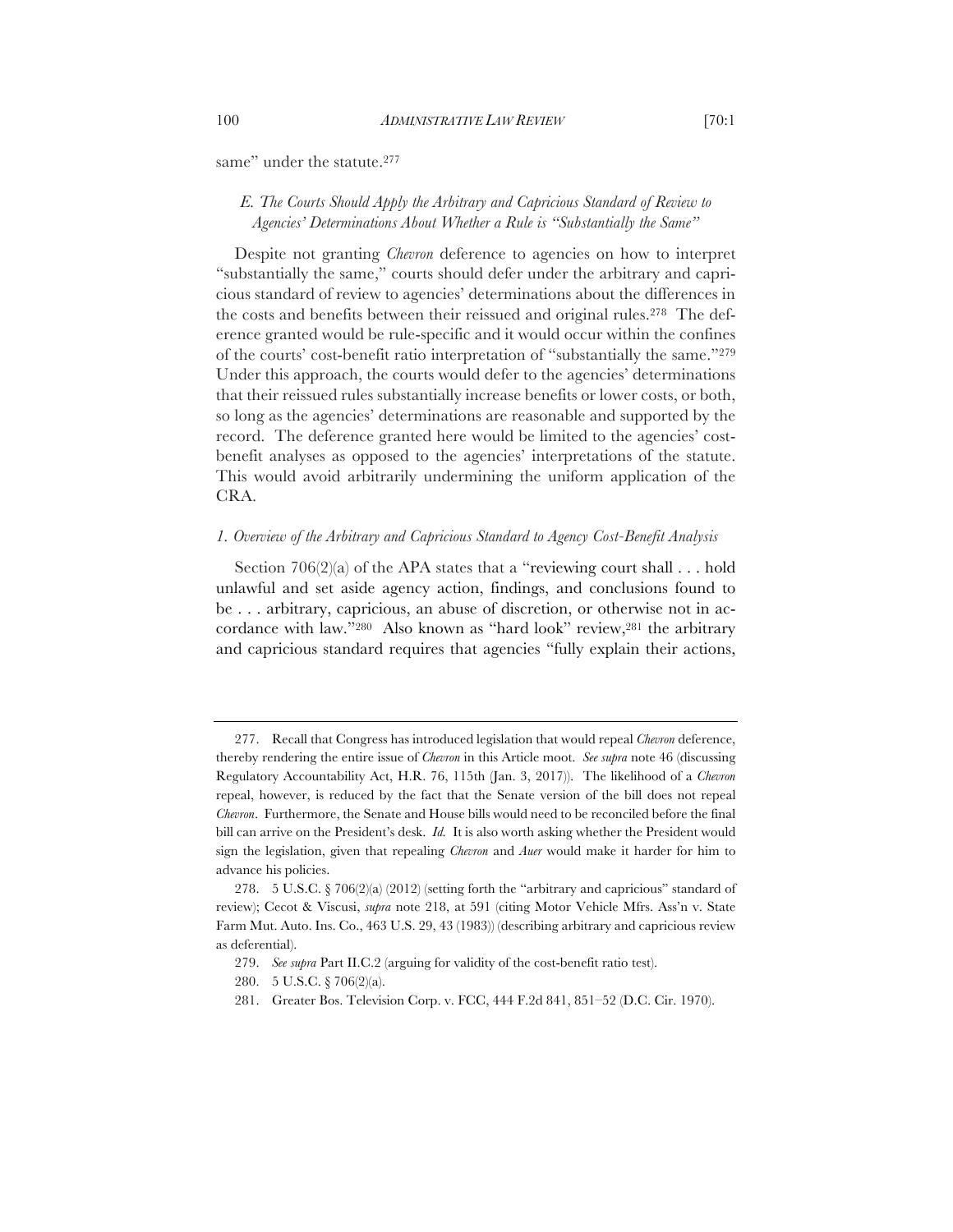same" under the statute.[277]

### *E. The Courts Should Apply the Arbitrary and Capricious Standard of Review to Agencies' Determinations About Whether a Rule is "Substantially the Same"*

Despite not granting *Chevron* deference to agencies on how to interpret "substantially the same," courts should defer under the arbitrary and capricious standard of review to agencies' determinations about the differences in the costs and benefits between their reissued and original rules.[278] The deference granted would be rule-specific and it would occur within the confines of the courts' cost-benefit ratio interpretation of "substantially the same."[279] Under this approach, the courts would defer to the agencies' determinations that their reissued rules substantially increase benefits or lower costs, or both, so long as the agencies' determinations are reasonable and supported by the record. The deference granted here would be limited to the agencies' cost-benefit analyses as opposed to the agencies' interpretations of the statute. This would avoid arbitrarily undermining the uniform application of the CRA.

#### *1. Overview of the Arbitrary and Capricious Standard to Agency Cost-Benefit Analysis*

Section 706(2)(a) of the APA states that a "reviewing court shall . . . hold unlawful and set aside agency action, findings, and conclusions found to be . . . arbitrary, capricious, an abuse of discretion, or otherwise not in accordance with law."[280] Also known as "hard look" review,[281] the arbitrary and capricious standard requires that agencies "fully explain their actions,

---

277. Recall that Congress has introduced legislation that would repeal *Chevron* deference, thereby rendering the entire issue of *Chevron* in this Article moot. *See supra* note 46 (discussing Regulatory Accountability Act, H.R. 76, 115th (Jan. 3, 2017)). The likelihood of a *Chevron* repeal, however, is reduced by the fact that the Senate version of the bill does not repeal *Chevron*. Furthermore, the Senate and House bills would need to be reconciled before the final bill can arrive on the President's desk. *Id.* It is also worth asking whether the President would sign the legislation, given that repealing *Chevron* and *Auer* would make it harder for him to advance his policies.

278. 5 U.S.C. § 706(2)(a) (2012) (setting forth the "arbitrary and capricious" standard of review); Cecot & Viscusi, *supra* note 218, at 591 (citing Motor Vehicle Mfrs. Ass'n v. State Farm Mut. Auto. Ins. Co., 463 U.S. 29, 43 (1983)) (describing arbitrary and capricious review as deferential).

279. *See supra* Part II.C.2 (arguing for validity of the cost-benefit ratio test).

280. 5 U.S.C. § 706(2)(a).

281. Greater Bos. Television Corp. v. FCC, 444 F.2d 841, 851–52 (D.C. Cir. 1970).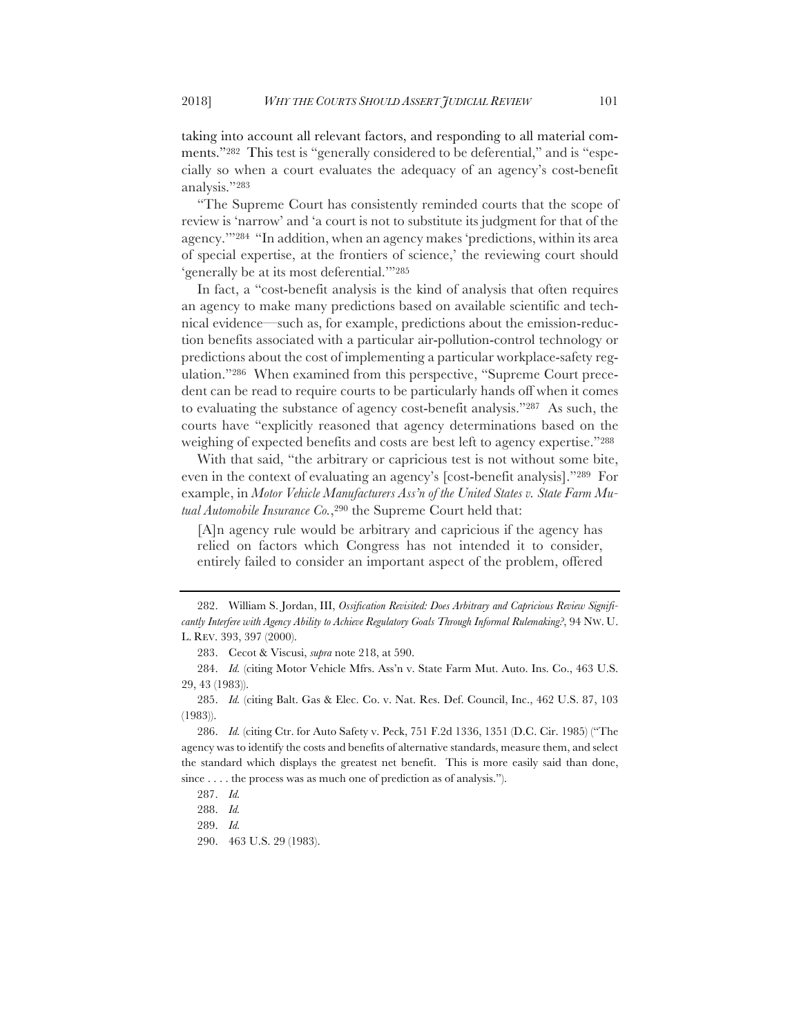taking into account all relevant factors, and responding to all material comments."[282] This test is "generally considered to be deferential," and is "especially so when a court evaluates the adequacy of an agency's cost-benefit analysis."[283]

"The Supreme Court has consistently reminded courts that the scope of review is 'narrow' and 'a court is not to substitute its judgment for that of the agency.'"[284] "In addition, when an agency makes 'predictions, within its area of special expertise, at the frontiers of science,' the reviewing court should 'generally be at its most deferential.'"[285]

In fact, a "cost-benefit analysis is the kind of analysis that often requires an agency to make many predictions based on available scientific and technical evidence—such as, for example, predictions about the emission-reduction benefits associated with a particular air-pollution-control technology or predictions about the cost of implementing a particular workplace-safety regulation."[286] When examined from this perspective, "Supreme Court precedent can be read to require courts to be particularly hands off when it comes to evaluating the substance of agency cost-benefit analysis."[287] As such, the courts have "explicitly reasoned that agency determinations based on the weighing of expected benefits and costs are best left to agency expertise."[288]

With that said, "the arbitrary or capricious test is not without some bite, even in the context of evaluating an agency's [cost-benefit analysis]."[289] For example, in *Motor Vehicle Manufacturers Ass'n of the United States v. State Farm Mutual Automobile Insurance Co.*,[290] the Supreme Court held that:

> [A]n agency rule would be arbitrary and capricious if the agency has relied on factors which Congress has not intended it to consider, entirely failed to consider an important aspect of the problem, offered

---

282. William S. Jordan, III, *Ossification Revisited: Does Arbitrary and Capricious Review Significantly Interfere with Agency Ability to Achieve Regulatory Goals Through Informal Rulemaking?*, 94 NW. U. L. REV. 393, 397 (2000).

283. Cecot & Viscusi, *supra* note 218, at 590.

284. *Id.* (citing Motor Vehicle Mfrs. Ass'n v. State Farm Mut. Auto. Ins. Co., 463 U.S. 29, 43 (1983)).

285. *Id.* (citing Balt. Gas & Elec. Co. v. Nat. Res. Def. Council, Inc., 462 U.S. 87, 103 (1983)).

286. *Id.* (citing Ctr. for Auto Safety v. Peck, 751 F.2d 1336, 1351 (D.C. Cir. 1985) ("The agency was to identify the costs and benefits of alternative standards, measure them, and select the standard which displays the greatest net benefit. This is more easily said than done, since . . . . the process was as much one of prediction as of analysis.").

287. *Id.*

288. *Id.*

289. *Id.*

290. 463 U.S. 29 (1983).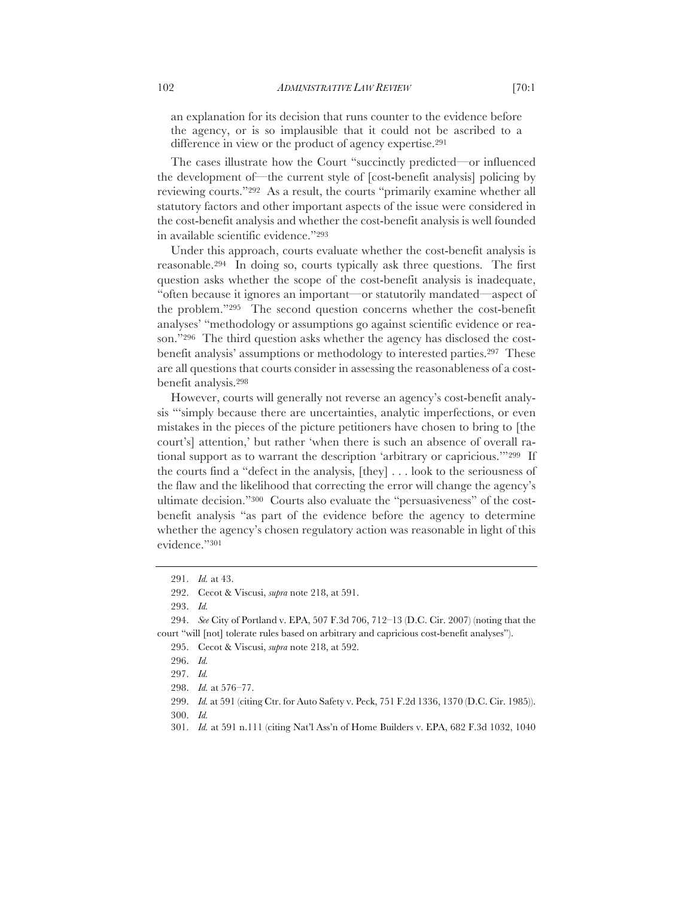an explanation for its decision that runs counter to the evidence before the agency, or is so implausible that it could not be ascribed to a difference in view or the product of agency expertise.[291]

The cases illustrate how the Court "succinctly predicted—or influenced the development of—the current style of [cost-benefit analysis] policing by reviewing courts."[292] As a result, the courts "primarily examine whether all statutory factors and other important aspects of the issue were considered in the cost-benefit analysis and whether the cost-benefit analysis is well founded in available scientific evidence."[293]

Under this approach, courts evaluate whether the cost-benefit analysis is reasonable.[294] In doing so, courts typically ask three questions. The first question asks whether the scope of the cost-benefit analysis is inadequate, "often because it ignores an important—or statutorily mandated—aspect of the problem."[295] The second question concerns whether the cost-benefit analyses' "methodology or assumptions go against scientific evidence or reason."[296] The third question asks whether the agency has disclosed the cost-benefit analysis' assumptions or methodology to interested parties.[297] These are all questions that courts consider in assessing the reasonableness of a cost-benefit analysis.[298]

However, courts will generally not reverse an agency's cost-benefit analysis "'simply because there are uncertainties, analytic imperfections, or even mistakes in the pieces of the picture petitioners have chosen to bring to [the court's] attention,' but rather 'when there is such an absence of overall rational support as to warrant the description 'arbitrary or capricious.'"[299] If the courts find a "defect in the analysis, [they] . . . look to the seriousness of the flaw and the likelihood that correcting the error will change the agency's ultimate decision."[300] Courts also evaluate the "persuasiveness" of the cost-benefit analysis "as part of the evidence before the agency to determine whether the agency's chosen regulatory action was reasonable in light of this evidence."[301]

---

291. *Id.* at 43.

292. Cecot & Viscusi, *supra* note 218, at 591.

293. *Id.*

294. *See* City of Portland v. EPA, 507 F.3d 706, 712–13 (D.C. Cir. 2007) (noting that the court "will [not] tolerate rules based on arbitrary and capricious cost-benefit analyses").

295. Cecot & Viscusi, *supra* note 218, at 592.

296. *Id.*

297. *Id.*

298. *Id.* at 576–77.

299. *Id.* at 591 (citing Ctr. for Auto Safety v. Peck, 751 F.2d 1336, 1370 (D.C. Cir. 1985)).

300. *Id.*

301. *Id.* at 591 n.111 (citing Nat'l Ass'n of Home Builders v. EPA, 682 F.3d 1032, 1040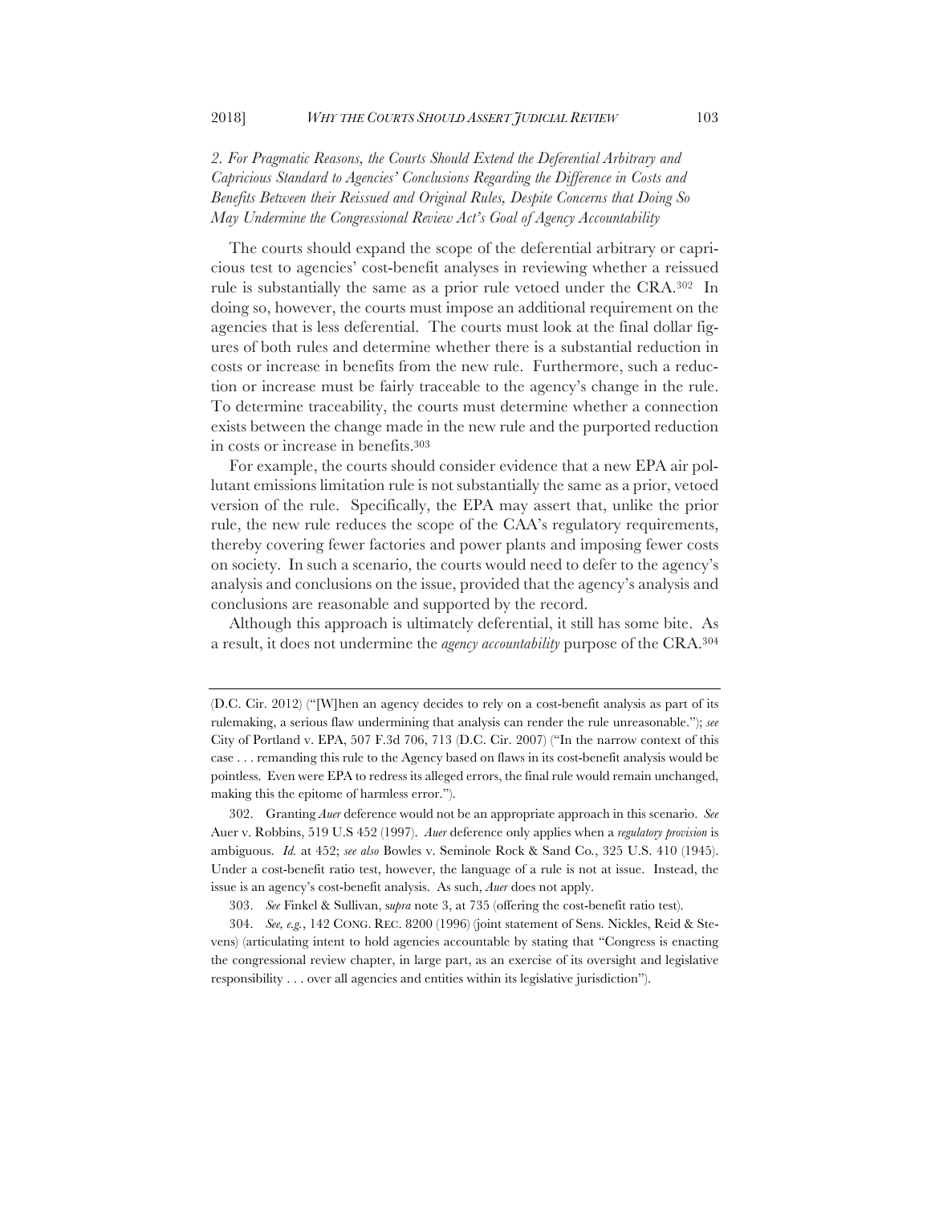*2. For Pragmatic Reasons, the Courts Should Extend the Deferential Arbitrary and Capricious Standard to Agencies' Conclusions Regarding the Difference in Costs and Benefits Between their Reissued and Original Rules, Despite Concerns that Doing So May Undermine the Congressional Review Act's Goal of Agency Accountability*

The courts should expand the scope of the deferential arbitrary or capricious test to agencies' cost-benefit analyses in reviewing whether a reissued rule is substantially the same as a prior rule vetoed under the CRA.[302] In doing so, however, the courts must impose an additional requirement on the agencies that is less deferential. The courts must look at the final dollar figures of both rules and determine whether there is a substantial reduction in costs or increase in benefits from the new rule. Furthermore, such a reduction or increase must be fairly traceable to the agency's change in the rule. To determine traceability, the courts must determine whether a connection exists between the change made in the new rule and the purported reduction in costs or increase in benefits.[303]

For example, the courts should consider evidence that a new EPA air pollutant emissions limitation rule is not substantially the same as a prior, vetoed version of the rule. Specifically, the EPA may assert that, unlike the prior rule, the new rule reduces the scope of the CAA's regulatory requirements, thereby covering fewer factories and power plants and imposing fewer costs on society. In such a scenario, the courts would need to defer to the agency's analysis and conclusions on the issue, provided that the agency's analysis and conclusions are reasonable and supported by the record.

Although this approach is ultimately deferential, it still has some bite. As a result, it does not undermine the *agency accountability* purpose of the CRA.[304]

---

(D.C. Cir. 2012) ("[W]hen an agency decides to rely on a cost-benefit analysis as part of its rulemaking, a serious flaw undermining that analysis can render the rule unreasonable."); *see* City of Portland v. EPA, 507 F.3d 706, 713 (D.C. Cir. 2007) ("In the narrow context of this case . . . remanding this rule to the Agency based on flaws in its cost-benefit analysis would be pointless. Even were EPA to redress its alleged errors, the final rule would remain unchanged, making this the epitome of harmless error.").

302. Granting *Auer* deference would not be an appropriate approach in this scenario. *See* Auer v. Robbins, 519 U.S 452 (1997). *Auer* deference only applies when a *regulatory provision* is ambiguous. *Id.* at 452; *see also* Bowles v. Seminole Rock & Sand Co., 325 U.S. 410 (1945). Under a cost-benefit ratio test, however, the language of a rule is not at issue. Instead, the issue is an agency's cost-benefit analysis. As such, *Auer* does not apply.

303. *See* Finkel & Sullivan, s*upra* note 3, at 735 (offering the cost-benefit ratio test).

304. *See, e.g.*, 142 CONG. REC. 8200 (1996) (joint statement of Sens. Nickles, Reid & Stevens) (articulating intent to hold agencies accountable by stating that "Congress is enacting the congressional review chapter, in large part, as an exercise of its oversight and legislative responsibility . . . over all agencies and entities within its legislative jurisdiction").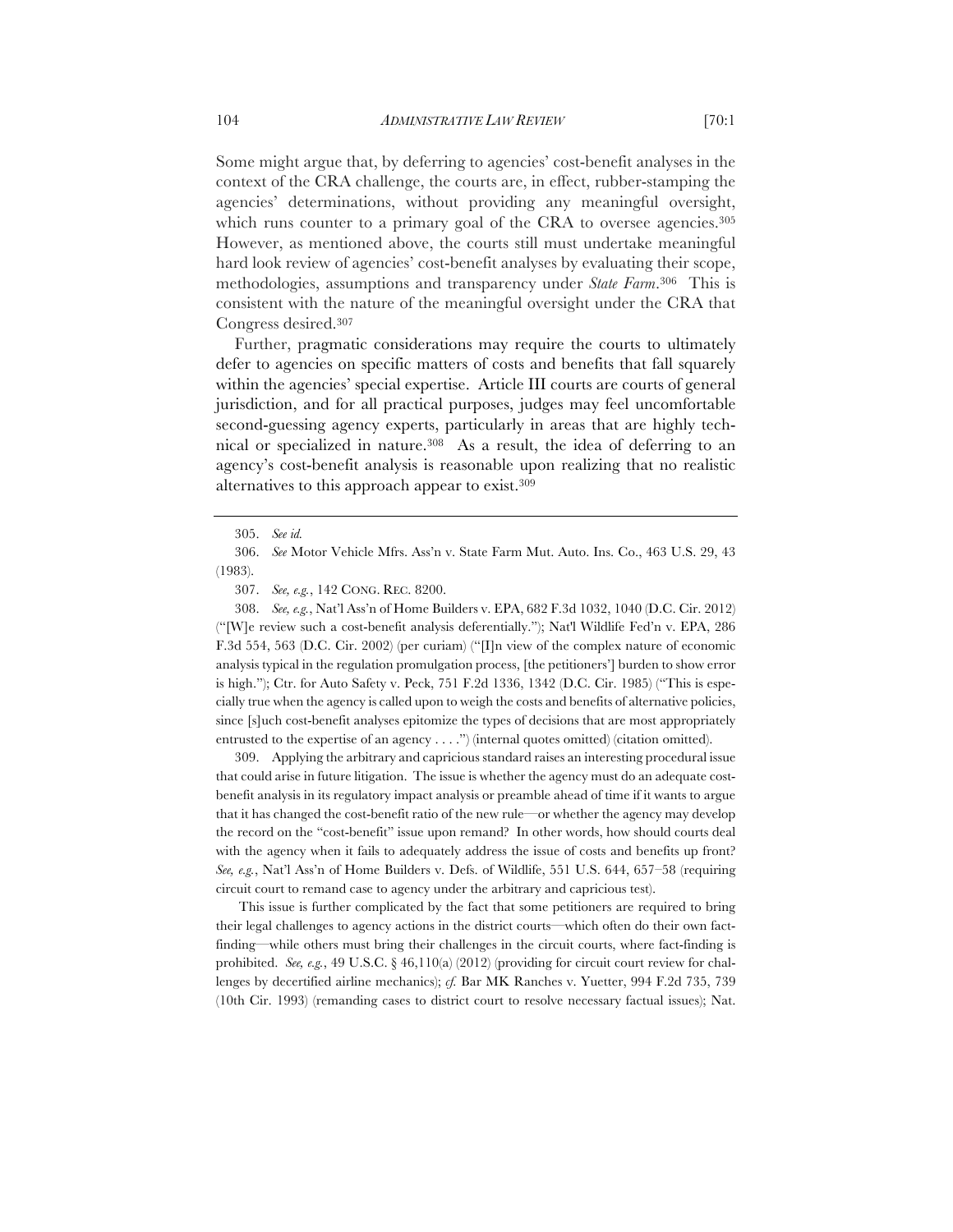Some might argue that, by deferring to agencies' cost-benefit analyses in the context of the CRA challenge, the courts are, in effect, rubber-stamping the agencies' determinations, without providing any meaningful oversight, which runs counter to a primary goal of the CRA to oversee agencies.[305] However, as mentioned above, the courts still must undertake meaningful hard look review of agencies' cost-benefit analyses by evaluating their scope, methodologies, assumptions and transparency under *State Farm*.[306] This is consistent with the nature of the meaningful oversight under the CRA that Congress desired.[307]

Further, pragmatic considerations may require the courts to ultimately defer to agencies on specific matters of costs and benefits that fall squarely within the agencies' special expertise. Article III courts are courts of general jurisdiction, and for all practical purposes, judges may feel uncomfortable second-guessing agency experts, particularly in areas that are highly technical or specialized in nature.[308] As a result, the idea of deferring to an agency's cost-benefit analysis is reasonable upon realizing that no realistic alternatives to this approach appear to exist.[309]

---

305. *See id.*

306. *See* Motor Vehicle Mfrs. Ass'n v. State Farm Mut. Auto. Ins. Co., 463 U.S. 29, 43 (1983).

307. *See, e.g.*, 142 CONG. REC. 8200.

308. *See, e.g.*, Nat'l Ass'n of Home Builders v. EPA, 682 F.3d 1032, 1040 (D.C. Cir. 2012) ("[W]e review such a cost-benefit analysis deferentially."); Nat'l Wildlife Fed'n v. EPA, 286 F.3d 554, 563 (D.C. Cir. 2002) (per curiam) ("[I]n view of the complex nature of economic analysis typical in the regulation promulgation process, [the petitioners'] burden to show error is high."); Ctr. for Auto Safety v. Peck, 751 F.2d 1336, 1342 (D.C. Cir. 1985) ("This is especially true when the agency is called upon to weigh the costs and benefits of alternative policies, since [s]uch cost-benefit analyses epitomize the types of decisions that are most appropriately entrusted to the expertise of an agency . . . .") (internal quotes omitted) (citation omitted).

309. Applying the arbitrary and capricious standard raises an interesting procedural issue that could arise in future litigation. The issue is whether the agency must do an adequate cost-benefit analysis in its regulatory impact analysis or preamble ahead of time if it wants to argue that it has changed the cost-benefit ratio of the new rule—or whether the agency may develop the record on the "cost-benefit" issue upon remand? In other words, how should courts deal with the agency when it fails to adequately address the issue of costs and benefits up front? *See, e.g.*, Nat'l Ass'n of Home Builders v. Defs. of Wildlife, 551 U.S. 644, 657–58 (requiring circuit court to remand case to agency under the arbitrary and capricious test).

This issue is further complicated by the fact that some petitioners are required to bring their legal challenges to agency actions in the district courts—which often do their own fact-finding—while others must bring their challenges in the circuit courts, where fact-finding is prohibited. *See, e.g.*, 49 U.S.C. § 46,110(a) (2012) (providing for circuit court review for challenges by decertified airline mechanics); *cf.* Bar MK Ranches v. Yuetter, 994 F.2d 735, 739 (10th Cir. 1993) (remanding cases to district court to resolve necessary factual issues); Nat.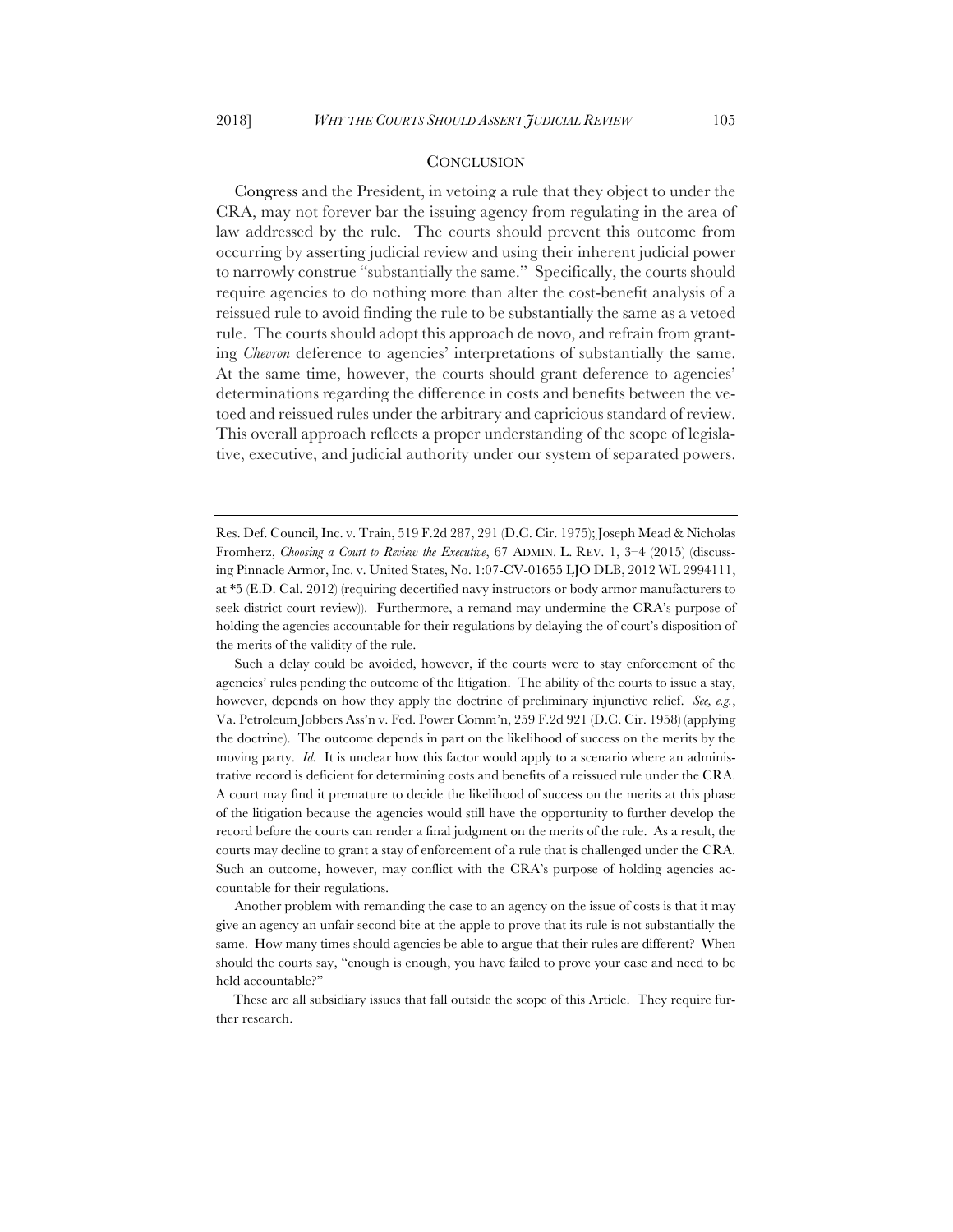## CONCLUSION

Congress and the President, in vetoing a rule that they object to under the CRA, may not forever bar the issuing agency from regulating in the area of law addressed by the rule. The courts should prevent this outcome from occurring by asserting judicial review and using their inherent judicial power to narrowly construe "substantially the same." Specifically, the courts should require agencies to do nothing more than alter the cost-benefit analysis of a reissued rule to avoid finding the rule to be substantially the same as a vetoed rule. The courts should adopt this approach de novo, and refrain from granting *Chevron* deference to agencies' interpretations of substantially the same. At the same time, however, the courts should grant deference to agencies' determinations regarding the difference in costs and benefits between the vetoed and reissued rules under the arbitrary and capricious standard of review. This overall approach reflects a proper understanding of the scope of legislative, executive, and judicial authority under our system of separated powers.

---

Res. Def. Council, Inc. v. Train, 519 F.2d 287, 291 (D.C. Cir. 1975); Joseph Mead & Nicholas Fromherz, *Choosing a Court to Review the Executive*, 67 ADMIN. L. REV. 1, 3–4 (2015) (discussing Pinnacle Armor, Inc. v. United States, No. 1:07-CV-01655 LJO DLB, 2012 WL 2994111, at *5 (E.D. Cal. 2012) (requiring decertified navy instructors or body armor manufacturers to seek district court review)). Furthermore, a remand may undermine the CRA's purpose of holding the agencies accountable for their regulations by delaying the of court's disposition of the merits of the validity of the rule.

Such a delay could be avoided, however, if the courts were to stay enforcement of the agencies' rules pending the outcome of the litigation. The ability of the courts to issue a stay, however, depends on how they apply the doctrine of preliminary injunctive relief. *See, e.g.*, Va. Petroleum Jobbers Ass'n v. Fed. Power Comm'n, 259 F.2d 921 (D.C. Cir. 1958) (applying the doctrine). The outcome depends in part on the likelihood of success on the merits by the moving party. *Id.* It is unclear how this factor would apply to a scenario where an administrative record is deficient for determining costs and benefits of a reissued rule under the CRA. A court may find it premature to decide the likelihood of success on the merits at this phase of the litigation because the agencies would still have the opportunity to further develop the record before the courts can render a final judgment on the merits of the rule. As a result, the courts may decline to grant a stay of enforcement of a rule that is challenged under the CRA. Such an outcome, however, may conflict with the CRA's purpose of holding agencies accountable for their regulations.

Another problem with remanding the case to an agency on the issue of costs is that it may give an agency an unfair second bite at the apple to prove that its rule is not substantially the same. How many times should agencies be able to argue that their rules are different? When should the courts say, "enough is enough, you have failed to prove your case and need to be held accountable?"

These are all subsidiary issues that fall outside the scope of this Article. They require further research.